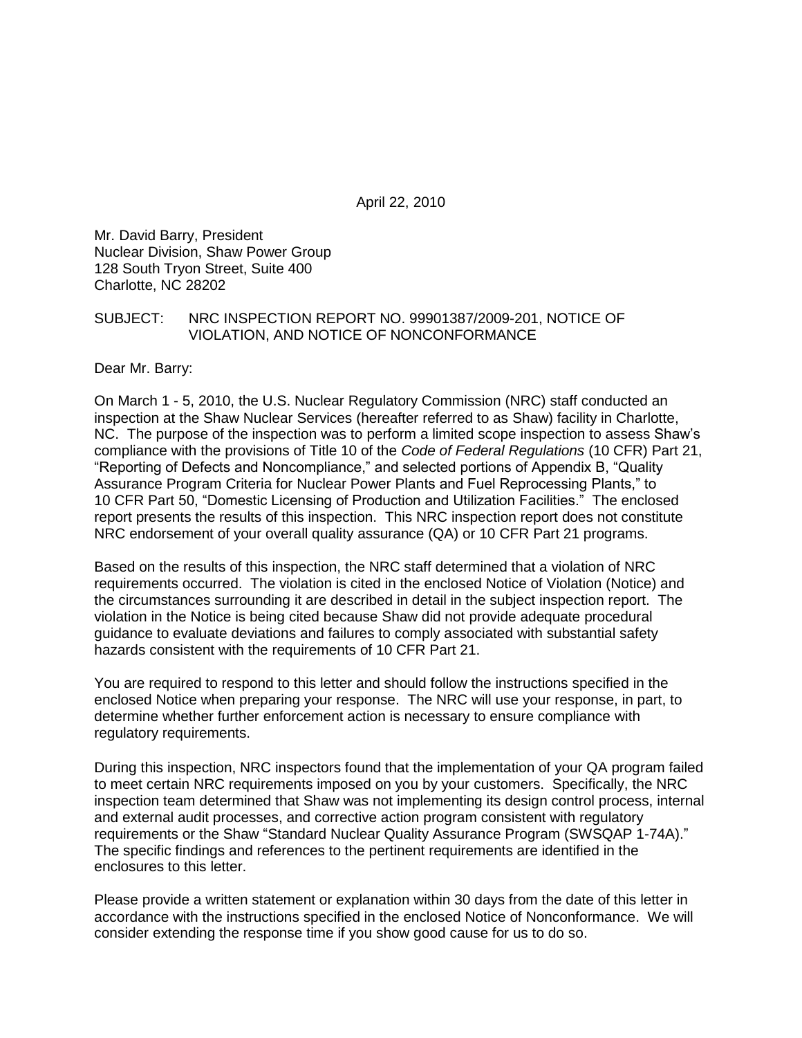April 22, 2010

Mr. David Barry, President
Nuclear Division, Shaw Power Group
128 South Tryon Street, Suite 400
Charlotte, NC 28202

SUBJECT: NRC INSPECTION REPORT NO. 99901387/2009-201, NOTICE OF VIOLATION, AND NOTICE OF NONCONFORMANCE

Dear Mr. Barry:

On March 1 - 5, 2010, the U.S. Nuclear Regulatory Commission (NRC) staff conducted an inspection at the Shaw Nuclear Services (hereafter referred to as Shaw) facility in Charlotte, NC. The purpose of the inspection was to perform a limited scope inspection to assess Shaw's compliance with the provisions of Title 10 of the *Code of Federal Regulations* (10 CFR) Part 21, "Reporting of Defects and Noncompliance," and selected portions of Appendix B, "Quality Assurance Program Criteria for Nuclear Power Plants and Fuel Reprocessing Plants," to 10 CFR Part 50, "Domestic Licensing of Production and Utilization Facilities." The enclosed report presents the results of this inspection. This NRC inspection report does not constitute NRC endorsement of your overall quality assurance (QA) or 10 CFR Part 21 programs.

Based on the results of this inspection, the NRC staff determined that a violation of NRC requirements occurred. The violation is cited in the enclosed Notice of Violation (Notice) and the circumstances surrounding it are described in detail in the subject inspection report. The violation in the Notice is being cited because Shaw did not provide adequate procedural guidance to evaluate deviations and failures to comply associated with substantial safety hazards consistent with the requirements of 10 CFR Part 21.

You are required to respond to this letter and should follow the instructions specified in the enclosed Notice when preparing your response. The NRC will use your response, in part, to determine whether further enforcement action is necessary to ensure compliance with regulatory requirements.

During this inspection, NRC inspectors found that the implementation of your QA program failed to meet certain NRC requirements imposed on you by your customers. Specifically, the NRC inspection team determined that Shaw was not implementing its design control process, internal and external audit processes, and corrective action program consistent with regulatory requirements or the Shaw "Standard Nuclear Quality Assurance Program (SWSQAP 1-74A)." The specific findings and references to the pertinent requirements are identified in the enclosures to this letter.

Please provide a written statement or explanation within 30 days from the date of this letter in accordance with the instructions specified in the enclosed Notice of Nonconformance. We will consider extending the response time if you show good cause for us to do so.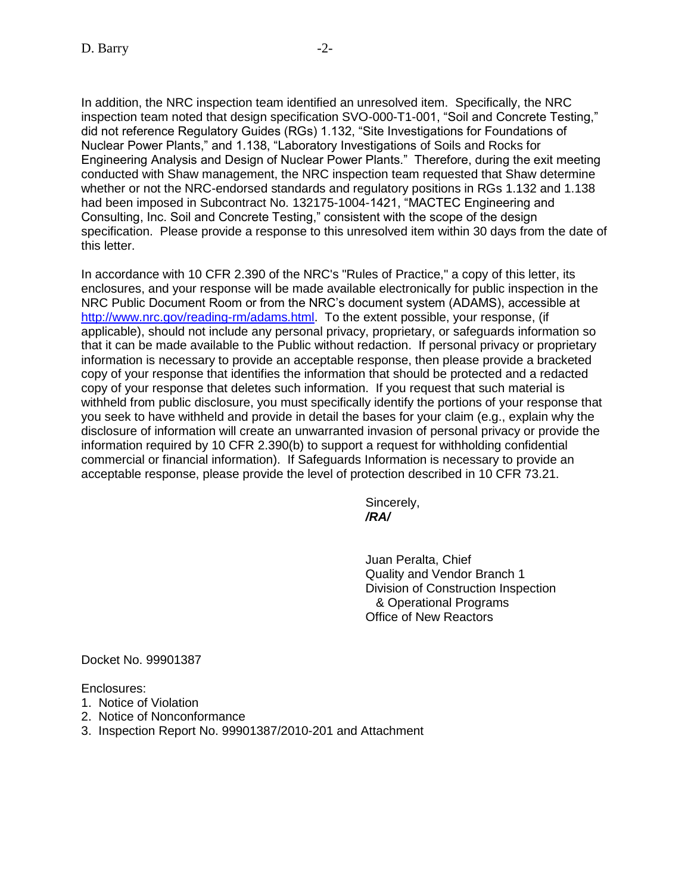In addition, the NRC inspection team identified an unresolved item. Specifically, the NRC inspection team noted that design specification SVO-000-T1-001, "Soil and Concrete Testing," did not reference Regulatory Guides (RGs) 1.132, "Site Investigations for Foundations of Nuclear Power Plants," and 1.138, "Laboratory Investigations of Soils and Rocks for Engineering Analysis and Design of Nuclear Power Plants." Therefore, during the exit meeting conducted with Shaw management, the NRC inspection team requested that Shaw determine whether or not the NRC-endorsed standards and regulatory positions in RGs 1.132 and 1.138 had been imposed in Subcontract No. 132175-1004-1421, "MACTEC Engineering and Consulting, Inc. Soil and Concrete Testing," consistent with the scope of the design specification. Please provide a response to this unresolved item within 30 days from the date of this letter.

In accordance with 10 CFR 2.390 of the NRC's "Rules of Practice," a copy of this letter, its enclosures, and your response will be made available electronically for public inspection in the NRC Public Document Room or from the NRC's document system (ADAMS), accessible at http://www.nrc.gov/reading-rm/adams.html. To the extent possible, your response, (if applicable), should not include any personal privacy, proprietary, or safeguards information so that it can be made available to the Public without redaction. If personal privacy or proprietary information is necessary to provide an acceptable response, then please provide a bracketed copy of your response that identifies the information that should be protected and a redacted copy of your response that deletes such information. If you request that such material is withheld from public disclosure, you must specifically identify the portions of your response that you seek to have withheld and provide in detail the bases for your claim (e.g., explain why the disclosure of information will create an unwarranted invasion of personal privacy or provide the information required by 10 CFR 2.390(b) to support a request for withholding confidential commercial or financial information). If Safeguards Information is necessary to provide an acceptable response, please provide the level of protection described in 10 CFR 73.21.

Sincerely,
***/RA/***

Juan Peralta, Chief
Quality and Vendor Branch 1
Division of Construction Inspection
& Operational Programs
Office of New Reactors

Docket No. 99901387

Enclosures:
1. Notice of Violation
2. Notice of Nonconformance
3. Inspection Report No. 99901387/2010-201 and Attachment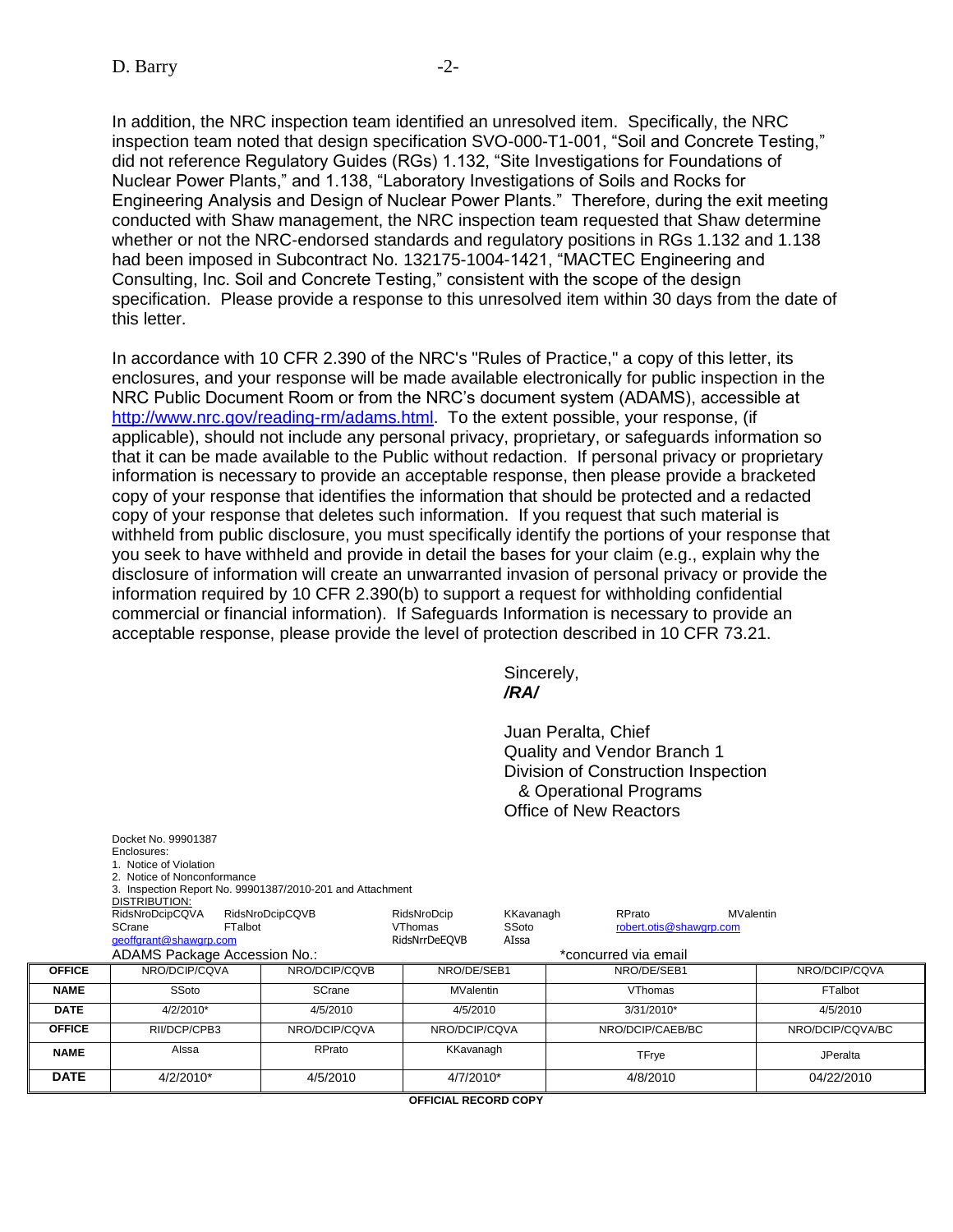In addition, the NRC inspection team identified an unresolved item. Specifically, the NRC inspection team noted that design specification SVO-000-T1-001, "Soil and Concrete Testing," did not reference Regulatory Guides (RGs) 1.132, "Site Investigations for Foundations of Nuclear Power Plants," and 1.138, "Laboratory Investigations of Soils and Rocks for Engineering Analysis and Design of Nuclear Power Plants." Therefore, during the exit meeting conducted with Shaw management, the NRC inspection team requested that Shaw determine whether or not the NRC-endorsed standards and regulatory positions in RGs 1.132 and 1.138 had been imposed in Subcontract No. 132175-1004-1421, "MACTEC Engineering and Consulting, Inc. Soil and Concrete Testing," consistent with the scope of the design specification. Please provide a response to this unresolved item within 30 days from the date of this letter.

In accordance with 10 CFR 2.390 of the NRC's "Rules of Practice," a copy of this letter, its enclosures, and your response will be made available electronically for public inspection in the NRC Public Document Room or from the NRC's document system (ADAMS), accessible at http://www.nrc.gov/reading-rm/adams.html. To the extent possible, your response, (if applicable), should not include any personal privacy, proprietary, or safeguards information so that it can be made available to the Public without redaction. If personal privacy or proprietary information is necessary to provide an acceptable response, then please provide a bracketed copy of your response that identifies the information that should be protected and a redacted copy of your response that deletes such information. If you request that such material is withheld from public disclosure, you must specifically identify the portions of your response that you seek to have withheld and provide in detail the bases for your claim (e.g., explain why the disclosure of information will create an unwarranted invasion of personal privacy or provide the information required by 10 CFR 2.390(b) to support a request for withholding confidential commercial or financial information). If Safeguards Information is necessary to provide an acceptable response, please provide the level of protection described in 10 CFR 73.21.

Sincerely,
***/RA/***

Juan Peralta, Chief
Quality and Vendor Branch 1
Division of Construction Inspection
& Operational Programs
Office of New Reactors

Docket No. 99901387
Enclosures:
1. Notice of Violation
2. Notice of Nonconformance
3. Inspection Report No. 99901387/2010-201 and Attachment

DISTRIBUTION:
RidsNroDcipCQVA RidsNroDcipCQVB RidsNroDcip KKavanagh RPrato MValentin
SCrane FTalbot VThomas SSoto robert.otis@shawgrp.com
geoffgrant@shawgrp.com RidsNrrDeEQVB AIssa

ADAMS Package Accession No.: *concurred via email

| OFFICE | NRO/DCIP/CQVA | NRO/DCIP/CQVB | NRO/DE/SEB1 | NRO/DE/SEB1 | NRO/DCIP/CQVA |
|---|---|---|---|---|---|
| NAME | SSoto | SCrane | MValentin | VThomas | FTalbot |
| DATE | 4/2/2010* | 4/5/2010 | 4/5/2010 | 3/31/2010* | 4/5/2010 |
| OFFICE | RII/DCP/CPB3 | NRO/DCIP/CQVA | NRO/DCIP/CQVA | NRO/DCIP/CAEB/BC | NRO/DCIP/CQVA/BC |
| NAME | AIssa | RPrato | KKavanagh | TFrye | JPeralta |
| DATE | 4/2/2010* | 4/5/2010 | 4/7/2010* | 4/8/2010 | 04/22/2010 |

**OFFICIAL RECORD COPY**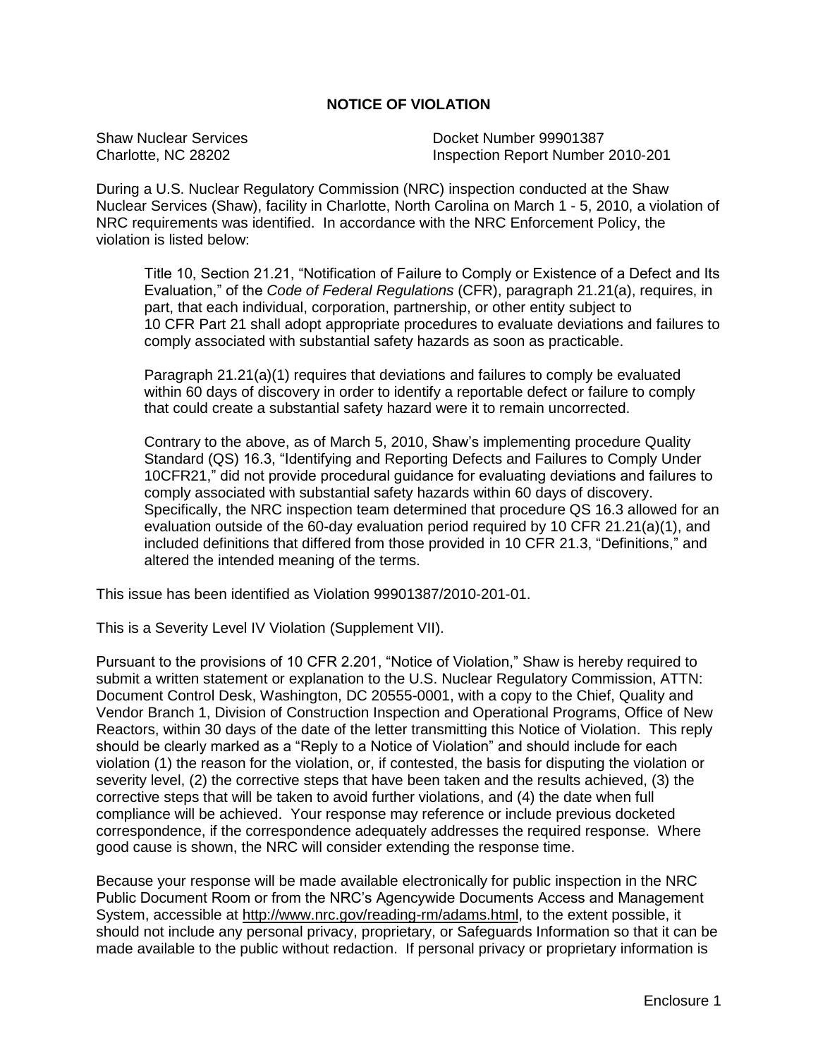# NOTICE OF VIOLATION

Shaw Nuclear Services
Charlotte, NC 28202

Docket Number 99901387
Inspection Report Number 2010-201

During a U.S. Nuclear Regulatory Commission (NRC) inspection conducted at the Shaw Nuclear Services (Shaw), facility in Charlotte, North Carolina on March 1 - 5, 2010, a violation of NRC requirements was identified. In accordance with the NRC Enforcement Policy, the violation is listed below:

> Title 10, Section 21.21, "Notification of Failure to Comply or Existence of a Defect and Its Evaluation," of the *Code of Federal Regulations* (CFR), paragraph 21.21(a), requires, in part, that each individual, corporation, partnership, or other entity subject to 10 CFR Part 21 shall adopt appropriate procedures to evaluate deviations and failures to comply associated with substantial safety hazards as soon as practicable.
>
> Paragraph 21.21(a)(1) requires that deviations and failures to comply be evaluated within 60 days of discovery in order to identify a reportable defect or failure to comply that could create a substantial safety hazard were it to remain uncorrected.
>
> Contrary to the above, as of March 5, 2010, Shaw's implementing procedure Quality Standard (QS) 16.3, "Identifying and Reporting Defects and Failures to Comply Under 10CFR21," did not provide procedural guidance for evaluating deviations and failures to comply associated with substantial safety hazards within 60 days of discovery. Specifically, the NRC inspection team determined that procedure QS 16.3 allowed for an evaluation outside of the 60-day evaluation period required by 10 CFR 21.21(a)(1), and included definitions that differed from those provided in 10 CFR 21.3, "Definitions," and altered the intended meaning of the terms.

This issue has been identified as Violation 99901387/2010-201-01.

This is a Severity Level IV Violation (Supplement VII).

Pursuant to the provisions of 10 CFR 2.201, "Notice of Violation," Shaw is hereby required to submit a written statement or explanation to the U.S. Nuclear Regulatory Commission, ATTN: Document Control Desk, Washington, DC 20555-0001, with a copy to the Chief, Quality and Vendor Branch 1, Division of Construction Inspection and Operational Programs, Office of New Reactors, within 30 days of the date of the letter transmitting this Notice of Violation. This reply should be clearly marked as a "Reply to a Notice of Violation" and should include for each violation (1) the reason for the violation, or, if contested, the basis for disputing the violation or severity level, (2) the corrective steps that have been taken and the results achieved, (3) the corrective steps that will be taken to avoid further violations, and (4) the date when full compliance will be achieved. Your response may reference or include previous docketed correspondence, if the correspondence adequately addresses the required response. Where good cause is shown, the NRC will consider extending the response time.

Because your response will be made available electronically for public inspection in the NRC Public Document Room or from the NRC's Agencywide Documents Access and Management System, accessible at http://www.nrc.gov/reading-rm/adams.html, to the extent possible, it should not include any personal privacy, proprietary, or Safeguards Information so that it can be made available to the public without redaction. If personal privacy or proprietary information is

Enclosure 1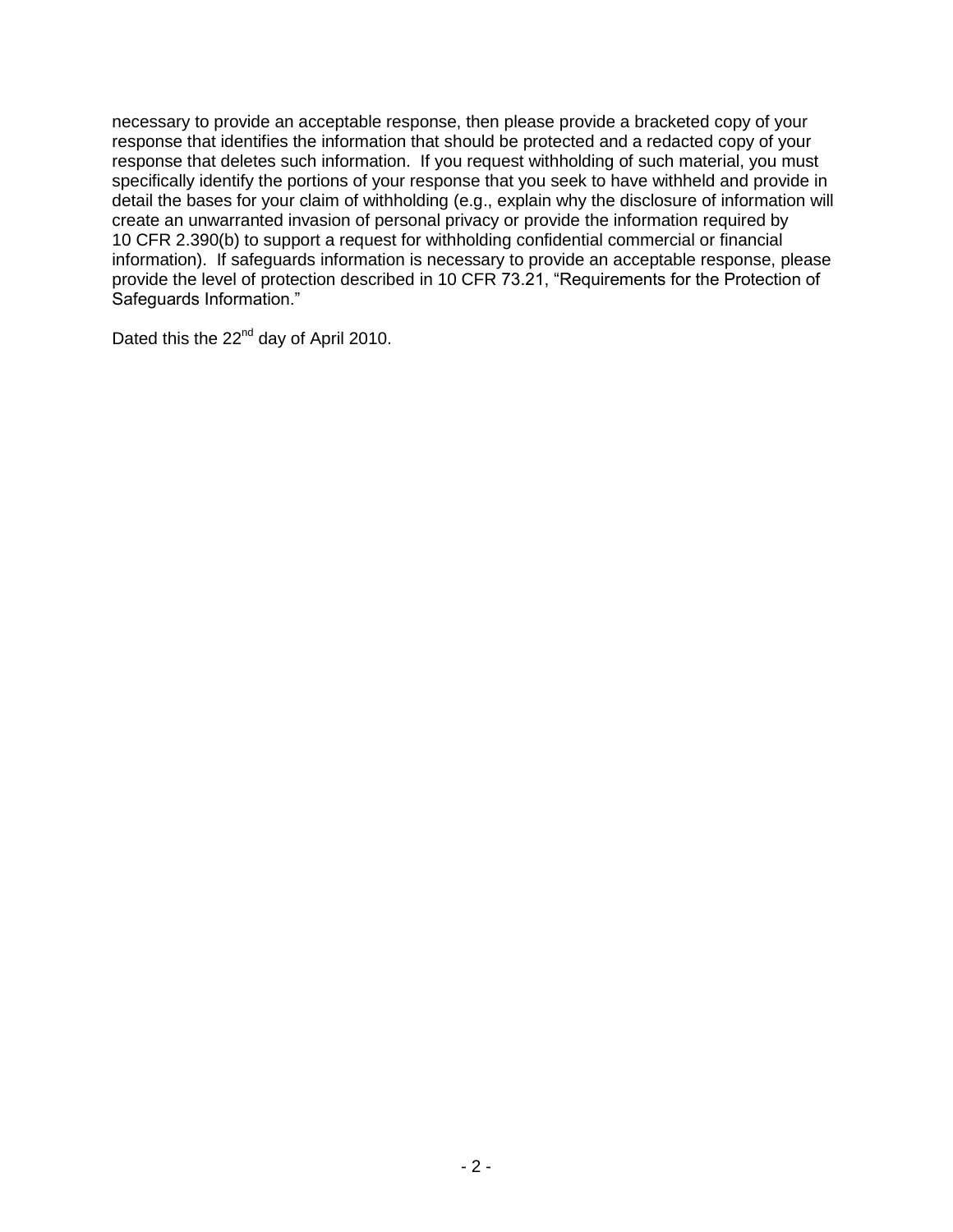necessary to provide an acceptable response, then please provide a bracketed copy of your response that identifies the information that should be protected and a redacted copy of your response that deletes such information. If you request withholding of such material, you must specifically identify the portions of your response that you seek to have withheld and provide in detail the bases for your claim of withholding (e.g., explain why the disclosure of information will create an unwarranted invasion of personal privacy or provide the information required by 10 CFR 2.390(b) to support a request for withholding confidential commercial or financial information). If safeguards information is necessary to provide an acceptable response, please provide the level of protection described in 10 CFR 73.21, "Requirements for the Protection of Safeguards Information."

Dated this the 22nd day of April 2010.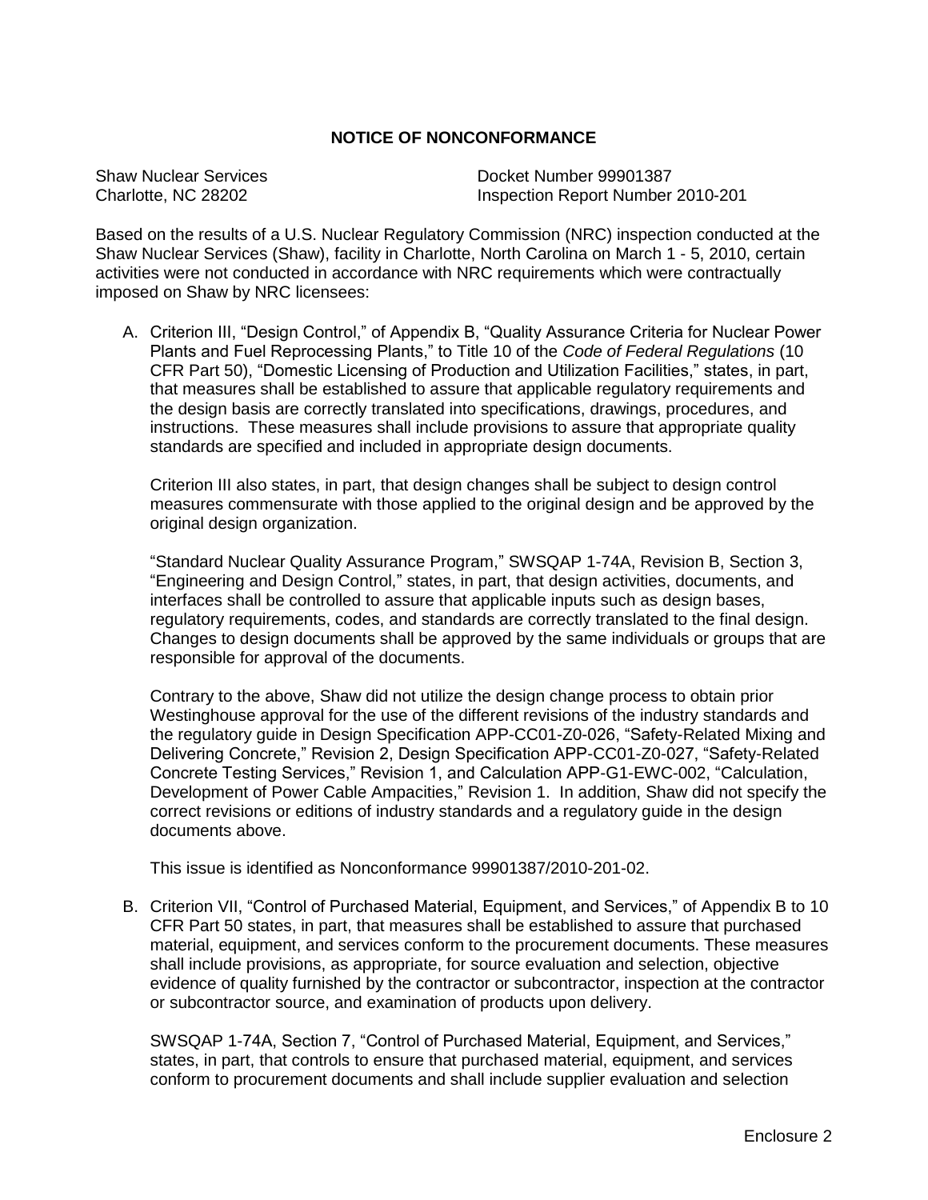## NOTICE OF NONCONFORMANCE

Shaw Nuclear Services
Charlotte, NC 28202

Docket Number 99901387
Inspection Report Number 2010-201

Based on the results of a U.S. Nuclear Regulatory Commission (NRC) inspection conducted at the Shaw Nuclear Services (Shaw), facility in Charlotte, North Carolina on March 1 - 5, 2010, certain activities were not conducted in accordance with NRC requirements which were contractually imposed on Shaw by NRC licensees:

A. Criterion III, "Design Control," of Appendix B, "Quality Assurance Criteria for Nuclear Power Plants and Fuel Reprocessing Plants," to Title 10 of the *Code of Federal Regulations* (10 CFR Part 50), "Domestic Licensing of Production and Utilization Facilities," states, in part, that measures shall be established to assure that applicable regulatory requirements and the design basis are correctly translated into specifications, drawings, procedures, and instructions. These measures shall include provisions to assure that appropriate quality standards are specified and included in appropriate design documents.

   Criterion III also states, in part, that design changes shall be subject to design control measures commensurate with those applied to the original design and be approved by the original design organization.

   "Standard Nuclear Quality Assurance Program," SWSQAP 1-74A, Revision B, Section 3, "Engineering and Design Control," states, in part, that design activities, documents, and interfaces shall be controlled to assure that applicable inputs such as design bases, regulatory requirements, codes, and standards are correctly translated to the final design. Changes to design documents shall be approved by the same individuals or groups that are responsible for approval of the documents.

   Contrary to the above, Shaw did not utilize the design change process to obtain prior Westinghouse approval for the use of the different revisions of the industry standards and the regulatory guide in Design Specification APP-CC01-Z0-026, "Safety-Related Mixing and Delivering Concrete," Revision 2, Design Specification APP-CC01-Z0-027, "Safety-Related Concrete Testing Services," Revision 1, and Calculation APP-G1-EWC-002, "Calculation, Development of Power Cable Ampacities," Revision 1. In addition, Shaw did not specify the correct revisions or editions of industry standards and a regulatory guide in the design documents above.

   This issue is identified as Nonconformance 99901387/2010-201-02.

B. Criterion VII, "Control of Purchased Material, Equipment, and Services," of Appendix B to 10 CFR Part 50 states, in part, that measures shall be established to assure that purchased material, equipment, and services conform to the procurement documents. These measures shall include provisions, as appropriate, for source evaluation and selection, objective evidence of quality furnished by the contractor or subcontractor, inspection at the contractor or subcontractor source, and examination of products upon delivery.

   SWSQAP 1-74A, Section 7, "Control of Purchased Material, Equipment, and Services," states, in part, that controls to ensure that purchased material, equipment, and services conform to procurement documents and shall include supplier evaluation and selection

Enclosure 2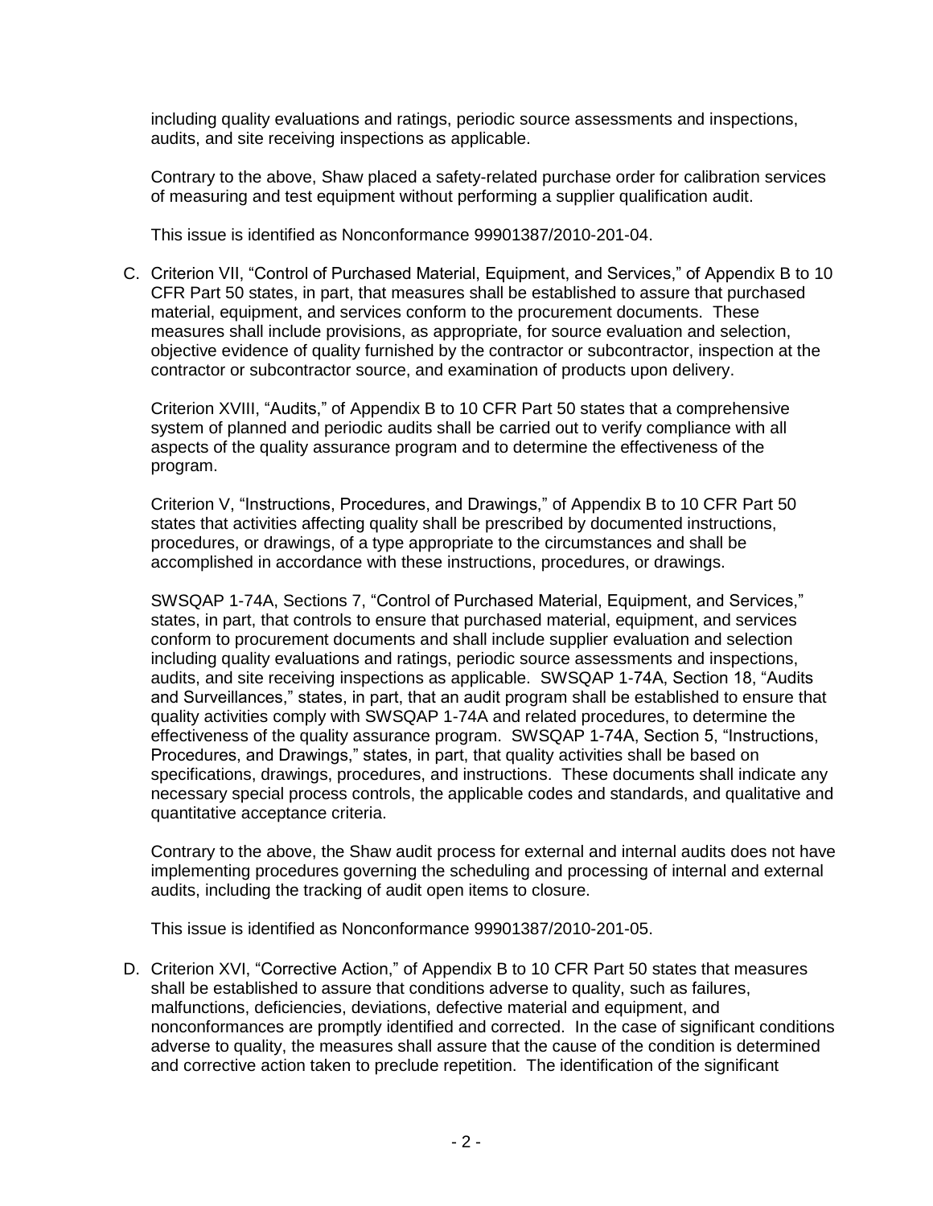including quality evaluations and ratings, periodic source assessments and inspections, audits, and site receiving inspections as applicable.

Contrary to the above, Shaw placed a safety-related purchase order for calibration services of measuring and test equipment without performing a supplier qualification audit.

This issue is identified as Nonconformance 99901387/2010-201-04.

C. Criterion VII, "Control of Purchased Material, Equipment, and Services," of Appendix B to 10 CFR Part 50 states, in part, that measures shall be established to assure that purchased material, equipment, and services conform to the procurement documents. These measures shall include provisions, as appropriate, for source evaluation and selection, objective evidence of quality furnished by the contractor or subcontractor, inspection at the contractor or subcontractor source, and examination of products upon delivery.

   Criterion XVIII, "Audits," of Appendix B to 10 CFR Part 50 states that a comprehensive system of planned and periodic audits shall be carried out to verify compliance with all aspects of the quality assurance program and to determine the effectiveness of the program.

   Criterion V, "Instructions, Procedures, and Drawings," of Appendix B to 10 CFR Part 50 states that activities affecting quality shall be prescribed by documented instructions, procedures, or drawings, of a type appropriate to the circumstances and shall be accomplished in accordance with these instructions, procedures, or drawings.

   SWSQAP 1-74A, Sections 7, "Control of Purchased Material, Equipment, and Services," states, in part, that controls to ensure that purchased material, equipment, and services conform to procurement documents and shall include supplier evaluation and selection including quality evaluations and ratings, periodic source assessments and inspections, audits, and site receiving inspections as applicable. SWSQAP 1-74A, Section 18, "Audits and Surveillances," states, in part, that an audit program shall be established to ensure that quality activities comply with SWSQAP 1-74A and related procedures, to determine the effectiveness of the quality assurance program. SWSQAP 1-74A, Section 5, "Instructions, Procedures, and Drawings," states, in part, that quality activities shall be based on specifications, drawings, procedures, and instructions. These documents shall indicate any necessary special process controls, the applicable codes and standards, and qualitative and quantitative acceptance criteria.

   Contrary to the above, the Shaw audit process for external and internal audits does not have implementing procedures governing the scheduling and processing of internal and external audits, including the tracking of audit open items to closure.

   This issue is identified as Nonconformance 99901387/2010-201-05.

D. Criterion XVI, "Corrective Action," of Appendix B to 10 CFR Part 50 states that measures shall be established to assure that conditions adverse to quality, such as failures, malfunctions, deficiencies, deviations, defective material and equipment, and nonconformances are promptly identified and corrected. In the case of significant conditions adverse to quality, the measures shall assure that the cause of the condition is determined and corrective action taken to preclude repetition. The identification of the significant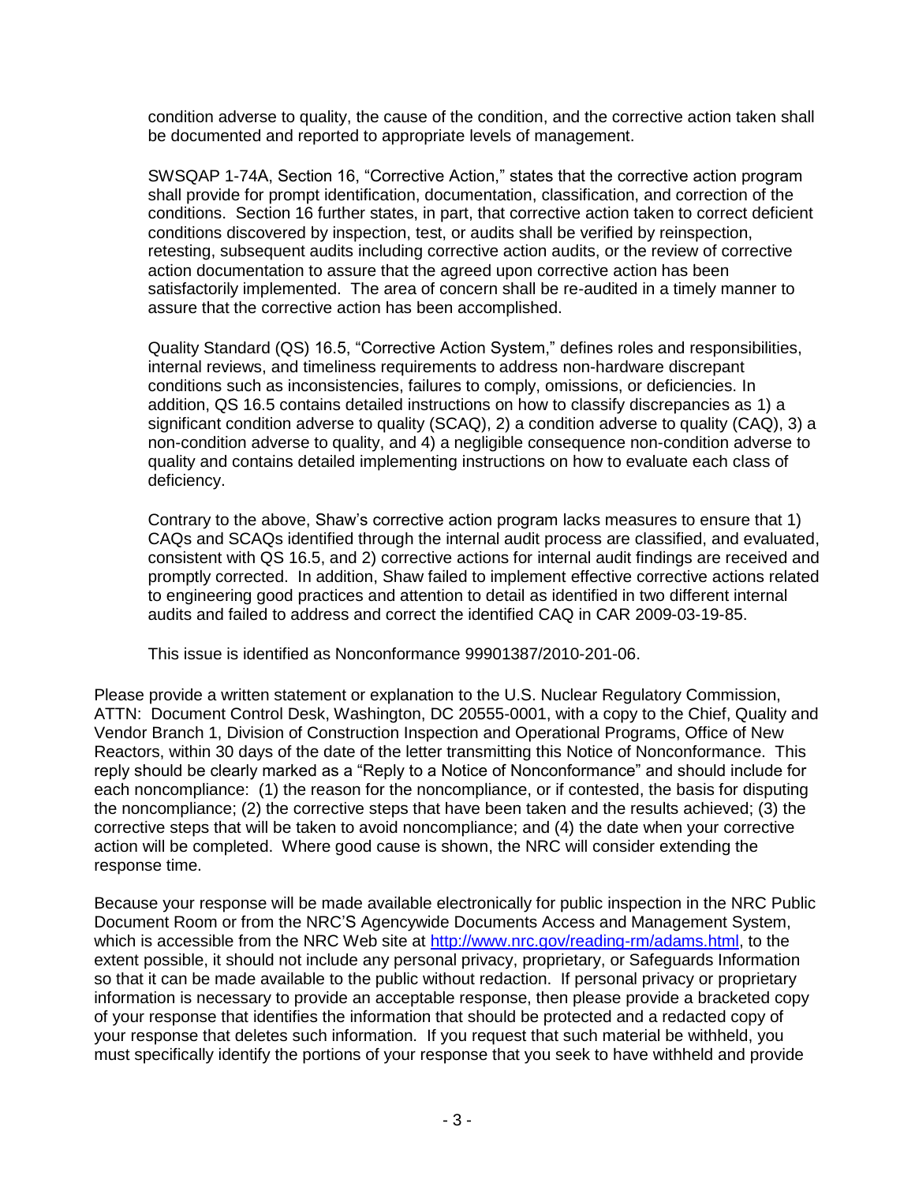condition adverse to quality, the cause of the condition, and the corrective action taken shall be documented and reported to appropriate levels of management.

SWSQAP 1-74A, Section 16, "Corrective Action," states that the corrective action program shall provide for prompt identification, documentation, classification, and correction of the conditions. Section 16 further states, in part, that corrective action taken to correct deficient conditions discovered by inspection, test, or audits shall be verified by reinspection, retesting, subsequent audits including corrective action audits, or the review of corrective action documentation to assure that the agreed upon corrective action has been satisfactorily implemented. The area of concern shall be re-audited in a timely manner to assure that the corrective action has been accomplished.

Quality Standard (QS) 16.5, "Corrective Action System," defines roles and responsibilities, internal reviews, and timeliness requirements to address non-hardware discrepant conditions such as inconsistencies, failures to comply, omissions, or deficiencies. In addition, QS 16.5 contains detailed instructions on how to classify discrepancies as 1) a significant condition adverse to quality (SCAQ), 2) a condition adverse to quality (CAQ), 3) a non-condition adverse to quality, and 4) a negligible consequence non-condition adverse to quality and contains detailed implementing instructions on how to evaluate each class of deficiency.

Contrary to the above, Shaw's corrective action program lacks measures to ensure that 1) CAQs and SCAQs identified through the internal audit process are classified, and evaluated, consistent with QS 16.5, and 2) corrective actions for internal audit findings are received and promptly corrected. In addition, Shaw failed to implement effective corrective actions related to engineering good practices and attention to detail as identified in two different internal audits and failed to address and correct the identified CAQ in CAR 2009-03-19-85.

This issue is identified as Nonconformance 99901387/2010-201-06.

Please provide a written statement or explanation to the U.S. Nuclear Regulatory Commission, ATTN: Document Control Desk, Washington, DC 20555-0001, with a copy to the Chief, Quality and Vendor Branch 1, Division of Construction Inspection and Operational Programs, Office of New Reactors, within 30 days of the date of the letter transmitting this Notice of Nonconformance. This reply should be clearly marked as a "Reply to a Notice of Nonconformance" and should include for each noncompliance: (1) the reason for the noncompliance, or if contested, the basis for disputing the noncompliance; (2) the corrective steps that have been taken and the results achieved; (3) the corrective steps that will be taken to avoid noncompliance; and (4) the date when your corrective action will be completed. Where good cause is shown, the NRC will consider extending the response time.

Because your response will be made available electronically for public inspection in the NRC Public Document Room or from the NRC'S Agencywide Documents Access and Management System, which is accessible from the NRC Web site at http://www.nrc.gov/reading-rm/adams.html, to the extent possible, it should not include any personal privacy, proprietary, or Safeguards Information so that it can be made available to the public without redaction. If personal privacy or proprietary information is necessary to provide an acceptable response, then please provide a bracketed copy of your response that identifies the information that should be protected and a redacted copy of your response that deletes such information. If you request that such material be withheld, you must specifically identify the portions of your response that you seek to have withheld and provide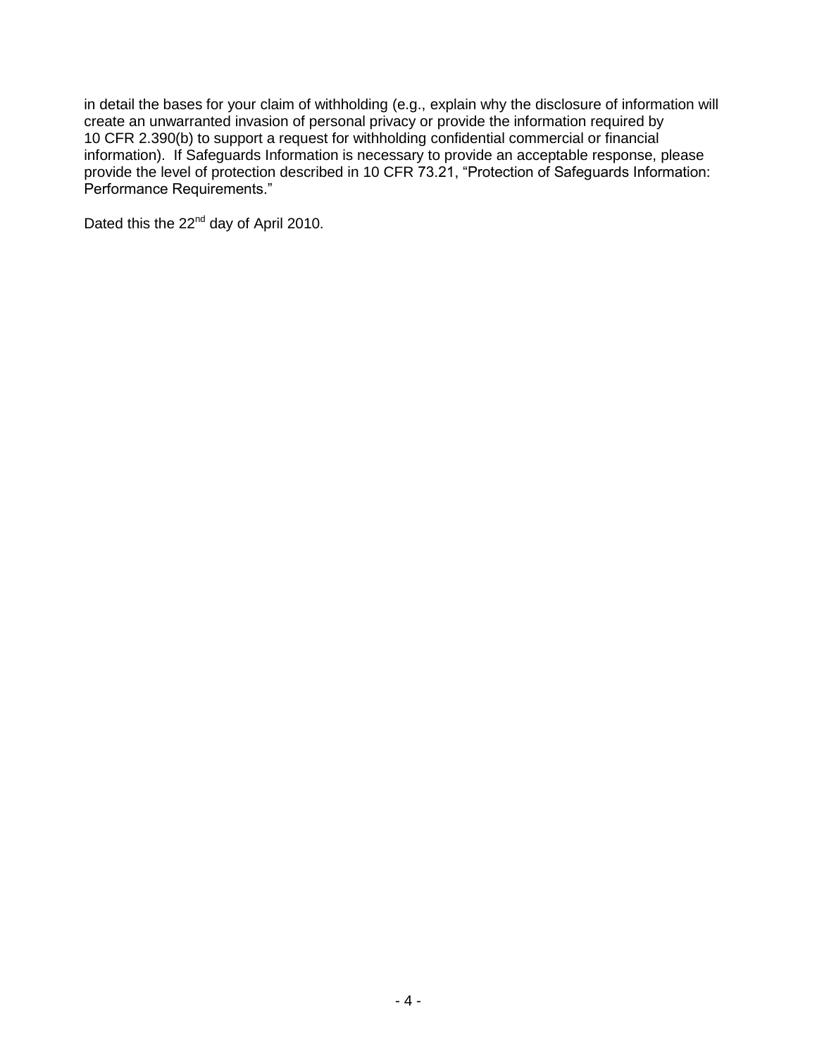in detail the bases for your claim of withholding (e.g., explain why the disclosure of information will create an unwarranted invasion of personal privacy or provide the information required by 10 CFR 2.390(b) to support a request for withholding confidential commercial or financial information). If Safeguards Information is necessary to provide an acceptable response, please provide the level of protection described in 10 CFR 73.21, "Protection of Safeguards Information: Performance Requirements."

Dated this the 22nd day of April 2010.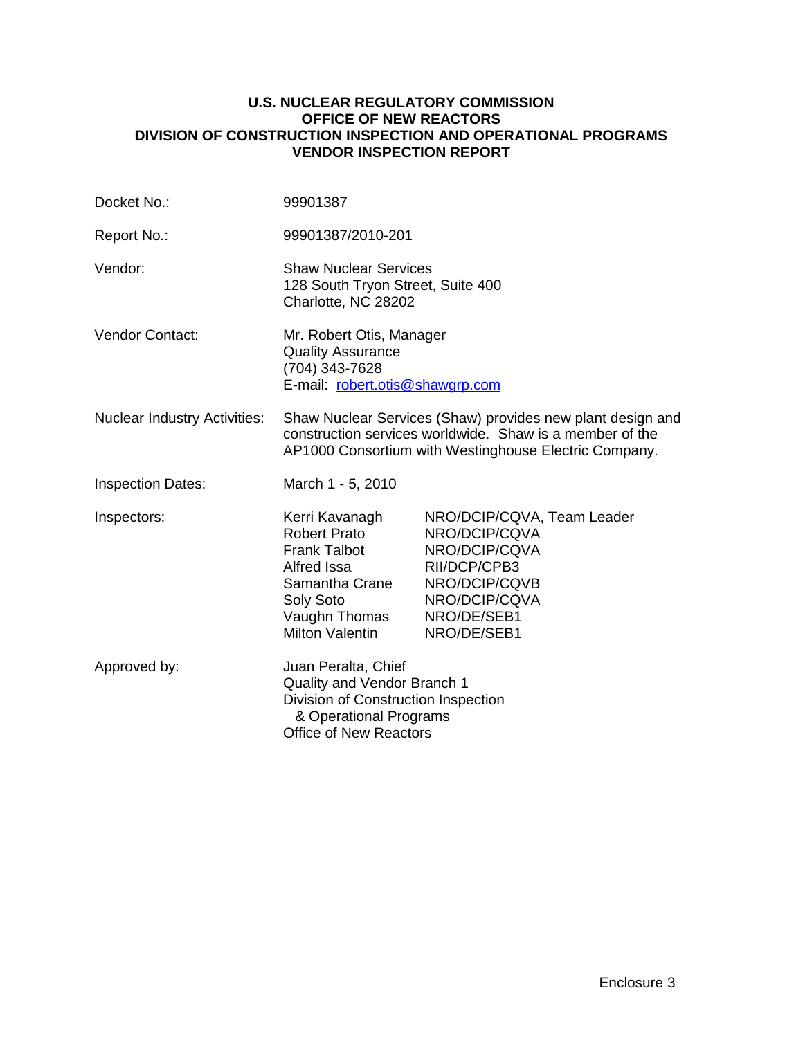**U.S. NUCLEAR REGULATORY COMMISSION**
**OFFICE OF NEW REACTORS**
**DIVISION OF CONSTRUCTION INSPECTION AND OPERATIONAL PROGRAMS**
**VENDOR INSPECTION REPORT**

| | | |
|---|---|---|
| Docket No.: | 99901387 | |
| Report No.: | 99901387/2010-201 | |
| Vendor: | Shaw Nuclear Services<br>128 South Tryon Street, Suite 400<br>Charlotte, NC 28202 | |
| Vendor Contact: | Mr. Robert Otis, Manager<br>Quality Assurance<br>(704) 343-7628<br>E-mail: robert.otis@shawgrp.com | |
| Nuclear Industry Activities: | Shaw Nuclear Services (Shaw) provides new plant design and construction services worldwide. Shaw is a member of the AP1000 Consortium with Westinghouse Electric Company. | |
| Inspection Dates: | March 1 - 5, 2010 | |
| Inspectors: | Kerri Kavanagh | NRO/DCIP/CQVA, Team Leader |
| | Robert Prato | NRO/DCIP/CQVA |
| | Frank Talbot | NRO/DCIP/CQVA |
| | Alfred Issa | RII/DCP/CPB3 |
| | Samantha Crane | NRO/DCIP/CQVB |
| | Soly Soto | NRO/DCIP/CQVA |
| | Vaughn Thomas | NRO/DE/SEB1 |
| | Milton Valentin | NRO/DE/SEB1 |
| Approved by: | Juan Peralta, Chief<br>Quality and Vendor Branch 1<br>Division of Construction Inspection & Operational Programs<br>Office of New Reactors | |

Enclosure 3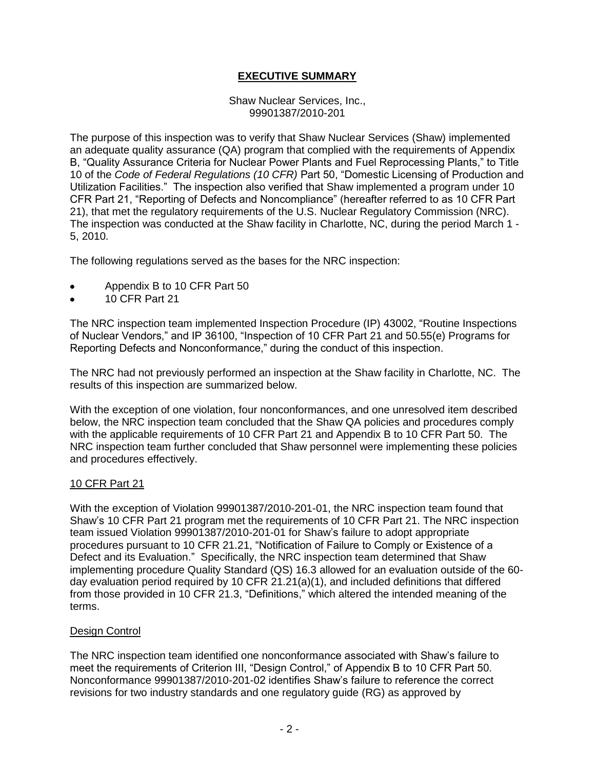## EXECUTIVE SUMMARY

Shaw Nuclear Services, Inc.,
99901387/2010-201

The purpose of this inspection was to verify that Shaw Nuclear Services (Shaw) implemented an adequate quality assurance (QA) program that complied with the requirements of Appendix B, "Quality Assurance Criteria for Nuclear Power Plants and Fuel Reprocessing Plants," to Title 10 of the *Code of Federal Regulations (10 CFR)* Part 50, "Domestic Licensing of Production and Utilization Facilities." The inspection also verified that Shaw implemented a program under 10 CFR Part 21, "Reporting of Defects and Noncompliance" (hereafter referred to as 10 CFR Part 21), that met the regulatory requirements of the U.S. Nuclear Regulatory Commission (NRC). The inspection was conducted at the Shaw facility in Charlotte, NC, during the period March 1 - 5, 2010.

The following regulations served as the bases for the NRC inspection:

- Appendix B to 10 CFR Part 50
- 10 CFR Part 21

The NRC inspection team implemented Inspection Procedure (IP) 43002, "Routine Inspections of Nuclear Vendors," and IP 36100, "Inspection of 10 CFR Part 21 and 50.55(e) Programs for Reporting Defects and Nonconformance," during the conduct of this inspection.

The NRC had not previously performed an inspection at the Shaw facility in Charlotte, NC. The results of this inspection are summarized below.

With the exception of one violation, four nonconformances, and one unresolved item described below, the NRC inspection team concluded that the Shaw QA policies and procedures comply with the applicable requirements of 10 CFR Part 21 and Appendix B to 10 CFR Part 50. The NRC inspection team further concluded that Shaw personnel were implementing these policies and procedures effectively.

### 10 CFR Part 21

With the exception of Violation 99901387/2010-201-01, the NRC inspection team found that Shaw's 10 CFR Part 21 program met the requirements of 10 CFR Part 21. The NRC inspection team issued Violation 99901387/2010-201-01 for Shaw's failure to adopt appropriate procedures pursuant to 10 CFR 21.21, "Notification of Failure to Comply or Existence of a Defect and its Evaluation." Specifically, the NRC inspection team determined that Shaw implementing procedure Quality Standard (QS) 16.3 allowed for an evaluation outside of the 60-day evaluation period required by 10 CFR 21.21(a)(1), and included definitions that differed from those provided in 10 CFR 21.3, "Definitions," which altered the intended meaning of the terms.

### Design Control

The NRC inspection team identified one nonconformance associated with Shaw's failure to meet the requirements of Criterion III, "Design Control," of Appendix B to 10 CFR Part 50. Nonconformance 99901387/2010-201-02 identifies Shaw's failure to reference the correct revisions for two industry standards and one regulatory guide (RG) as approved by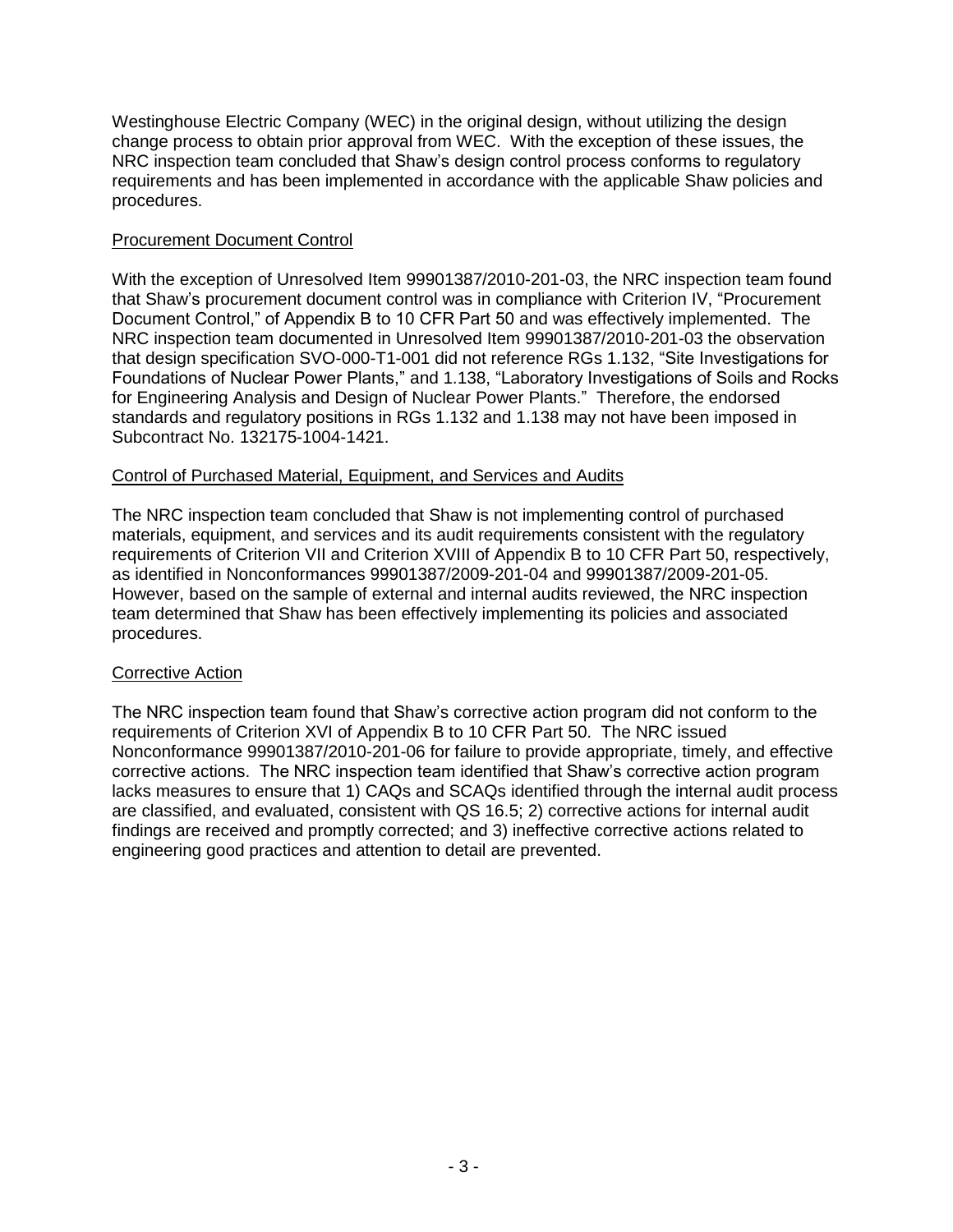Westinghouse Electric Company (WEC) in the original design, without utilizing the design change process to obtain prior approval from WEC. With the exception of these issues, the NRC inspection team concluded that Shaw's design control process conforms to regulatory requirements and has been implemented in accordance with the applicable Shaw policies and procedures.

Procurement Document Control

With the exception of Unresolved Item 99901387/2010-201-03, the NRC inspection team found that Shaw's procurement document control was in compliance with Criterion IV, "Procurement Document Control," of Appendix B to 10 CFR Part 50 and was effectively implemented. The NRC inspection team documented in Unresolved Item 99901387/2010-201-03 the observation that design specification SVO-000-T1-001 did not reference RGs 1.132, "Site Investigations for Foundations of Nuclear Power Plants," and 1.138, "Laboratory Investigations of Soils and Rocks for Engineering Analysis and Design of Nuclear Power Plants." Therefore, the endorsed standards and regulatory positions in RGs 1.132 and 1.138 may not have been imposed in Subcontract No. 132175-1004-1421.

Control of Purchased Material, Equipment, and Services and Audits

The NRC inspection team concluded that Shaw is not implementing control of purchased materials, equipment, and services and its audit requirements consistent with the regulatory requirements of Criterion VII and Criterion XVIII of Appendix B to 10 CFR Part 50, respectively, as identified in Nonconformances 99901387/2009-201-04 and 99901387/2009-201-05. However, based on the sample of external and internal audits reviewed, the NRC inspection team determined that Shaw has been effectively implementing its policies and associated procedures.

Corrective Action

The NRC inspection team found that Shaw's corrective action program did not conform to the requirements of Criterion XVI of Appendix B to 10 CFR Part 50. The NRC issued Nonconformance 99901387/2010-201-06 for failure to provide appropriate, timely, and effective corrective actions. The NRC inspection team identified that Shaw's corrective action program lacks measures to ensure that 1) CAQs and SCAQs identified through the internal audit process are classified, and evaluated, consistent with QS 16.5; 2) corrective actions for internal audit findings are received and promptly corrected; and 3) ineffective corrective actions related to engineering good practices and attention to detail are prevented.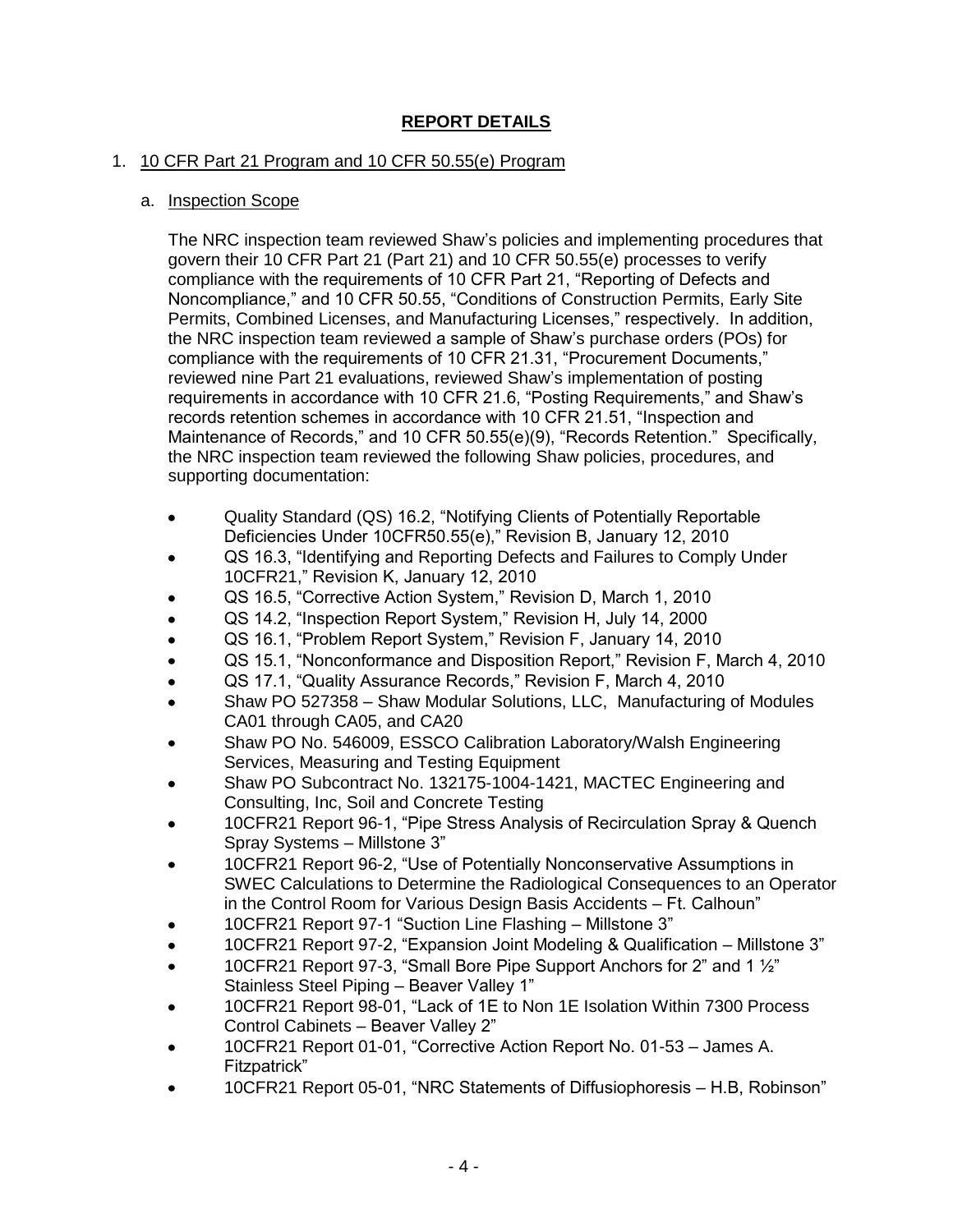## REPORT DETAILS

### 1. 10 CFR Part 21 Program and 10 CFR 50.55(e) Program

#### a. Inspection Scope

The NRC inspection team reviewed Shaw's policies and implementing procedures that govern their 10 CFR Part 21 (Part 21) and 10 CFR 50.55(e) processes to verify compliance with the requirements of 10 CFR Part 21, "Reporting of Defects and Noncompliance," and 10 CFR 50.55, "Conditions of Construction Permits, Early Site Permits, Combined Licenses, and Manufacturing Licenses," respectively. In addition, the NRC inspection team reviewed a sample of Shaw's purchase orders (POs) for compliance with the requirements of 10 CFR 21.31, "Procurement Documents," reviewed nine Part 21 evaluations, reviewed Shaw's implementation of posting requirements in accordance with 10 CFR 21.6, "Posting Requirements," and Shaw's records retention schemes in accordance with 10 CFR 21.51, "Inspection and Maintenance of Records," and 10 CFR 50.55(e)(9), "Records Retention." Specifically, the NRC inspection team reviewed the following Shaw policies, procedures, and supporting documentation:

- Quality Standard (QS) 16.2, "Notifying Clients of Potentially Reportable Deficiencies Under 10CFR50.55(e)," Revision B, January 12, 2010
- QS 16.3, "Identifying and Reporting Defects and Failures to Comply Under 10CFR21," Revision K, January 12, 2010
- QS 16.5, "Corrective Action System," Revision D, March 1, 2010
- QS 14.2, "Inspection Report System," Revision H, July 14, 2000
- QS 16.1, "Problem Report System," Revision F, January 14, 2010
- QS 15.1, "Nonconformance and Disposition Report," Revision F, March 4, 2010
- QS 17.1, "Quality Assurance Records," Revision F, March 4, 2010
- Shaw PO 527358 – Shaw Modular Solutions, LLC, Manufacturing of Modules CA01 through CA05, and CA20
- Shaw PO No. 546009, ESSCO Calibration Laboratory/Walsh Engineering Services, Measuring and Testing Equipment
- Shaw PO Subcontract No. 132175-1004-1421, MACTEC Engineering and Consulting, Inc, Soil and Concrete Testing
- 10CFR21 Report 96-1, "Pipe Stress Analysis of Recirculation Spray & Quench Spray Systems – Millstone 3"
- 10CFR21 Report 96-2, "Use of Potentially Nonconservative Assumptions in SWEC Calculations to Determine the Radiological Consequences to an Operator in the Control Room for Various Design Basis Accidents – Ft. Calhoun"
- 10CFR21 Report 97-1 "Suction Line Flashing – Millstone 3"
- 10CFR21 Report 97-2, "Expansion Joint Modeling & Qualification – Millstone 3"
- 10CFR21 Report 97-3, "Small Bore Pipe Support Anchors for 2" and 1 ½" Stainless Steel Piping – Beaver Valley 1"
- 10CFR21 Report 98-01, "Lack of 1E to Non 1E Isolation Within 7300 Process Control Cabinets – Beaver Valley 2"
- 10CFR21 Report 01-01, "Corrective Action Report No. 01-53 – James A. Fitzpatrick"
- 10CFR21 Report 05-01, "NRC Statements of Diffusiophoresis – H.B, Robinson"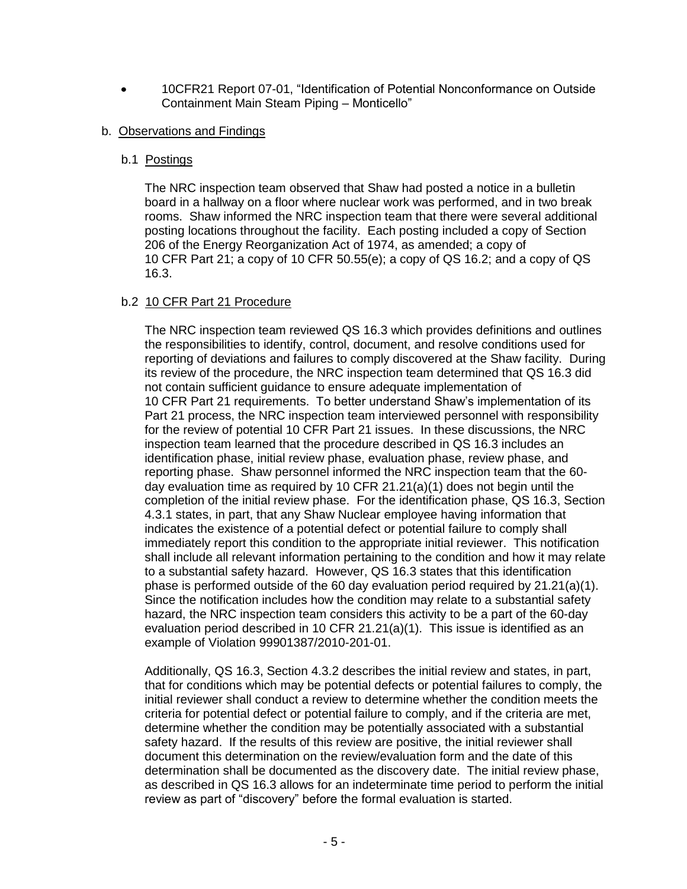- 10CFR21 Report 07-01, “Identification of Potential Nonconformance on Outside Containment Main Steam Piping – Monticello”

b. Observations and Findings

b.1 Postings

The NRC inspection team observed that Shaw had posted a notice in a bulletin board in a hallway on a floor where nuclear work was performed, and in two break rooms. Shaw informed the NRC inspection team that there were several additional posting locations throughout the facility. Each posting included a copy of Section 206 of the Energy Reorganization Act of 1974, as amended; a copy of 10 CFR Part 21; a copy of 10 CFR 50.55(e); a copy of QS 16.2; and a copy of QS 16.3.

b.2 10 CFR Part 21 Procedure

The NRC inspection team reviewed QS 16.3 which provides definitions and outlines the responsibilities to identify, control, document, and resolve conditions used for reporting of deviations and failures to comply discovered at the Shaw facility. During its review of the procedure, the NRC inspection team determined that QS 16.3 did not contain sufficient guidance to ensure adequate implementation of 10 CFR Part 21 requirements. To better understand Shaw’s implementation of its Part 21 process, the NRC inspection team interviewed personnel with responsibility for the review of potential 10 CFR Part 21 issues. In these discussions, the NRC inspection team learned that the procedure described in QS 16.3 includes an identification phase, initial review phase, evaluation phase, review phase, and reporting phase. Shaw personnel informed the NRC inspection team that the 60-day evaluation time as required by 10 CFR 21.21(a)(1) does not begin until the completion of the initial review phase. For the identification phase, QS 16.3, Section 4.3.1 states, in part, that any Shaw Nuclear employee having information that indicates the existence of a potential defect or potential failure to comply shall immediately report this condition to the appropriate initial reviewer. This notification shall include all relevant information pertaining to the condition and how it may relate to a substantial safety hazard. However, QS 16.3 states that this identification phase is performed outside of the 60 day evaluation period required by 21.21(a)(1). Since the notification includes how the condition may relate to a substantial safety hazard, the NRC inspection team considers this activity to be a part of the 60-day evaluation period described in 10 CFR 21.21(a)(1). This issue is identified as an example of Violation 99901387/2010-201-01.

Additionally, QS 16.3, Section 4.3.2 describes the initial review and states, in part, that for conditions which may be potential defects or potential failures to comply, the initial reviewer shall conduct a review to determine whether the condition meets the criteria for potential defect or potential failure to comply, and if the criteria are met, determine whether the condition may be potentially associated with a substantial safety hazard. If the results of this review are positive, the initial reviewer shall document this determination on the review/evaluation form and the date of this determination shall be documented as the discovery date. The initial review phase, as described in QS 16.3 allows for an indeterminate time period to perform the initial review as part of “discovery” before the formal evaluation is started.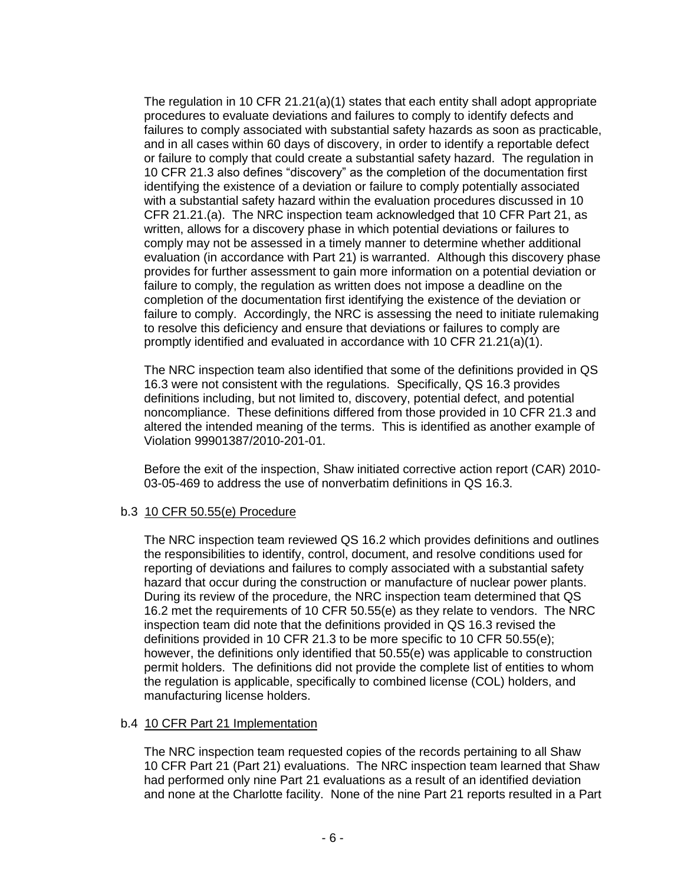The regulation in 10 CFR 21.21(a)(1) states that each entity shall adopt appropriate procedures to evaluate deviations and failures to comply to identify defects and failures to comply associated with substantial safety hazards as soon as practicable, and in all cases within 60 days of discovery, in order to identify a reportable defect or failure to comply that could create a substantial safety hazard. The regulation in 10 CFR 21.3 also defines "discovery" as the completion of the documentation first identifying the existence of a deviation or failure to comply potentially associated with a substantial safety hazard within the evaluation procedures discussed in 10 CFR 21.21.(a). The NRC inspection team acknowledged that 10 CFR Part 21, as written, allows for a discovery phase in which potential deviations or failures to comply may not be assessed in a timely manner to determine whether additional evaluation (in accordance with Part 21) is warranted. Although this discovery phase provides for further assessment to gain more information on a potential deviation or failure to comply, the regulation as written does not impose a deadline on the completion of the documentation first identifying the existence of the deviation or failure to comply. Accordingly, the NRC is assessing the need to initiate rulemaking to resolve this deficiency and ensure that deviations or failures to comply are promptly identified and evaluated in accordance with 10 CFR 21.21(a)(1).

The NRC inspection team also identified that some of the definitions provided in QS 16.3 were not consistent with the regulations. Specifically, QS 16.3 provides definitions including, but not limited to, discovery, potential defect, and potential noncompliance. These definitions differed from those provided in 10 CFR 21.3 and altered the intended meaning of the terms. This is identified as another example of Violation 99901387/2010-201-01.

Before the exit of the inspection, Shaw initiated corrective action report (CAR) 2010-03-05-469 to address the use of nonverbatim definitions in QS 16.3.

b.3 10 CFR 50.55(e) Procedure

The NRC inspection team reviewed QS 16.2 which provides definitions and outlines the responsibilities to identify, control, document, and resolve conditions used for reporting of deviations and failures to comply associated with a substantial safety hazard that occur during the construction or manufacture of nuclear power plants. During its review of the procedure, the NRC inspection team determined that QS 16.2 met the requirements of 10 CFR 50.55(e) as they relate to vendors. The NRC inspection team did note that the definitions provided in QS 16.3 revised the definitions provided in 10 CFR 21.3 to be more specific to 10 CFR 50.55(e); however, the definitions only identified that 50.55(e) was applicable to construction permit holders. The definitions did not provide the complete list of entities to whom the regulation is applicable, specifically to combined license (COL) holders, and manufacturing license holders.

b.4 10 CFR Part 21 Implementation

The NRC inspection team requested copies of the records pertaining to all Shaw 10 CFR Part 21 (Part 21) evaluations. The NRC inspection team learned that Shaw had performed only nine Part 21 evaluations as a result of an identified deviation and none at the Charlotte facility. None of the nine Part 21 reports resulted in a Part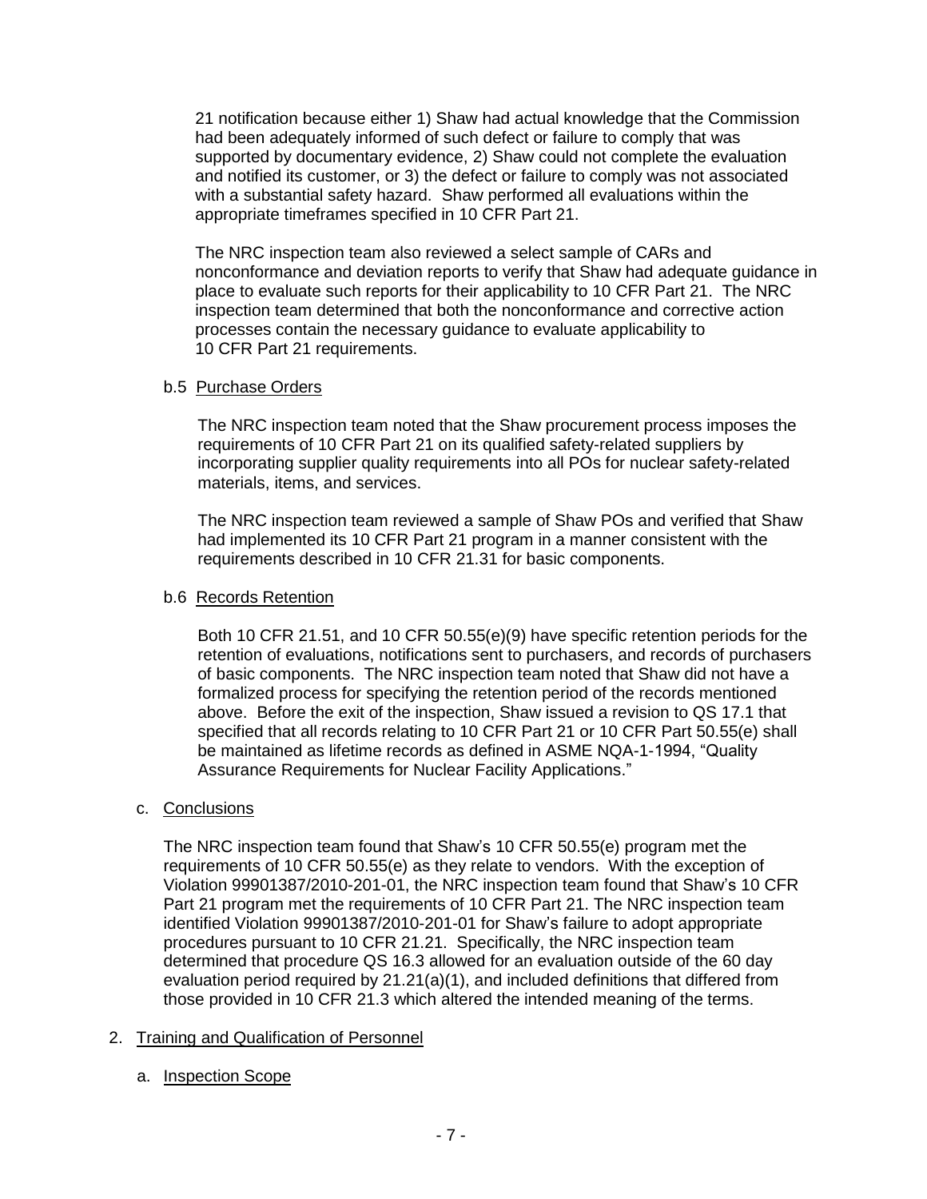21 notification because either 1) Shaw had actual knowledge that the Commission had been adequately informed of such defect or failure to comply that was supported by documentary evidence, 2) Shaw could not complete the evaluation and notified its customer, or 3) the defect or failure to comply was not associated with a substantial safety hazard. Shaw performed all evaluations within the appropriate timeframes specified in 10 CFR Part 21.

The NRC inspection team also reviewed a select sample of CARs and nonconformance and deviation reports to verify that Shaw had adequate guidance in place to evaluate such reports for their applicability to 10 CFR Part 21. The NRC inspection team determined that both the nonconformance and corrective action processes contain the necessary guidance to evaluate applicability to 10 CFR Part 21 requirements.

b.5 Purchase Orders

The NRC inspection team noted that the Shaw procurement process imposes the requirements of 10 CFR Part 21 on its qualified safety-related suppliers by incorporating supplier quality requirements into all POs for nuclear safety-related materials, items, and services.

The NRC inspection team reviewed a sample of Shaw POs and verified that Shaw had implemented its 10 CFR Part 21 program in a manner consistent with the requirements described in 10 CFR 21.31 for basic components.

b.6 Records Retention

Both 10 CFR 21.51, and 10 CFR 50.55(e)(9) have specific retention periods for the retention of evaluations, notifications sent to purchasers, and records of purchasers of basic components. The NRC inspection team noted that Shaw did not have a formalized process for specifying the retention period of the records mentioned above. Before the exit of the inspection, Shaw issued a revision to QS 17.1 that specified that all records relating to 10 CFR Part 21 or 10 CFR Part 50.55(e) shall be maintained as lifetime records as defined in ASME NQA-1-1994, "Quality Assurance Requirements for Nuclear Facility Applications."

c. Conclusions

The NRC inspection team found that Shaw's 10 CFR 50.55(e) program met the requirements of 10 CFR 50.55(e) as they relate to vendors. With the exception of Violation 99901387/2010-201-01, the NRC inspection team found that Shaw's 10 CFR Part 21 program met the requirements of 10 CFR Part 21. The NRC inspection team identified Violation 99901387/2010-201-01 for Shaw's failure to adopt appropriate procedures pursuant to 10 CFR 21.21. Specifically, the NRC inspection team determined that procedure QS 16.3 allowed for an evaluation outside of the 60 day evaluation period required by 21.21(a)(1), and included definitions that differed from those provided in 10 CFR 21.3 which altered the intended meaning of the terms.

2. Training and Qualification of Personnel

a. Inspection Scope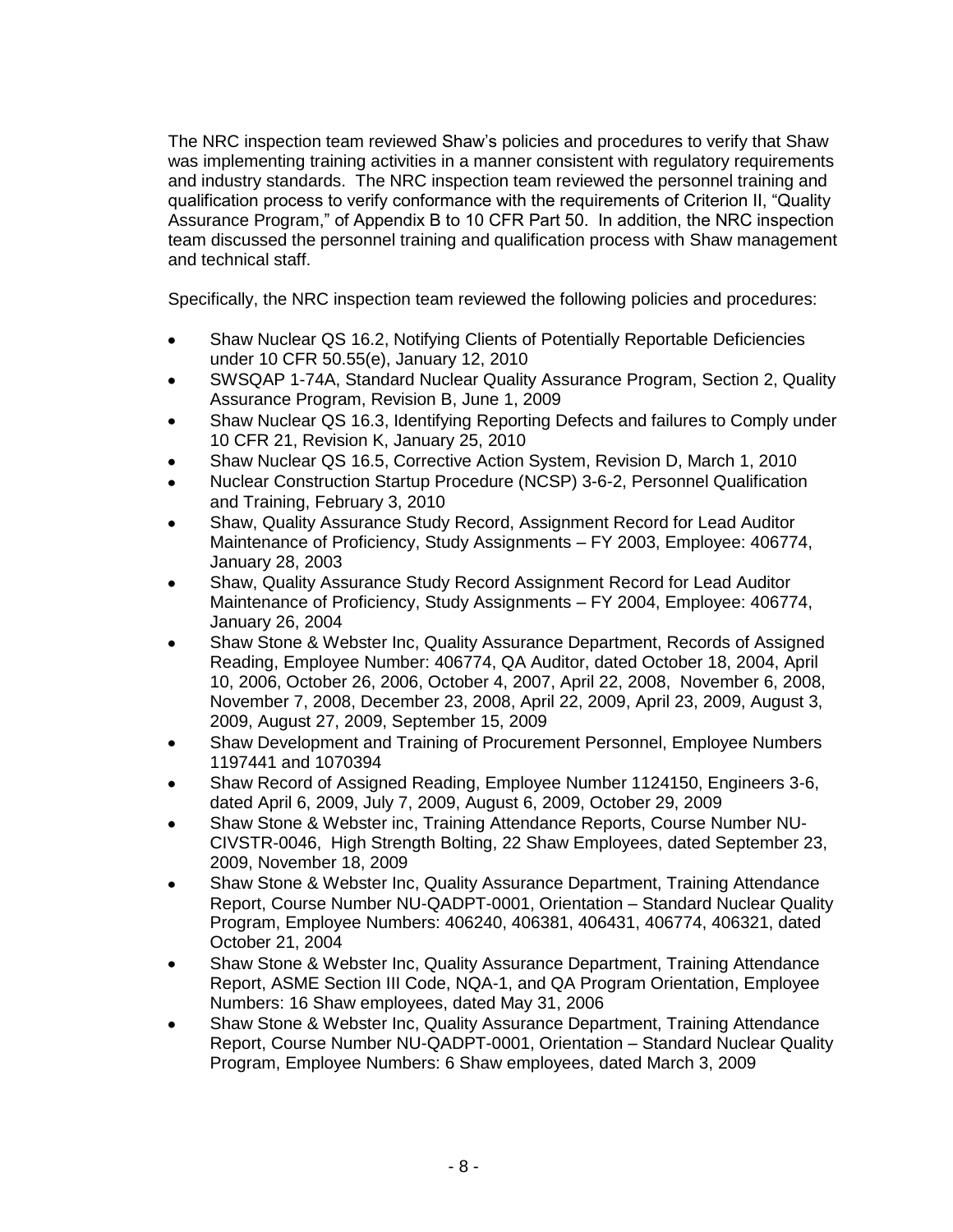The NRC inspection team reviewed Shaw's policies and procedures to verify that Shaw was implementing training activities in a manner consistent with regulatory requirements and industry standards. The NRC inspection team reviewed the personnel training and qualification process to verify conformance with the requirements of Criterion II, "Quality Assurance Program," of Appendix B to 10 CFR Part 50. In addition, the NRC inspection team discussed the personnel training and qualification process with Shaw management and technical staff.

Specifically, the NRC inspection team reviewed the following policies and procedures:

- Shaw Nuclear QS 16.2, Notifying Clients of Potentially Reportable Deficiencies under 10 CFR 50.55(e), January 12, 2010
- SWSQAP 1-74A, Standard Nuclear Quality Assurance Program, Section 2, Quality Assurance Program, Revision B, June 1, 2009
- Shaw Nuclear QS 16.3, Identifying Reporting Defects and failures to Comply under 10 CFR 21, Revision K, January 25, 2010
- Shaw Nuclear QS 16.5, Corrective Action System, Revision D, March 1, 2010
- Nuclear Construction Startup Procedure (NCSP) 3-6-2, Personnel Qualification and Training, February 3, 2010
- Shaw, Quality Assurance Study Record, Assignment Record for Lead Auditor Maintenance of Proficiency, Study Assignments – FY 2003, Employee: 406774, January 28, 2003
- Shaw, Quality Assurance Study Record Assignment Record for Lead Auditor Maintenance of Proficiency, Study Assignments – FY 2004, Employee: 406774, January 26, 2004
- Shaw Stone & Webster Inc, Quality Assurance Department, Records of Assigned Reading, Employee Number: 406774, QA Auditor, dated October 18, 2004, April 10, 2006, October 26, 2006, October 4, 2007, April 22, 2008, November 6, 2008, November 7, 2008, December 23, 2008, April 22, 2009, April 23, 2009, August 3, 2009, August 27, 2009, September 15, 2009
- Shaw Development and Training of Procurement Personnel, Employee Numbers 1197441 and 1070394
- Shaw Record of Assigned Reading, Employee Number 1124150, Engineers 3-6, dated April 6, 2009, July 7, 2009, August 6, 2009, October 29, 2009
- Shaw Stone & Webster inc, Training Attendance Reports, Course Number NU-CIVSTR-0046, High Strength Bolting, 22 Shaw Employees, dated September 23, 2009, November 18, 2009
- Shaw Stone & Webster Inc, Quality Assurance Department, Training Attendance Report, Course Number NU-QADPT-0001, Orientation – Standard Nuclear Quality Program, Employee Numbers: 406240, 406381, 406431, 406774, 406321, dated October 21, 2004
- Shaw Stone & Webster Inc, Quality Assurance Department, Training Attendance Report, ASME Section III Code, NQA-1, and QA Program Orientation, Employee Numbers: 16 Shaw employees, dated May 31, 2006
- Shaw Stone & Webster Inc, Quality Assurance Department, Training Attendance Report, Course Number NU-QADPT-0001, Orientation – Standard Nuclear Quality Program, Employee Numbers: 6 Shaw employees, dated March 3, 2009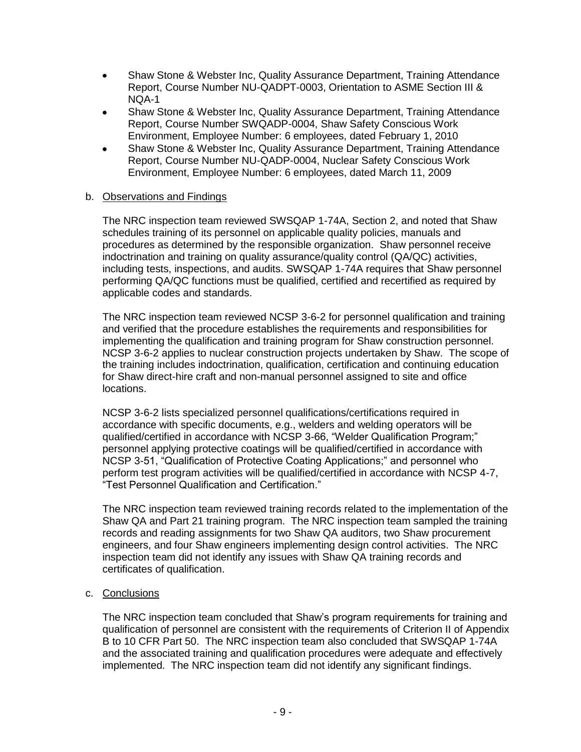- Shaw Stone & Webster Inc, Quality Assurance Department, Training Attendance Report, Course Number NU-QADPT-0003, Orientation to ASME Section III & NQA-1
- Shaw Stone & Webster Inc, Quality Assurance Department, Training Attendance Report, Course Number SWQADP-0004, Shaw Safety Conscious Work Environment, Employee Number: 6 employees, dated February 1, 2010
- Shaw Stone & Webster Inc, Quality Assurance Department, Training Attendance Report, Course Number NU-QADP-0004, Nuclear Safety Conscious Work Environment, Employee Number: 6 employees, dated March 11, 2009

b. Observations and Findings

The NRC inspection team reviewed SWSQAP 1-74A, Section 2, and noted that Shaw schedules training of its personnel on applicable quality policies, manuals and procedures as determined by the responsible organization. Shaw personnel receive indoctrination and training on quality assurance/quality control (QA/QC) activities, including tests, inspections, and audits. SWSQAP 1-74A requires that Shaw personnel performing QA/QC functions must be qualified, certified and recertified as required by applicable codes and standards.

The NRC inspection team reviewed NCSP 3-6-2 for personnel qualification and training and verified that the procedure establishes the requirements and responsibilities for implementing the qualification and training program for Shaw construction personnel. NCSP 3-6-2 applies to nuclear construction projects undertaken by Shaw. The scope of the training includes indoctrination, qualification, certification and continuing education for Shaw direct-hire craft and non-manual personnel assigned to site and office locations.

NCSP 3-6-2 lists specialized personnel qualifications/certifications required in accordance with specific documents, e.g., welders and welding operators will be qualified/certified in accordance with NCSP 3-66, "Welder Qualification Program;" personnel applying protective coatings will be qualified/certified in accordance with NCSP 3-51, "Qualification of Protective Coating Applications;" and personnel who perform test program activities will be qualified/certified in accordance with NCSP 4-7, "Test Personnel Qualification and Certification."

The NRC inspection team reviewed training records related to the implementation of the Shaw QA and Part 21 training program. The NRC inspection team sampled the training records and reading assignments for two Shaw QA auditors, two Shaw procurement engineers, and four Shaw engineers implementing design control activities. The NRC inspection team did not identify any issues with Shaw QA training records and certificates of qualification.

c. Conclusions

The NRC inspection team concluded that Shaw's program requirements for training and qualification of personnel are consistent with the requirements of Criterion II of Appendix B to 10 CFR Part 50. The NRC inspection team also concluded that SWSQAP 1-74A and the associated training and qualification procedures were adequate and effectively implemented. The NRC inspection team did not identify any significant findings.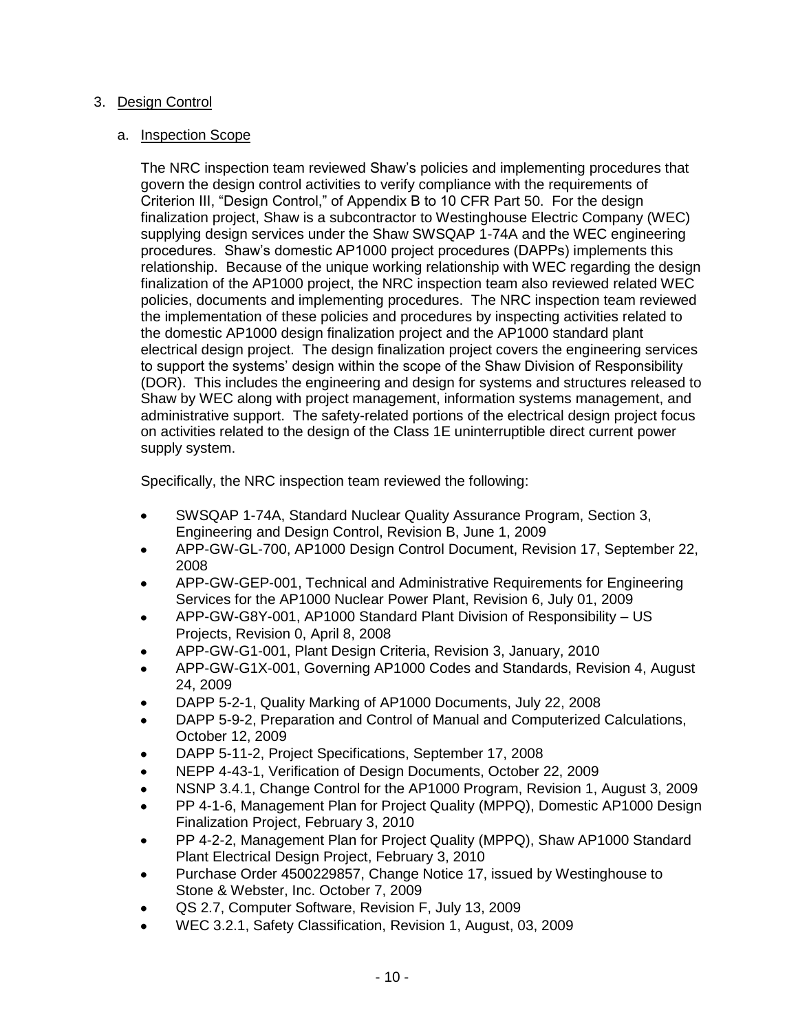3. Design Control

   a. Inspection Scope

The NRC inspection team reviewed Shaw's policies and implementing procedures that govern the design control activities to verify compliance with the requirements of Criterion III, "Design Control," of Appendix B to 10 CFR Part 50. For the design finalization project, Shaw is a subcontractor to Westinghouse Electric Company (WEC) supplying design services under the Shaw SWSQAP 1-74A and the WEC engineering procedures. Shaw's domestic AP1000 project procedures (DAPPs) implements this relationship. Because of the unique working relationship with WEC regarding the design finalization of the AP1000 project, the NRC inspection team also reviewed related WEC policies, documents and implementing procedures. The NRC inspection team reviewed the implementation of these policies and procedures by inspecting activities related to the domestic AP1000 design finalization project and the AP1000 standard plant electrical design project. The design finalization project covers the engineering services to support the systems' design within the scope of the Shaw Division of Responsibility (DOR). This includes the engineering and design for systems and structures released to Shaw by WEC along with project management, information systems management, and administrative support. The safety-related portions of the electrical design project focus on activities related to the design of the Class 1E uninterruptible direct current power supply system.

Specifically, the NRC inspection team reviewed the following:

- SWSQAP 1-74A, Standard Nuclear Quality Assurance Program, Section 3, Engineering and Design Control, Revision B, June 1, 2009
- APP-GW-GL-700, AP1000 Design Control Document, Revision 17, September 22, 2008
- APP-GW-GEP-001, Technical and Administrative Requirements for Engineering Services for the AP1000 Nuclear Power Plant, Revision 6, July 01, 2009
- APP-GW-G8Y-001, AP1000 Standard Plant Division of Responsibility – US Projects, Revision 0, April 8, 2008
- APP-GW-G1-001, Plant Design Criteria, Revision 3, January, 2010
- APP-GW-G1X-001, Governing AP1000 Codes and Standards, Revision 4, August 24, 2009
- DAPP 5-2-1, Quality Marking of AP1000 Documents, July 22, 2008
- DAPP 5-9-2, Preparation and Control of Manual and Computerized Calculations, October 12, 2009
- DAPP 5-11-2, Project Specifications, September 17, 2008
- NEPP 4-43-1, Verification of Design Documents, October 22, 2009
- NSNP 3.4.1, Change Control for the AP1000 Program, Revision 1, August 3, 2009
- PP 4-1-6, Management Plan for Project Quality (MPPQ), Domestic AP1000 Design Finalization Project, February 3, 2010
- PP 4-2-2, Management Plan for Project Quality (MPPQ), Shaw AP1000 Standard Plant Electrical Design Project, February 3, 2010
- Purchase Order 4500229857, Change Notice 17, issued by Westinghouse to Stone & Webster, Inc. October 7, 2009
- QS 2.7, Computer Software, Revision F, July 13, 2009
- WEC 3.2.1, Safety Classification, Revision 1, August, 03, 2009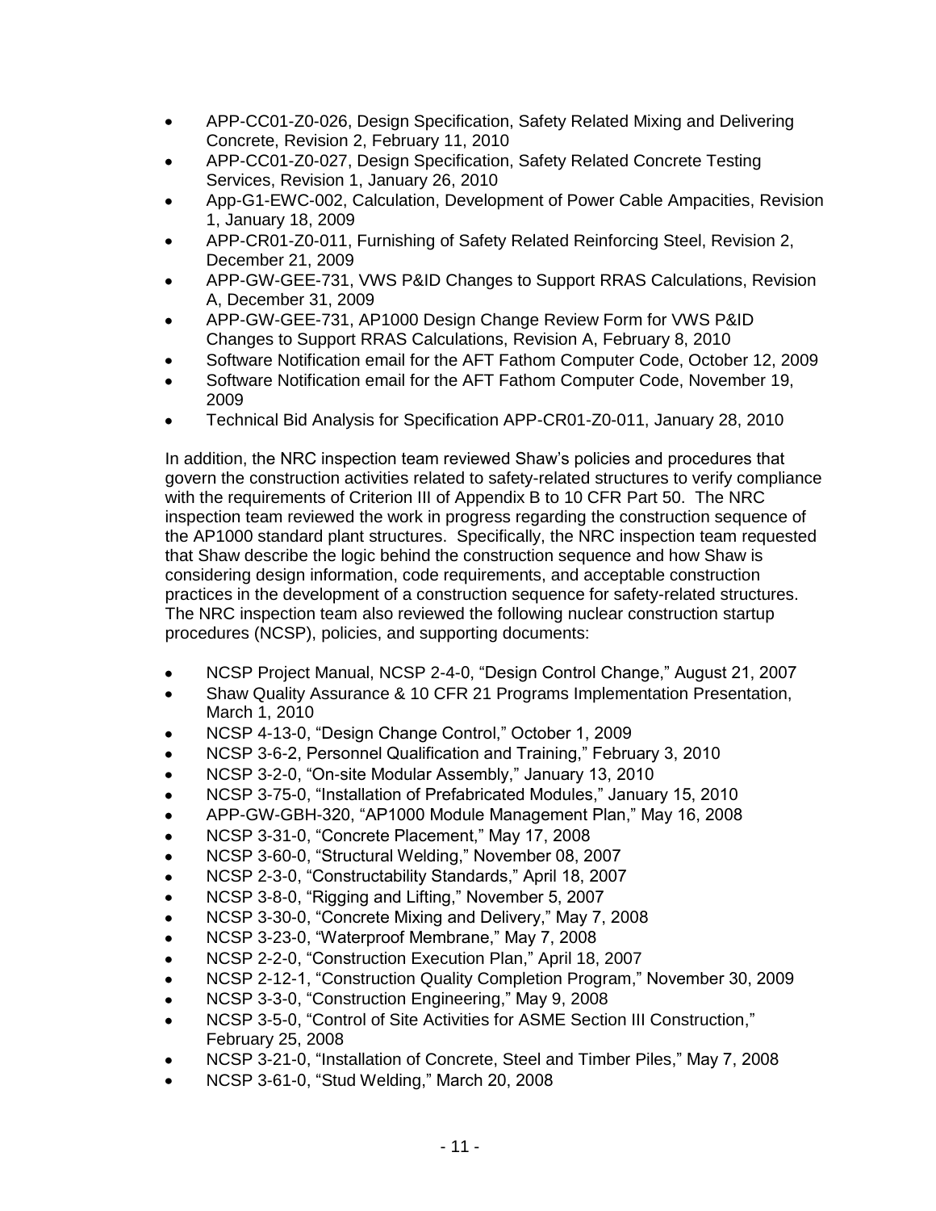- APP-CC01-Z0-026, Design Specification, Safety Related Mixing and Delivering Concrete, Revision 2, February 11, 2010
- APP-CC01-Z0-027, Design Specification, Safety Related Concrete Testing Services, Revision 1, January 26, 2010
- App-G1-EWC-002, Calculation, Development of Power Cable Ampacities, Revision 1, January 18, 2009
- APP-CR01-Z0-011, Furnishing of Safety Related Reinforcing Steel, Revision 2, December 21, 2009
- APP-GW-GEE-731, VWS P&ID Changes to Support RRAS Calculations, Revision A, December 31, 2009
- APP-GW-GEE-731, AP1000 Design Change Review Form for VWS P&ID Changes to Support RRAS Calculations, Revision A, February 8, 2010
- Software Notification email for the AFT Fathom Computer Code, October 12, 2009
- Software Notification email for the AFT Fathom Computer Code, November 19, 2009
- Technical Bid Analysis for Specification APP-CR01-Z0-011, January 28, 2010

In addition, the NRC inspection team reviewed Shaw's policies and procedures that govern the construction activities related to safety-related structures to verify compliance with the requirements of Criterion III of Appendix B to 10 CFR Part 50. The NRC inspection team reviewed the work in progress regarding the construction sequence of the AP1000 standard plant structures. Specifically, the NRC inspection team requested that Shaw describe the logic behind the construction sequence and how Shaw is considering design information, code requirements, and acceptable construction practices in the development of a construction sequence for safety-related structures. The NRC inspection team also reviewed the following nuclear construction startup procedures (NCSP), policies, and supporting documents:

- NCSP Project Manual, NCSP 2-4-0, "Design Control Change," August 21, 2007
- Shaw Quality Assurance & 10 CFR 21 Programs Implementation Presentation, March 1, 2010
- NCSP 4-13-0, "Design Change Control," October 1, 2009
- NCSP 3-6-2, Personnel Qualification and Training," February 3, 2010
- NCSP 3-2-0, "On-site Modular Assembly," January 13, 2010
- NCSP 3-75-0, "Installation of Prefabricated Modules," January 15, 2010
- APP-GW-GBH-320, "AP1000 Module Management Plan," May 16, 2008
- NCSP 3-31-0, "Concrete Placement," May 17, 2008
- NCSP 3-60-0, "Structural Welding," November 08, 2007
- NCSP 2-3-0, "Constructability Standards," April 18, 2007
- NCSP 3-8-0, "Rigging and Lifting," November 5, 2007
- NCSP 3-30-0, "Concrete Mixing and Delivery," May 7, 2008
- NCSP 3-23-0, "Waterproof Membrane," May 7, 2008
- NCSP 2-2-0, "Construction Execution Plan," April 18, 2007
- NCSP 2-12-1, "Construction Quality Completion Program," November 30, 2009
- NCSP 3-3-0, "Construction Engineering," May 9, 2008
- NCSP 3-5-0, "Control of Site Activities for ASME Section III Construction," February 25, 2008
- NCSP 3-21-0, "Installation of Concrete, Steel and Timber Piles," May 7, 2008
- NCSP 3-61-0, "Stud Welding," March 20, 2008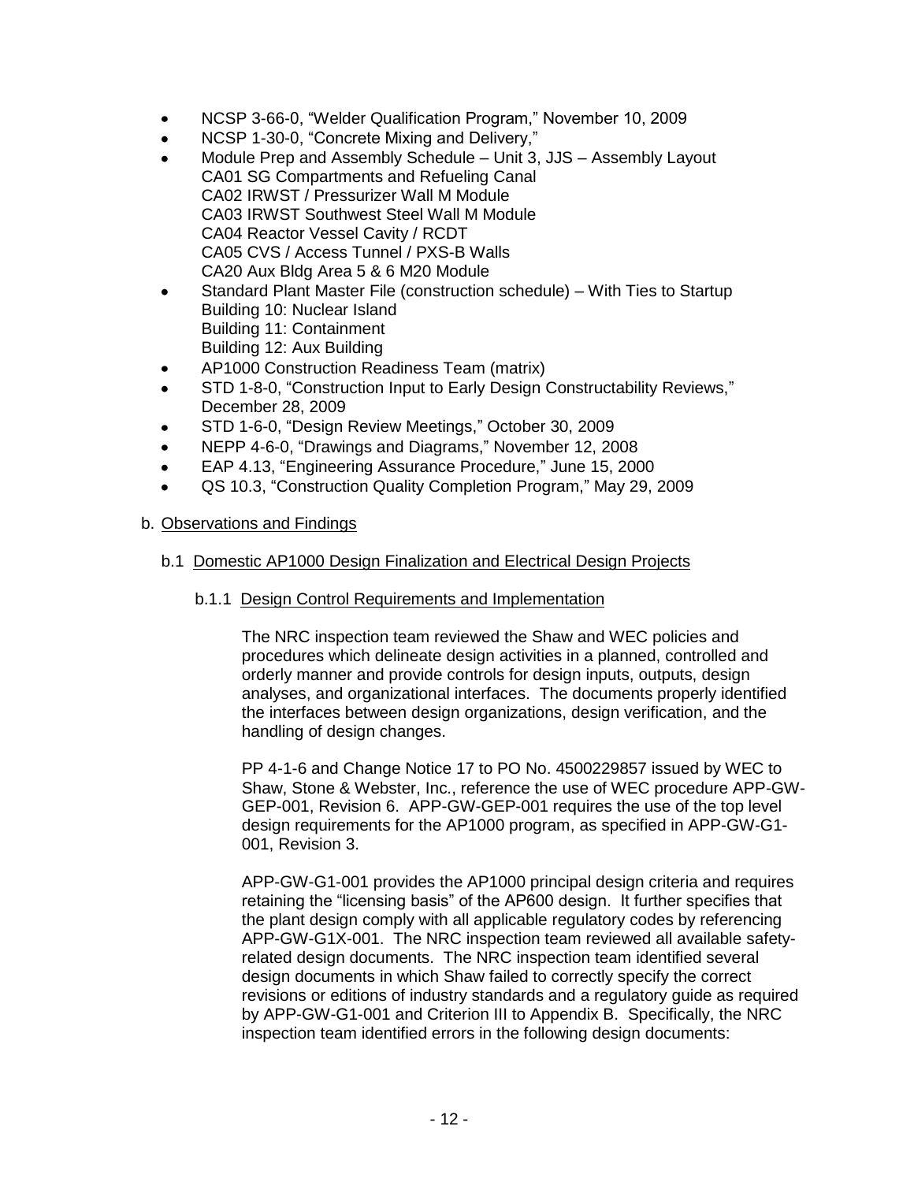- NCSP 3-66-0, "Welder Qualification Program," November 10, 2009
- NCSP 1-30-0, "Concrete Mixing and Delivery,"
- Module Prep and Assembly Schedule – Unit 3, JJS – Assembly Layout
  CA01 SG Compartments and Refueling Canal
  CA02 IRWST / Pressurizer Wall M Module
  CA03 IRWST Southwest Steel Wall M Module
  CA04 Reactor Vessel Cavity / RCDT
  CA05 CVS / Access Tunnel / PXS-B Walls
  CA20 Aux Bldg Area 5 & 6 M20 Module
- Standard Plant Master File (construction schedule) – With Ties to Startup
  Building 10: Nuclear Island
  Building 11: Containment
  Building 12: Aux Building
- AP1000 Construction Readiness Team (matrix)
- STD 1-8-0, "Construction Input to Early Design Constructability Reviews," December 28, 2009
- STD 1-6-0, "Design Review Meetings," October 30, 2009
- NEPP 4-6-0, "Drawings and Diagrams," November 12, 2008
- EAP 4.13, "Engineering Assurance Procedure," June 15, 2000
- QS 10.3, "Construction Quality Completion Program," May 29, 2009

## b. Observations and Findings

### b.1 Domestic AP1000 Design Finalization and Electrical Design Projects

#### b.1.1 Design Control Requirements and Implementation

The NRC inspection team reviewed the Shaw and WEC policies and procedures which delineate design activities in a planned, controlled and orderly manner and provide controls for design inputs, outputs, design analyses, and organizational interfaces. The documents properly identified the interfaces between design organizations, design verification, and the handling of design changes.

PP 4-1-6 and Change Notice 17 to PO No. 4500229857 issued by WEC to Shaw, Stone & Webster, Inc., reference the use of WEC procedure APP-GW-GEP-001, Revision 6. APP-GW-GEP-001 requires the use of the top level design requirements for the AP1000 program, as specified in APP-GW-G1-001, Revision 3.

APP-GW-G1-001 provides the AP1000 principal design criteria and requires retaining the "licensing basis" of the AP600 design. It further specifies that the plant design comply with all applicable regulatory codes by referencing APP-GW-G1X-001. The NRC inspection team reviewed all available safety-related design documents. The NRC inspection team identified several design documents in which Shaw failed to correctly specify the correct revisions or editions of industry standards and a regulatory guide as required by APP-GW-G1-001 and Criterion III to Appendix B. Specifically, the NRC inspection team identified errors in the following design documents: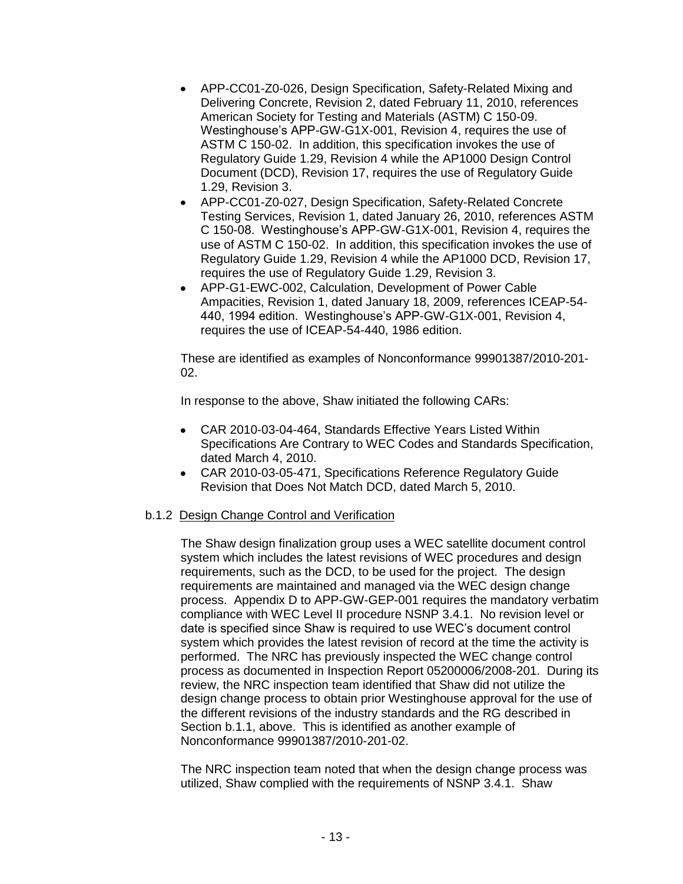- APP-CC01-Z0-026, Design Specification, Safety-Related Mixing and Delivering Concrete, Revision 2, dated February 11, 2010, references American Society for Testing and Materials (ASTM) C 150-09. Westinghouse's APP-GW-G1X-001, Revision 4, requires the use of ASTM C 150-02. In addition, this specification invokes the use of Regulatory Guide 1.29, Revision 4 while the AP1000 Design Control Document (DCD), Revision 17, requires the use of Regulatory Guide 1.29, Revision 3.
- APP-CC01-Z0-027, Design Specification, Safety-Related Concrete Testing Services, Revision 1, dated January 26, 2010, references ASTM C 150-08. Westinghouse's APP-GW-G1X-001, Revision 4, requires the use of ASTM C 150-02. In addition, this specification invokes the use of Regulatory Guide 1.29, Revision 4 while the AP1000 DCD, Revision 17, requires the use of Regulatory Guide 1.29, Revision 3.
- APP-G1-EWC-002, Calculation, Development of Power Cable Ampacities, Revision 1, dated January 18, 2009, references ICEAP-54-440, 1994 edition. Westinghouse's APP-GW-G1X-001, Revision 4, requires the use of ICEAP-54-440, 1986 edition.

These are identified as examples of Nonconformance 99901387/2010-201-02.

In response to the above, Shaw initiated the following CARs:

- CAR 2010-03-04-464, Standards Effective Years Listed Within Specifications Are Contrary to WEC Codes and Standards Specification, dated March 4, 2010.
- CAR 2010-03-05-471, Specifications Reference Regulatory Guide Revision that Does Not Match DCD, dated March 5, 2010.

b.1.2 Design Change Control and Verification

The Shaw design finalization group uses a WEC satellite document control system which includes the latest revisions of WEC procedures and design requirements, such as the DCD, to be used for the project. The design requirements are maintained and managed via the WEC design change process. Appendix D to APP-GW-GEP-001 requires the mandatory verbatim compliance with WEC Level II procedure NSNP 3.4.1. No revision level or date is specified since Shaw is required to use WEC's document control system which provides the latest revision of record at the time the activity is performed. The NRC has previously inspected the WEC change control process as documented in Inspection Report 05200006/2008-201. During its review, the NRC inspection team identified that Shaw did not utilize the design change process to obtain prior Westinghouse approval for the use of the different revisions of the industry standards and the RG described in Section b.1.1, above. This is identified as another example of Nonconformance 99901387/2010-201-02.

The NRC inspection team noted that when the design change process was utilized, Shaw complied with the requirements of NSNP 3.4.1. Shaw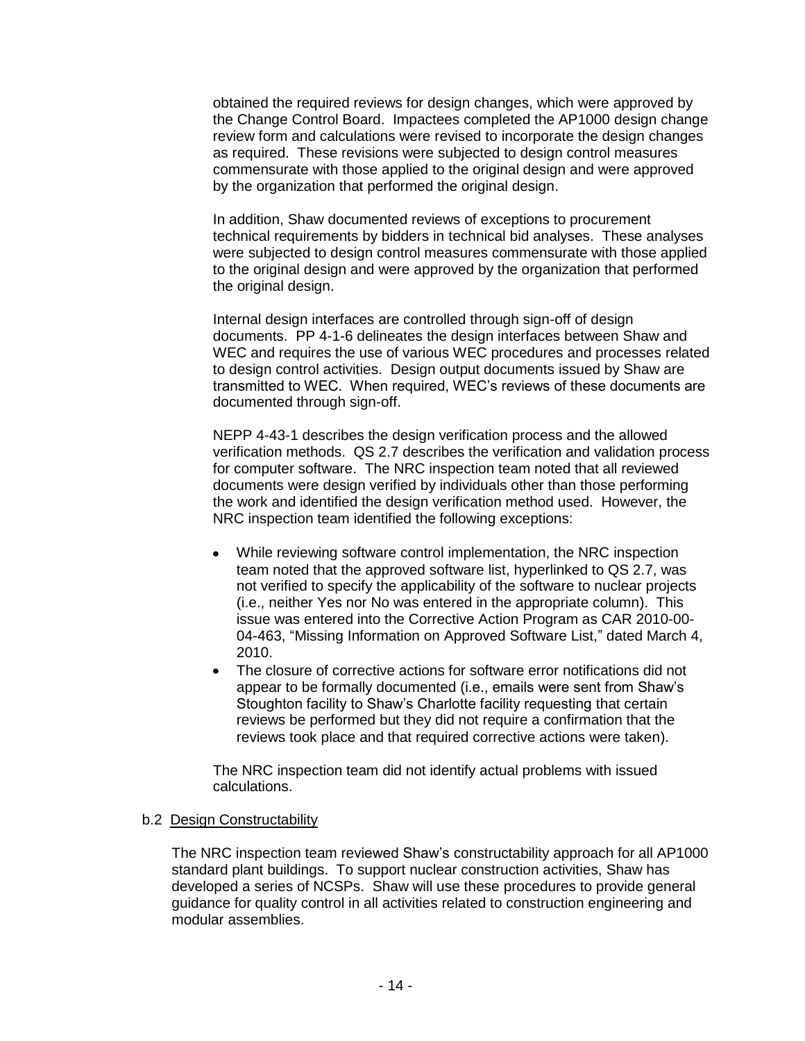obtained the required reviews for design changes, which were approved by the Change Control Board. Impactees completed the AP1000 design change review form and calculations were revised to incorporate the design changes as required. These revisions were subjected to design control measures commensurate with those applied to the original design and were approved by the organization that performed the original design.

In addition, Shaw documented reviews of exceptions to procurement technical requirements by bidders in technical bid analyses. These analyses were subjected to design control measures commensurate with those applied to the original design and were approved by the organization that performed the original design.

Internal design interfaces are controlled through sign-off of design documents. PP 4-1-6 delineates the design interfaces between Shaw and WEC and requires the use of various WEC procedures and processes related to design control activities. Design output documents issued by Shaw are transmitted to WEC. When required, WEC's reviews of these documents are documented through sign-off.

NEPP 4-43-1 describes the design verification process and the allowed verification methods. QS 2.7 describes the verification and validation process for computer software. The NRC inspection team noted that all reviewed documents were design verified by individuals other than those performing the work and identified the design verification method used. However, the NRC inspection team identified the following exceptions:

- While reviewing software control implementation, the NRC inspection team noted that the approved software list, hyperlinked to QS 2.7, was not verified to specify the applicability of the software to nuclear projects (i.e., neither Yes nor No was entered in the appropriate column). This issue was entered into the Corrective Action Program as CAR 2010-00-04-463, "Missing Information on Approved Software List," dated March 4, 2010.
- The closure of corrective actions for software error notifications did not appear to be formally documented (i.e., emails were sent from Shaw's Stoughton facility to Shaw's Charlotte facility requesting that certain reviews be performed but they did not require a confirmation that the reviews took place and that required corrective actions were taken).

The NRC inspection team did not identify actual problems with issued calculations.

b.2 Design Constructability

The NRC inspection team reviewed Shaw's constructability approach for all AP1000 standard plant buildings. To support nuclear construction activities, Shaw has developed a series of NCSPs. Shaw will use these procedures to provide general guidance for quality control in all activities related to construction engineering and modular assemblies.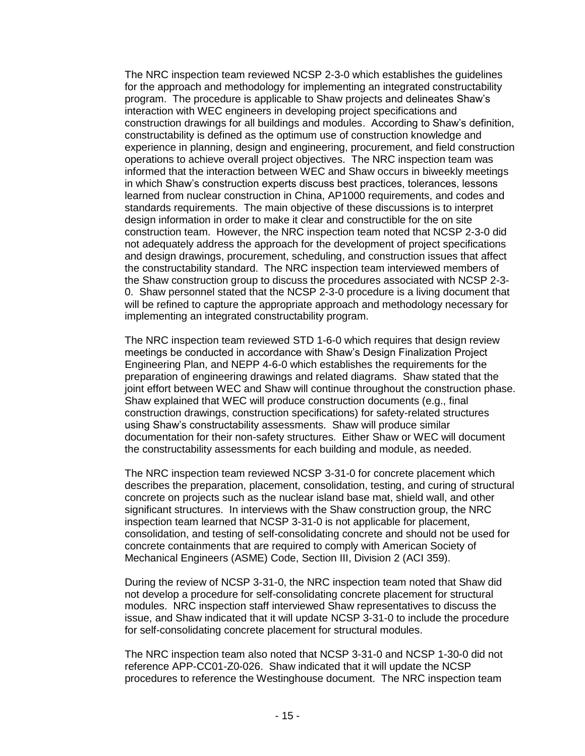The NRC inspection team reviewed NCSP 2-3-0 which establishes the guidelines for the approach and methodology for implementing an integrated constructability program. The procedure is applicable to Shaw projects and delineates Shaw's interaction with WEC engineers in developing project specifications and construction drawings for all buildings and modules. According to Shaw's definition, constructability is defined as the optimum use of construction knowledge and experience in planning, design and engineering, procurement, and field construction operations to achieve overall project objectives. The NRC inspection team was informed that the interaction between WEC and Shaw occurs in biweekly meetings in which Shaw's construction experts discuss best practices, tolerances, lessons learned from nuclear construction in China, AP1000 requirements, and codes and standards requirements. The main objective of these discussions is to interpret design information in order to make it clear and constructible for the on site construction team. However, the NRC inspection team noted that NCSP 2-3-0 did not adequately address the approach for the development of project specifications and design drawings, procurement, scheduling, and construction issues that affect the constructability standard. The NRC inspection team interviewed members of the Shaw construction group to discuss the procedures associated with NCSP 2-3-0. Shaw personnel stated that the NCSP 2-3-0 procedure is a living document that will be refined to capture the appropriate approach and methodology necessary for implementing an integrated constructability program.

The NRC inspection team reviewed STD 1-6-0 which requires that design review meetings be conducted in accordance with Shaw's Design Finalization Project Engineering Plan, and NEPP 4-6-0 which establishes the requirements for the preparation of engineering drawings and related diagrams. Shaw stated that the joint effort between WEC and Shaw will continue throughout the construction phase. Shaw explained that WEC will produce construction documents (e.g., final construction drawings, construction specifications) for safety-related structures using Shaw's constructability assessments. Shaw will produce similar documentation for their non-safety structures. Either Shaw or WEC will document the constructability assessments for each building and module, as needed.

The NRC inspection team reviewed NCSP 3-31-0 for concrete placement which describes the preparation, placement, consolidation, testing, and curing of structural concrete on projects such as the nuclear island base mat, shield wall, and other significant structures. In interviews with the Shaw construction group, the NRC inspection team learned that NCSP 3-31-0 is not applicable for placement, consolidation, and testing of self-consolidating concrete and should not be used for concrete containments that are required to comply with American Society of Mechanical Engineers (ASME) Code, Section III, Division 2 (ACI 359).

During the review of NCSP 3-31-0, the NRC inspection team noted that Shaw did not develop a procedure for self-consolidating concrete placement for structural modules. NRC inspection staff interviewed Shaw representatives to discuss the issue, and Shaw indicated that it will update NCSP 3-31-0 to include the procedure for self-consolidating concrete placement for structural modules.

The NRC inspection team also noted that NCSP 3-31-0 and NCSP 1-30-0 did not reference APP-CC01-Z0-026. Shaw indicated that it will update the NCSP procedures to reference the Westinghouse document. The NRC inspection team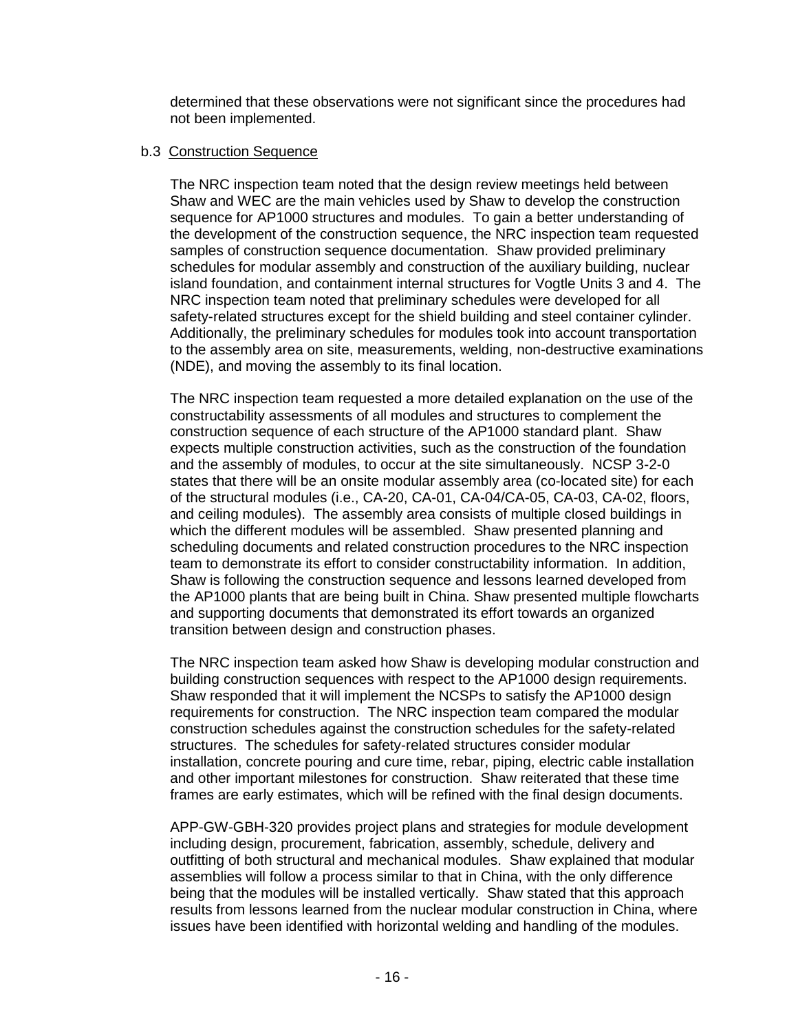determined that these observations were not significant since the procedures had not been implemented.

b.3 Construction Sequence

The NRC inspection team noted that the design review meetings held between Shaw and WEC are the main vehicles used by Shaw to develop the construction sequence for AP1000 structures and modules. To gain a better understanding of the development of the construction sequence, the NRC inspection team requested samples of construction sequence documentation. Shaw provided preliminary schedules for modular assembly and construction of the auxiliary building, nuclear island foundation, and containment internal structures for Vogtle Units 3 and 4. The NRC inspection team noted that preliminary schedules were developed for all safety-related structures except for the shield building and steel container cylinder. Additionally, the preliminary schedules for modules took into account transportation to the assembly area on site, measurements, welding, non-destructive examinations (NDE), and moving the assembly to its final location.

The NRC inspection team requested a more detailed explanation on the use of the constructability assessments of all modules and structures to complement the construction sequence of each structure of the AP1000 standard plant. Shaw expects multiple construction activities, such as the construction of the foundation and the assembly of modules, to occur at the site simultaneously. NCSP 3-2-0 states that there will be an onsite modular assembly area (co-located site) for each of the structural modules (i.e., CA-20, CA-01, CA-04/CA-05, CA-03, CA-02, floors, and ceiling modules). The assembly area consists of multiple closed buildings in which the different modules will be assembled. Shaw presented planning and scheduling documents and related construction procedures to the NRC inspection team to demonstrate its effort to consider constructability information. In addition, Shaw is following the construction sequence and lessons learned developed from the AP1000 plants that are being built in China. Shaw presented multiple flowcharts and supporting documents that demonstrated its effort towards an organized transition between design and construction phases.

The NRC inspection team asked how Shaw is developing modular construction and building construction sequences with respect to the AP1000 design requirements. Shaw responded that it will implement the NCSPs to satisfy the AP1000 design requirements for construction. The NRC inspection team compared the modular construction schedules against the construction schedules for the safety-related structures. The schedules for safety-related structures consider modular installation, concrete pouring and cure time, rebar, piping, electric cable installation and other important milestones for construction. Shaw reiterated that these time frames are early estimates, which will be refined with the final design documents.

APP-GW-GBH-320 provides project plans and strategies for module development including design, procurement, fabrication, assembly, schedule, delivery and outfitting of both structural and mechanical modules. Shaw explained that modular assemblies will follow a process similar to that in China, with the only difference being that the modules will be installed vertically. Shaw stated that this approach results from lessons learned from the nuclear modular construction in China, where issues have been identified with horizontal welding and handling of the modules.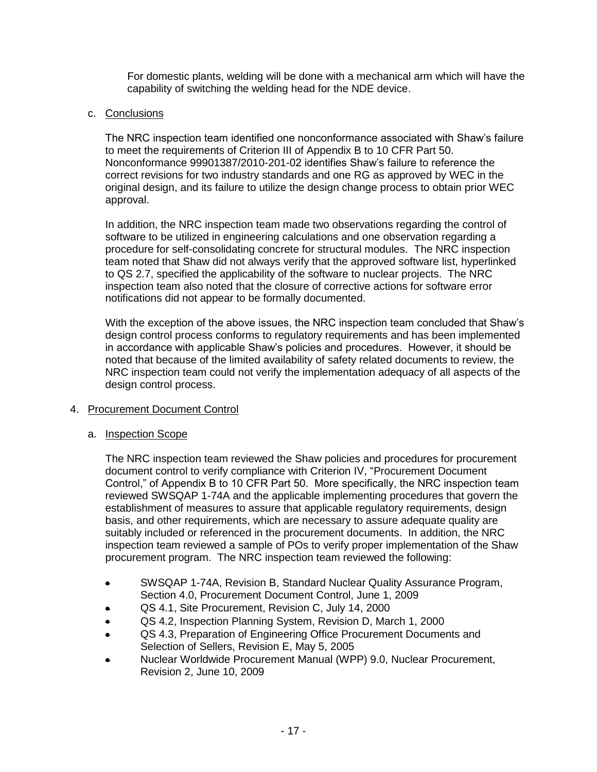For domestic plants, welding will be done with a mechanical arm which will have the capability of switching the welding head for the NDE device.

c. Conclusions

The NRC inspection team identified one nonconformance associated with Shaw's failure to meet the requirements of Criterion III of Appendix B to 10 CFR Part 50. Nonconformance 99901387/2010-201-02 identifies Shaw's failure to reference the correct revisions for two industry standards and one RG as approved by WEC in the original design, and its failure to utilize the design change process to obtain prior WEC approval.

In addition, the NRC inspection team made two observations regarding the control of software to be utilized in engineering calculations and one observation regarding a procedure for self-consolidating concrete for structural modules. The NRC inspection team noted that Shaw did not always verify that the approved software list, hyperlinked to QS 2.7, specified the applicability of the software to nuclear projects. The NRC inspection team also noted that the closure of corrective actions for software error notifications did not appear to be formally documented.

With the exception of the above issues, the NRC inspection team concluded that Shaw's design control process conforms to regulatory requirements and has been implemented in accordance with applicable Shaw's policies and procedures. However, it should be noted that because of the limited availability of safety related documents to review, the NRC inspection team could not verify the implementation adequacy of all aspects of the design control process.

4. Procurement Document Control

a. Inspection Scope

The NRC inspection team reviewed the Shaw policies and procedures for procurement document control to verify compliance with Criterion IV, "Procurement Document Control," of Appendix B to 10 CFR Part 50. More specifically, the NRC inspection team reviewed SWSQAP 1-74A and the applicable implementing procedures that govern the establishment of measures to assure that applicable regulatory requirements, design basis, and other requirements, which are necessary to assure adequate quality are suitably included or referenced in the procurement documents. In addition, the NRC inspection team reviewed a sample of POs to verify proper implementation of the Shaw procurement program. The NRC inspection team reviewed the following:

- SWSQAP 1-74A, Revision B, Standard Nuclear Quality Assurance Program, Section 4.0, Procurement Document Control, June 1, 2009
- QS 4.1, Site Procurement, Revision C, July 14, 2000
- QS 4.2, Inspection Planning System, Revision D, March 1, 2000
- QS 4.3, Preparation of Engineering Office Procurement Documents and Selection of Sellers, Revision E, May 5, 2005
- Nuclear Worldwide Procurement Manual (WPP) 9.0, Nuclear Procurement, Revision 2, June 10, 2009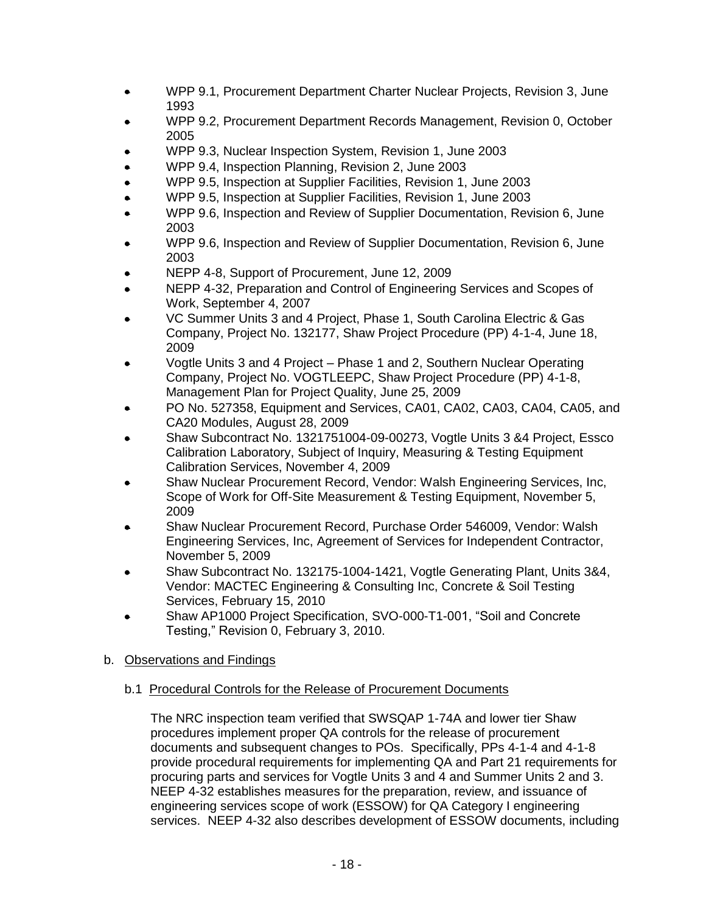- WPP 9.1, Procurement Department Charter Nuclear Projects, Revision 3, June 1993
- WPP 9.2, Procurement Department Records Management, Revision 0, October 2005
- WPP 9.3, Nuclear Inspection System, Revision 1, June 2003
- WPP 9.4, Inspection Planning, Revision 2, June 2003
- WPP 9.5, Inspection at Supplier Facilities, Revision 1, June 2003
- WPP 9.5, Inspection at Supplier Facilities, Revision 1, June 2003
- WPP 9.6, Inspection and Review of Supplier Documentation, Revision 6, June 2003
- WPP 9.6, Inspection and Review of Supplier Documentation, Revision 6, June 2003
- NEPP 4-8, Support of Procurement, June 12, 2009
- NEPP 4-32, Preparation and Control of Engineering Services and Scopes of Work, September 4, 2007
- VC Summer Units 3 and 4 Project, Phase 1, South Carolina Electric & Gas Company, Project No. 132177, Shaw Project Procedure (PP) 4-1-4, June 18, 2009
- Vogtle Units 3 and 4 Project – Phase 1 and 2, Southern Nuclear Operating Company, Project No. VOGTLEEPC, Shaw Project Procedure (PP) 4-1-8, Management Plan for Project Quality, June 25, 2009
- PO No. 527358, Equipment and Services, CA01, CA02, CA03, CA04, CA05, and CA20 Modules, August 28, 2009
- Shaw Subcontract No. 1321751004-09-00273, Vogtle Units 3 &4 Project, Essco Calibration Laboratory, Subject of Inquiry, Measuring & Testing Equipment Calibration Services, November 4, 2009
- Shaw Nuclear Procurement Record, Vendor: Walsh Engineering Services, Inc, Scope of Work for Off-Site Measurement & Testing Equipment, November 5, 2009
- Shaw Nuclear Procurement Record, Purchase Order 546009, Vendor: Walsh Engineering Services, Inc, Agreement of Services for Independent Contractor, November 5, 2009
- Shaw Subcontract No. 132175-1004-1421, Vogtle Generating Plant, Units 3&4, Vendor: MACTEC Engineering & Consulting Inc, Concrete & Soil Testing Services, February 15, 2010
- Shaw AP1000 Project Specification, SVO-000-T1-001, "Soil and Concrete Testing," Revision 0, February 3, 2010.

b. Observations and Findings

b.1 Procedural Controls for the Release of Procurement Documents

The NRC inspection team verified that SWSQAP 1-74A and lower tier Shaw procedures implement proper QA controls for the release of procurement documents and subsequent changes to POs. Specifically, PPs 4-1-4 and 4-1-8 provide procedural requirements for implementing QA and Part 21 requirements for procuring parts and services for Vogtle Units 3 and 4 and Summer Units 2 and 3. NEEP 4-32 establishes measures for the preparation, review, and issuance of engineering services scope of work (ESSOW) for QA Category I engineering services. NEEP 4-32 also describes development of ESSOW documents, including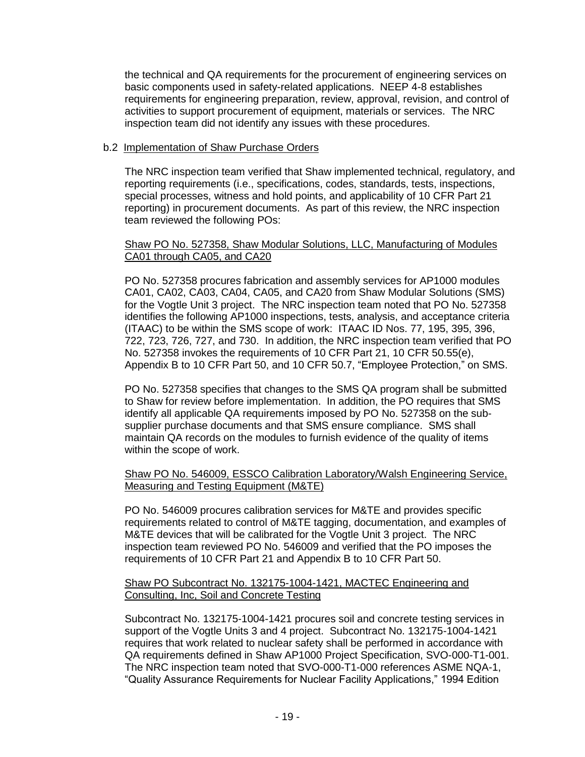the technical and QA requirements for the procurement of engineering services on basic components used in safety-related applications. NEEP 4-8 establishes requirements for engineering preparation, review, approval, revision, and control of activities to support procurement of equipment, materials or services. The NRC inspection team did not identify any issues with these procedures.

b.2 Implementation of Shaw Purchase Orders

The NRC inspection team verified that Shaw implemented technical, regulatory, and reporting requirements (i.e., specifications, codes, standards, tests, inspections, special processes, witness and hold points, and applicability of 10 CFR Part 21 reporting) in procurement documents. As part of this review, the NRC inspection team reviewed the following POs:

Shaw PO No. 527358, Shaw Modular Solutions, LLC, Manufacturing of Modules CA01 through CA05, and CA20

PO No. 527358 procures fabrication and assembly services for AP1000 modules CA01, CA02, CA03, CA04, CA05, and CA20 from Shaw Modular Solutions (SMS) for the Vogtle Unit 3 project. The NRC inspection team noted that PO No. 527358 identifies the following AP1000 inspections, tests, analysis, and acceptance criteria (ITAAC) to be within the SMS scope of work: ITAAC ID Nos. 77, 195, 395, 396, 722, 723, 726, 727, and 730. In addition, the NRC inspection team verified that PO No. 527358 invokes the requirements of 10 CFR Part 21, 10 CFR 50.55(e), Appendix B to 10 CFR Part 50, and 10 CFR 50.7, "Employee Protection," on SMS.

PO No. 527358 specifies that changes to the SMS QA program shall be submitted to Shaw for review before implementation. In addition, the PO requires that SMS identify all applicable QA requirements imposed by PO No. 527358 on the sub-supplier purchase documents and that SMS ensure compliance. SMS shall maintain QA records on the modules to furnish evidence of the quality of items within the scope of work.

Shaw PO No. 546009, ESSCO Calibration Laboratory/Walsh Engineering Service, Measuring and Testing Equipment (M&TE)

PO No. 546009 procures calibration services for M&TE and provides specific requirements related to control of M&TE tagging, documentation, and examples of M&TE devices that will be calibrated for the Vogtle Unit 3 project. The NRC inspection team reviewed PO No. 546009 and verified that the PO imposes the requirements of 10 CFR Part 21 and Appendix B to 10 CFR Part 50.

Shaw PO Subcontract No. 132175-1004-1421, MACTEC Engineering and Consulting, Inc, Soil and Concrete Testing

Subcontract No. 132175-1004-1421 procures soil and concrete testing services in support of the Vogtle Units 3 and 4 project. Subcontract No. 132175-1004-1421 requires that work related to nuclear safety shall be performed in accordance with QA requirements defined in Shaw AP1000 Project Specification, SVO-000-T1-001. The NRC inspection team noted that SVO-000-T1-000 references ASME NQA-1, "Quality Assurance Requirements for Nuclear Facility Applications," 1994 Edition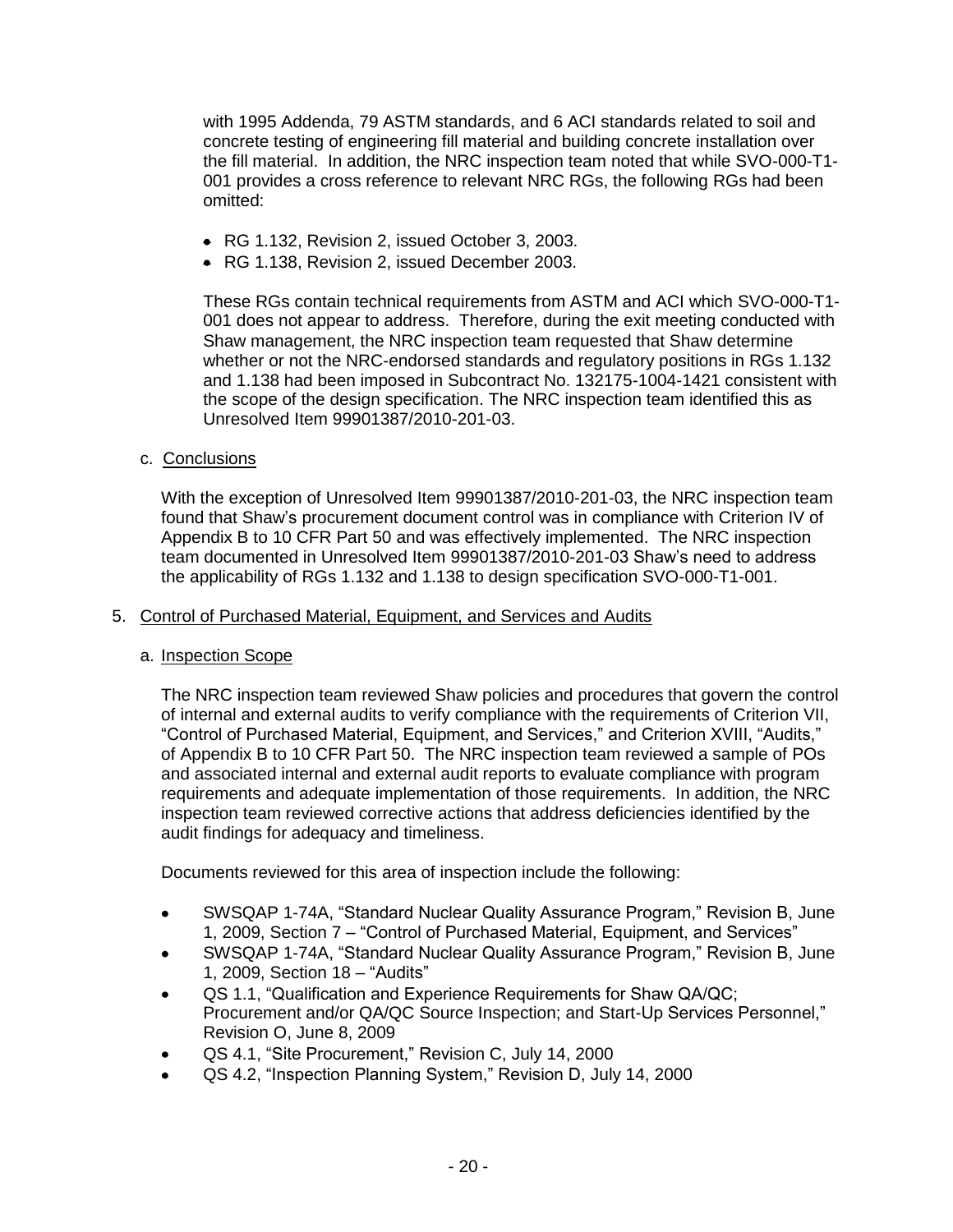with 1995 Addenda, 79 ASTM standards, and 6 ACI standards related to soil and concrete testing of engineering fill material and building concrete installation over the fill material. In addition, the NRC inspection team noted that while SVO-000-T1-001 provides a cross reference to relevant NRC RGs, the following RGs had been omitted:

- RG 1.132, Revision 2, issued October 3, 2003.
- RG 1.138, Revision 2, issued December 2003.

These RGs contain technical requirements from ASTM and ACI which SVO-000-T1-001 does not appear to address. Therefore, during the exit meeting conducted with Shaw management, the NRC inspection team requested that Shaw determine whether or not the NRC-endorsed standards and regulatory positions in RGs 1.132 and 1.138 had been imposed in Subcontract No. 132175-1004-1421 consistent with the scope of the design specification. The NRC inspection team identified this as Unresolved Item 99901387/2010-201-03.

c. Conclusions

With the exception of Unresolved Item 99901387/2010-201-03, the NRC inspection team found that Shaw's procurement document control was in compliance with Criterion IV of Appendix B to 10 CFR Part 50 and was effectively implemented. The NRC inspection team documented in Unresolved Item 99901387/2010-201-03 Shaw's need to address the applicability of RGs 1.132 and 1.138 to design specification SVO-000-T1-001.

5. Control of Purchased Material, Equipment, and Services and Audits

a. Inspection Scope

The NRC inspection team reviewed Shaw policies and procedures that govern the control of internal and external audits to verify compliance with the requirements of Criterion VII, "Control of Purchased Material, Equipment, and Services," and Criterion XVIII, "Audits," of Appendix B to 10 CFR Part 50. The NRC inspection team reviewed a sample of POs and associated internal and external audit reports to evaluate compliance with program requirements and adequate implementation of those requirements. In addition, the NRC inspection team reviewed corrective actions that address deficiencies identified by the audit findings for adequacy and timeliness.

Documents reviewed for this area of inspection include the following:

- SWSQAP 1-74A, "Standard Nuclear Quality Assurance Program," Revision B, June 1, 2009, Section 7 – "Control of Purchased Material, Equipment, and Services"
- SWSQAP 1-74A, "Standard Nuclear Quality Assurance Program," Revision B, June 1, 2009, Section 18 – "Audits"
- QS 1.1, "Qualification and Experience Requirements for Shaw QA/QC; Procurement and/or QA/QC Source Inspection; and Start-Up Services Personnel," Revision O, June 8, 2009
- QS 4.1, "Site Procurement," Revision C, July 14, 2000
- QS 4.2, "Inspection Planning System," Revision D, July 14, 2000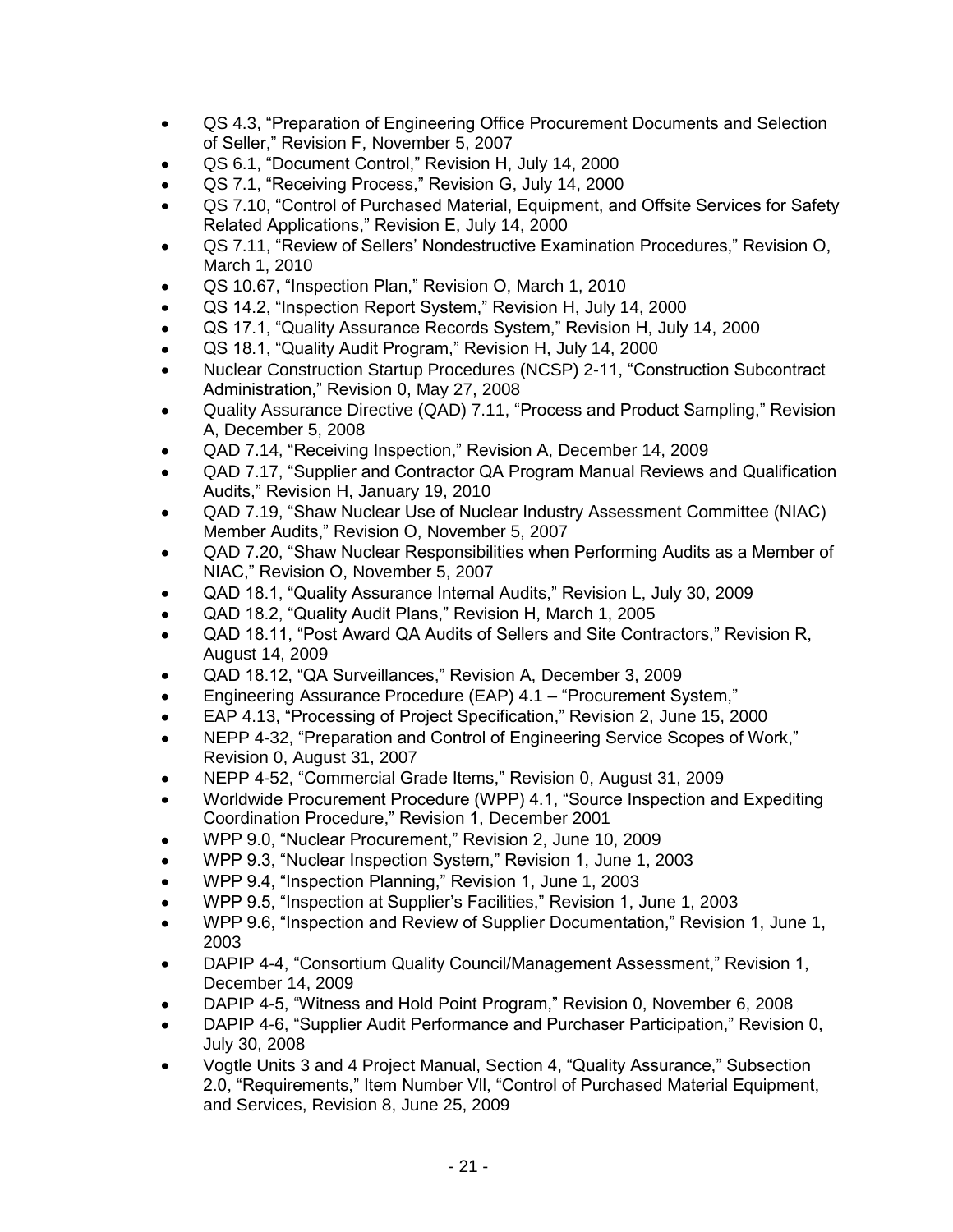- QS 4.3, "Preparation of Engineering Office Procurement Documents and Selection of Seller," Revision F, November 5, 2007
- QS 6.1, "Document Control," Revision H, July 14, 2000
- QS 7.1, "Receiving Process," Revision G, July 14, 2000
- QS 7.10, "Control of Purchased Material, Equipment, and Offsite Services for Safety Related Applications," Revision E, July 14, 2000
- QS 7.11, "Review of Sellers' Nondestructive Examination Procedures," Revision O, March 1, 2010
- QS 10.67, "Inspection Plan," Revision O, March 1, 2010
- QS 14.2, "Inspection Report System," Revision H, July 14, 2000
- QS 17.1, "Quality Assurance Records System," Revision H, July 14, 2000
- QS 18.1, "Quality Audit Program," Revision H, July 14, 2000
- Nuclear Construction Startup Procedures (NCSP) 2-11, "Construction Subcontract Administration," Revision 0, May 27, 2008
- Quality Assurance Directive (QAD) 7.11, "Process and Product Sampling," Revision A, December 5, 2008
- QAD 7.14, "Receiving Inspection," Revision A, December 14, 2009
- QAD 7.17, "Supplier and Contractor QA Program Manual Reviews and Qualification Audits," Revision H, January 19, 2010
- QAD 7.19, "Shaw Nuclear Use of Nuclear Industry Assessment Committee (NIAC) Member Audits," Revision O, November 5, 2007
- QAD 7.20, "Shaw Nuclear Responsibilities when Performing Audits as a Member of NIAC," Revision O, November 5, 2007
- QAD 18.1, "Quality Assurance Internal Audits," Revision L, July 30, 2009
- QAD 18.2, "Quality Audit Plans," Revision H, March 1, 2005
- QAD 18.11, "Post Award QA Audits of Sellers and Site Contractors," Revision R, August 14, 2009
- QAD 18.12, "QA Surveillances," Revision A, December 3, 2009
- Engineering Assurance Procedure (EAP) 4.1 – "Procurement System,"
- EAP 4.13, "Processing of Project Specification," Revision 2, June 15, 2000
- NEPP 4-32, "Preparation and Control of Engineering Service Scopes of Work," Revision 0, August 31, 2007
- NEPP 4-52, "Commercial Grade Items," Revision 0, August 31, 2009
- Worldwide Procurement Procedure (WPP) 4.1, "Source Inspection and Expediting Coordination Procedure," Revision 1, December 2001
- WPP 9.0, "Nuclear Procurement," Revision 2, June 10, 2009
- WPP 9.3, "Nuclear Inspection System," Revision 1, June 1, 2003
- WPP 9.4, "Inspection Planning," Revision 1, June 1, 2003
- WPP 9.5, "Inspection at Supplier's Facilities," Revision 1, June 1, 2003
- WPP 9.6, "Inspection and Review of Supplier Documentation," Revision 1, June 1, 2003
- DAPIP 4-4, "Consortium Quality Council/Management Assessment," Revision 1, December 14, 2009
- DAPIP 4-5, "Witness and Hold Point Program," Revision 0, November 6, 2008
- DAPIP 4-6, "Supplier Audit Performance and Purchaser Participation," Revision 0, July 30, 2008
- Vogtle Units 3 and 4 Project Manual, Section 4, "Quality Assurance," Subsection 2.0, "Requirements," Item Number VII, "Control of Purchased Material Equipment, and Services, Revision 8, June 25, 2009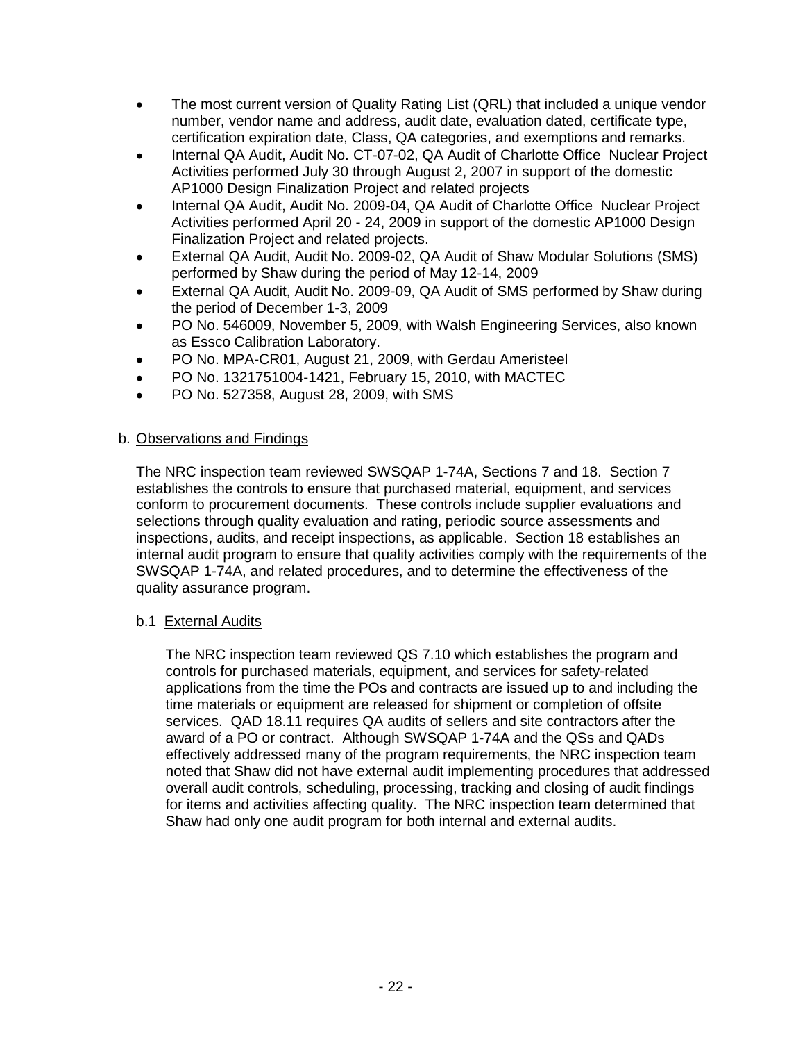- The most current version of Quality Rating List (QRL) that included a unique vendor number, vendor name and address, audit date, evaluation dated, certificate type, certification expiration date, Class, QA categories, and exemptions and remarks.
- Internal QA Audit, Audit No. CT-07-02, QA Audit of Charlotte Office Nuclear Project Activities performed July 30 through August 2, 2007 in support of the domestic AP1000 Design Finalization Project and related projects
- Internal QA Audit, Audit No. 2009-04, QA Audit of Charlotte Office Nuclear Project Activities performed April 20 - 24, 2009 in support of the domestic AP1000 Design Finalization Project and related projects.
- External QA Audit, Audit No. 2009-02, QA Audit of Shaw Modular Solutions (SMS) performed by Shaw during the period of May 12-14, 2009
- External QA Audit, Audit No. 2009-09, QA Audit of SMS performed by Shaw during the period of December 1-3, 2009
- PO No. 546009, November 5, 2009, with Walsh Engineering Services, also known as Essco Calibration Laboratory.
- PO No. MPA-CR01, August 21, 2009, with Gerdau Ameristeel
- PO No. 1321751004-1421, February 15, 2010, with MACTEC
- PO No. 527358, August 28, 2009, with SMS

b. Observations and Findings

The NRC inspection team reviewed SWSQAP 1-74A, Sections 7 and 18. Section 7 establishes the controls to ensure that purchased material, equipment, and services conform to procurement documents. These controls include supplier evaluations and selections through quality evaluation and rating, periodic source assessments and inspections, audits, and receipt inspections, as applicable. Section 18 establishes an internal audit program to ensure that quality activities comply with the requirements of the SWSQAP 1-74A, and related procedures, and to determine the effectiveness of the quality assurance program.

b.1 External Audits

The NRC inspection team reviewed QS 7.10 which establishes the program and controls for purchased materials, equipment, and services for safety-related applications from the time the POs and contracts are issued up to and including the time materials or equipment are released for shipment or completion of offsite services. QAD 18.11 requires QA audits of sellers and site contractors after the award of a PO or contract. Although SWSQAP 1-74A and the QSs and QADs effectively addressed many of the program requirements, the NRC inspection team noted that Shaw did not have external audit implementing procedures that addressed overall audit controls, scheduling, processing, tracking and closing of audit findings for items and activities affecting quality. The NRC inspection team determined that Shaw had only one audit program for both internal and external audits.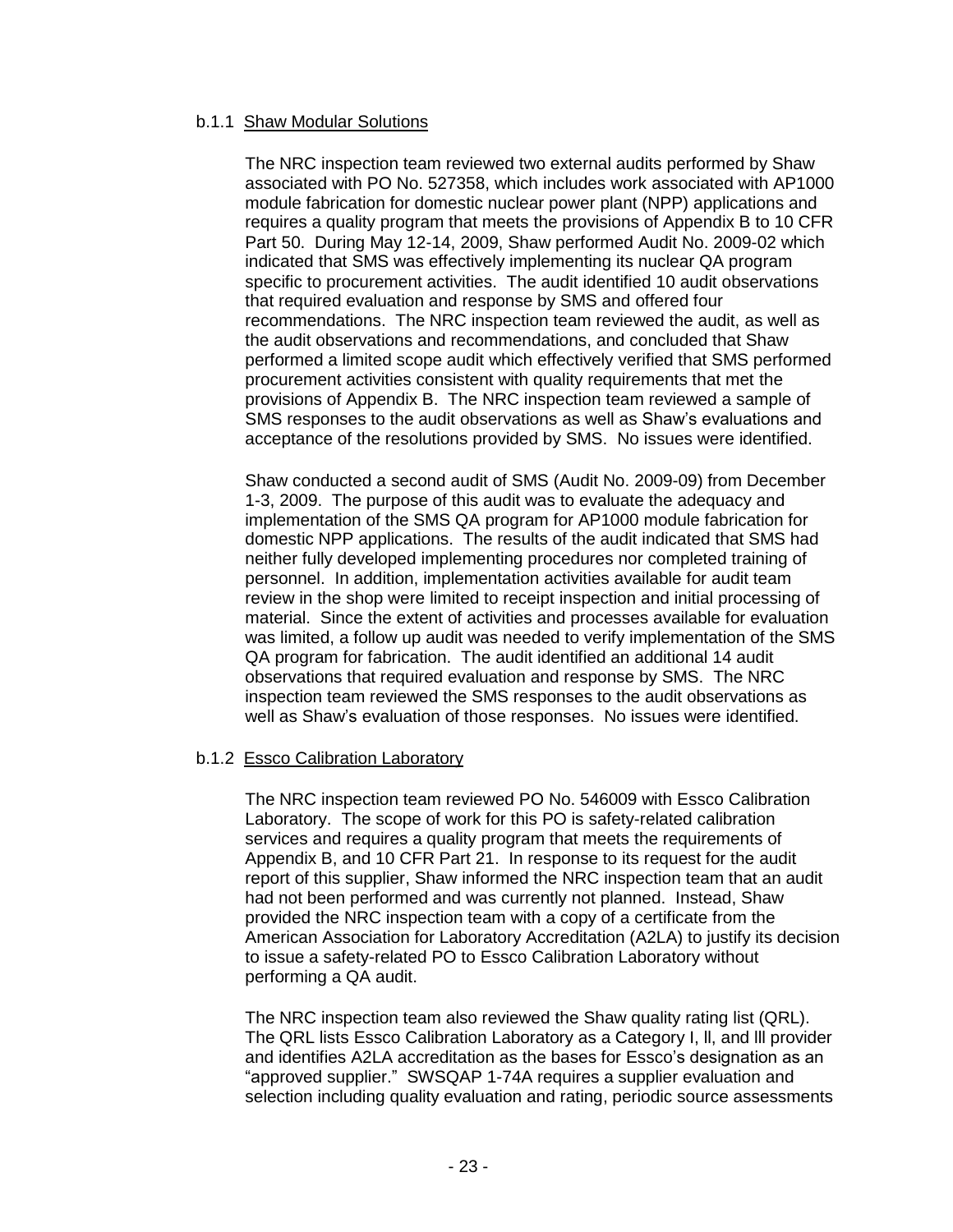#### b.1.1 Shaw Modular Solutions

The NRC inspection team reviewed two external audits performed by Shaw associated with PO No. 527358, which includes work associated with AP1000 module fabrication for domestic nuclear power plant (NPP) applications and requires a quality program that meets the provisions of Appendix B to 10 CFR Part 50. During May 12-14, 2009, Shaw performed Audit No. 2009-02 which indicated that SMS was effectively implementing its nuclear QA program specific to procurement activities. The audit identified 10 audit observations that required evaluation and response by SMS and offered four recommendations. The NRC inspection team reviewed the audit, as well as the audit observations and recommendations, and concluded that Shaw performed a limited scope audit which effectively verified that SMS performed procurement activities consistent with quality requirements that met the provisions of Appendix B. The NRC inspection team reviewed a sample of SMS responses to the audit observations as well as Shaw's evaluations and acceptance of the resolutions provided by SMS. No issues were identified.

Shaw conducted a second audit of SMS (Audit No. 2009-09) from December 1-3, 2009. The purpose of this audit was to evaluate the adequacy and implementation of the SMS QA program for AP1000 module fabrication for domestic NPP applications. The results of the audit indicated that SMS had neither fully developed implementing procedures nor completed training of personnel. In addition, implementation activities available for audit team review in the shop were limited to receipt inspection and initial processing of material. Since the extent of activities and processes available for evaluation was limited, a follow up audit was needed to verify implementation of the SMS QA program for fabrication. The audit identified an additional 14 audit observations that required evaluation and response by SMS. The NRC inspection team reviewed the SMS responses to the audit observations as well as Shaw's evaluation of those responses. No issues were identified.

#### b.1.2 Essco Calibration Laboratory

The NRC inspection team reviewed PO No. 546009 with Essco Calibration Laboratory. The scope of work for this PO is safety-related calibration services and requires a quality program that meets the requirements of Appendix B, and 10 CFR Part 21. In response to its request for the audit report of this supplier, Shaw informed the NRC inspection team that an audit had not been performed and was currently not planned. Instead, Shaw provided the NRC inspection team with a copy of a certificate from the American Association for Laboratory Accreditation (A2LA) to justify its decision to issue a safety-related PO to Essco Calibration Laboratory without performing a QA audit.

The NRC inspection team also reviewed the Shaw quality rating list (QRL). The QRL lists Essco Calibration Laboratory as a Category I, ll, and lll provider and identifies A2LA accreditation as the bases for Essco's designation as an "approved supplier." SWSQAP 1-74A requires a supplier evaluation and selection including quality evaluation and rating, periodic source assessments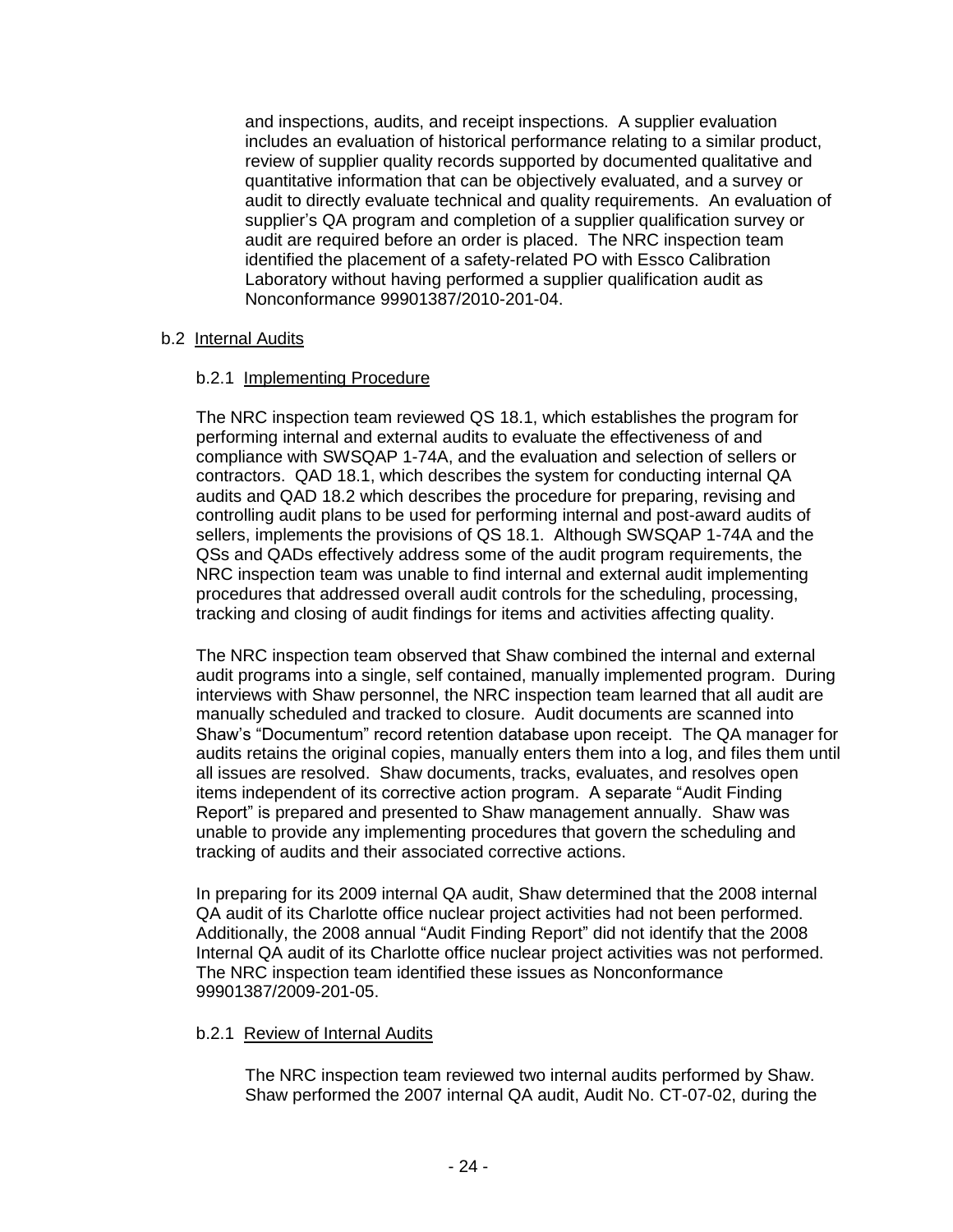and inspections, audits, and receipt inspections. A supplier evaluation includes an evaluation of historical performance relating to a similar product, review of supplier quality records supported by documented qualitative and quantitative information that can be objectively evaluated, and a survey or audit to directly evaluate technical and quality requirements. An evaluation of supplier's QA program and completion of a supplier qualification survey or audit are required before an order is placed. The NRC inspection team identified the placement of a safety-related PO with Essco Calibration Laboratory without having performed a supplier qualification audit as Nonconformance 99901387/2010-201-04.

b.2 Internal Audits

b.2.1 Implementing Procedure

The NRC inspection team reviewed QS 18.1, which establishes the program for performing internal and external audits to evaluate the effectiveness of and compliance with SWSQAP 1-74A, and the evaluation and selection of sellers or contractors. QAD 18.1, which describes the system for conducting internal QA audits and QAD 18.2 which describes the procedure for preparing, revising and controlling audit plans to be used for performing internal and post-award audits of sellers, implements the provisions of QS 18.1. Although SWSQAP 1-74A and the QSs and QADs effectively address some of the audit program requirements, the NRC inspection team was unable to find internal and external audit implementing procedures that addressed overall audit controls for the scheduling, processing, tracking and closing of audit findings for items and activities affecting quality.

The NRC inspection team observed that Shaw combined the internal and external audit programs into a single, self contained, manually implemented program. During interviews with Shaw personnel, the NRC inspection team learned that all audit are manually scheduled and tracked to closure. Audit documents are scanned into Shaw's "Documentum" record retention database upon receipt. The QA manager for audits retains the original copies, manually enters them into a log, and files them until all issues are resolved. Shaw documents, tracks, evaluates, and resolves open items independent of its corrective action program. A separate "Audit Finding Report" is prepared and presented to Shaw management annually. Shaw was unable to provide any implementing procedures that govern the scheduling and tracking of audits and their associated corrective actions.

In preparing for its 2009 internal QA audit, Shaw determined that the 2008 internal QA audit of its Charlotte office nuclear project activities had not been performed. Additionally, the 2008 annual "Audit Finding Report" did not identify that the 2008 Internal QA audit of its Charlotte office nuclear project activities was not performed. The NRC inspection team identified these issues as Nonconformance 99901387/2009-201-05.

b.2.1 Review of Internal Audits

The NRC inspection team reviewed two internal audits performed by Shaw. Shaw performed the 2007 internal QA audit, Audit No. CT-07-02, during the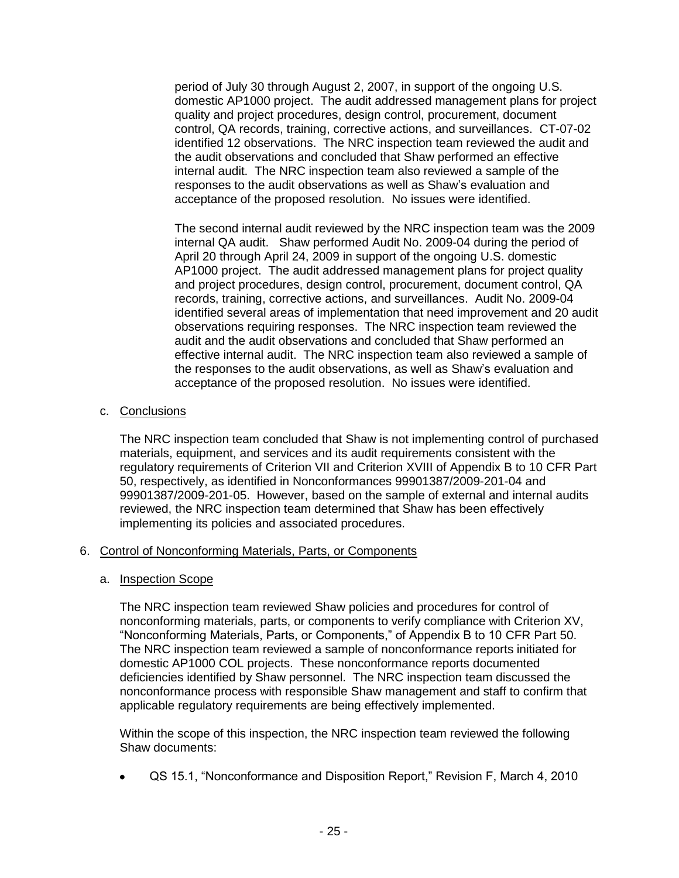period of July 30 through August 2, 2007, in support of the ongoing U.S. domestic AP1000 project. The audit addressed management plans for project quality and project procedures, design control, procurement, document control, QA records, training, corrective actions, and surveillances. CT-07-02 identified 12 observations. The NRC inspection team reviewed the audit and the audit observations and concluded that Shaw performed an effective internal audit. The NRC inspection team also reviewed a sample of the responses to the audit observations as well as Shaw's evaluation and acceptance of the proposed resolution. No issues were identified.

The second internal audit reviewed by the NRC inspection team was the 2009 internal QA audit. Shaw performed Audit No. 2009-04 during the period of April 20 through April 24, 2009 in support of the ongoing U.S. domestic AP1000 project. The audit addressed management plans for project quality and project procedures, design control, procurement, document control, QA records, training, corrective actions, and surveillances. Audit No. 2009-04 identified several areas of implementation that need improvement and 20 audit observations requiring responses. The NRC inspection team reviewed the audit and the audit observations and concluded that Shaw performed an effective internal audit. The NRC inspection team also reviewed a sample of the responses to the audit observations, as well as Shaw's evaluation and acceptance of the proposed resolution. No issues were identified.

c. Conclusions

The NRC inspection team concluded that Shaw is not implementing control of purchased materials, equipment, and services and its audit requirements consistent with the regulatory requirements of Criterion VII and Criterion XVIII of Appendix B to 10 CFR Part 50, respectively, as identified in Nonconformances 99901387/2009-201-04 and 99901387/2009-201-05. However, based on the sample of external and internal audits reviewed, the NRC inspection team determined that Shaw has been effectively implementing its policies and associated procedures.

## 6. Control of Nonconforming Materials, Parts, or Components

a. Inspection Scope

The NRC inspection team reviewed Shaw policies and procedures for control of nonconforming materials, parts, or components to verify compliance with Criterion XV, "Nonconforming Materials, Parts, or Components," of Appendix B to 10 CFR Part 50. The NRC inspection team reviewed a sample of nonconformance reports initiated for domestic AP1000 COL projects. These nonconformance reports documented deficiencies identified by Shaw personnel. The NRC inspection team discussed the nonconformance process with responsible Shaw management and staff to confirm that applicable regulatory requirements are being effectively implemented.

Within the scope of this inspection, the NRC inspection team reviewed the following Shaw documents:

- QS 15.1, "Nonconformance and Disposition Report," Revision F, March 4, 2010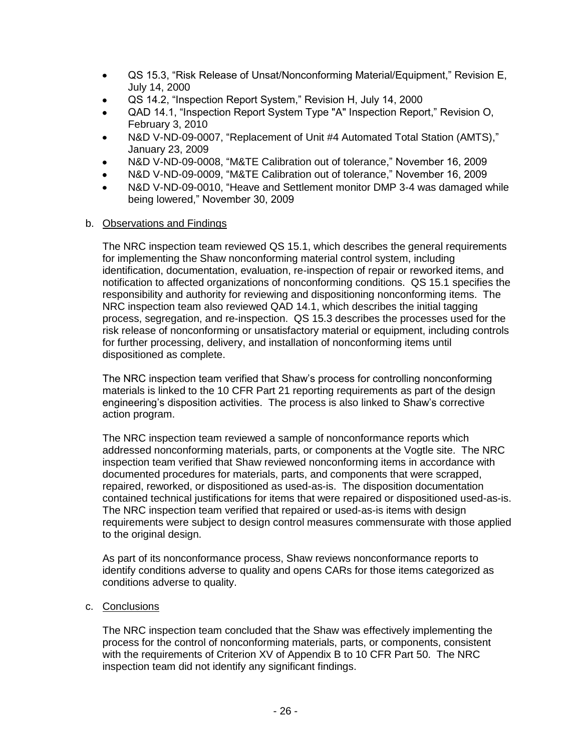- QS 15.3, "Risk Release of Unsat/Nonconforming Material/Equipment," Revision E, July 14, 2000
- QS 14.2, "Inspection Report System," Revision H, July 14, 2000
- QAD 14.1, "Inspection Report System Type "A" Inspection Report," Revision O, February 3, 2010
- N&D V-ND-09-0007, "Replacement of Unit #4 Automated Total Station (AMTS)," January 23, 2009
- N&D V-ND-09-0008, "M&TE Calibration out of tolerance," November 16, 2009
- N&D V-ND-09-0009, "M&TE Calibration out of tolerance," November 16, 2009
- N&D V-ND-09-0010, "Heave and Settlement monitor DMP 3-4 was damaged while being lowered," November 30, 2009

b. Observations and Findings

The NRC inspection team reviewed QS 15.1, which describes the general requirements for implementing the Shaw nonconforming material control system, including identification, documentation, evaluation, re-inspection of repair or reworked items, and notification to affected organizations of nonconforming conditions. QS 15.1 specifies the responsibility and authority for reviewing and dispositioning nonconforming items. The NRC inspection team also reviewed QAD 14.1, which describes the initial tagging process, segregation, and re-inspection. QS 15.3 describes the processes used for the risk release of nonconforming or unsatisfactory material or equipment, including controls for further processing, delivery, and installation of nonconforming items until dispositioned as complete.

The NRC inspection team verified that Shaw's process for controlling nonconforming materials is linked to the 10 CFR Part 21 reporting requirements as part of the design engineering's disposition activities. The process is also linked to Shaw's corrective action program.

The NRC inspection team reviewed a sample of nonconformance reports which addressed nonconforming materials, parts, or components at the Vogtle site. The NRC inspection team verified that Shaw reviewed nonconforming items in accordance with documented procedures for materials, parts, and components that were scrapped, repaired, reworked, or dispositioned as used-as-is. The disposition documentation contained technical justifications for items that were repaired or dispositioned used-as-is. The NRC inspection team verified that repaired or used-as-is items with design requirements were subject to design control measures commensurate with those applied to the original design.

As part of its nonconformance process, Shaw reviews nonconformance reports to identify conditions adverse to quality and opens CARs for those items categorized as conditions adverse to quality.

c. Conclusions

The NRC inspection team concluded that the Shaw was effectively implementing the process for the control of nonconforming materials, parts, or components, consistent with the requirements of Criterion XV of Appendix B to 10 CFR Part 50. The NRC inspection team did not identify any significant findings.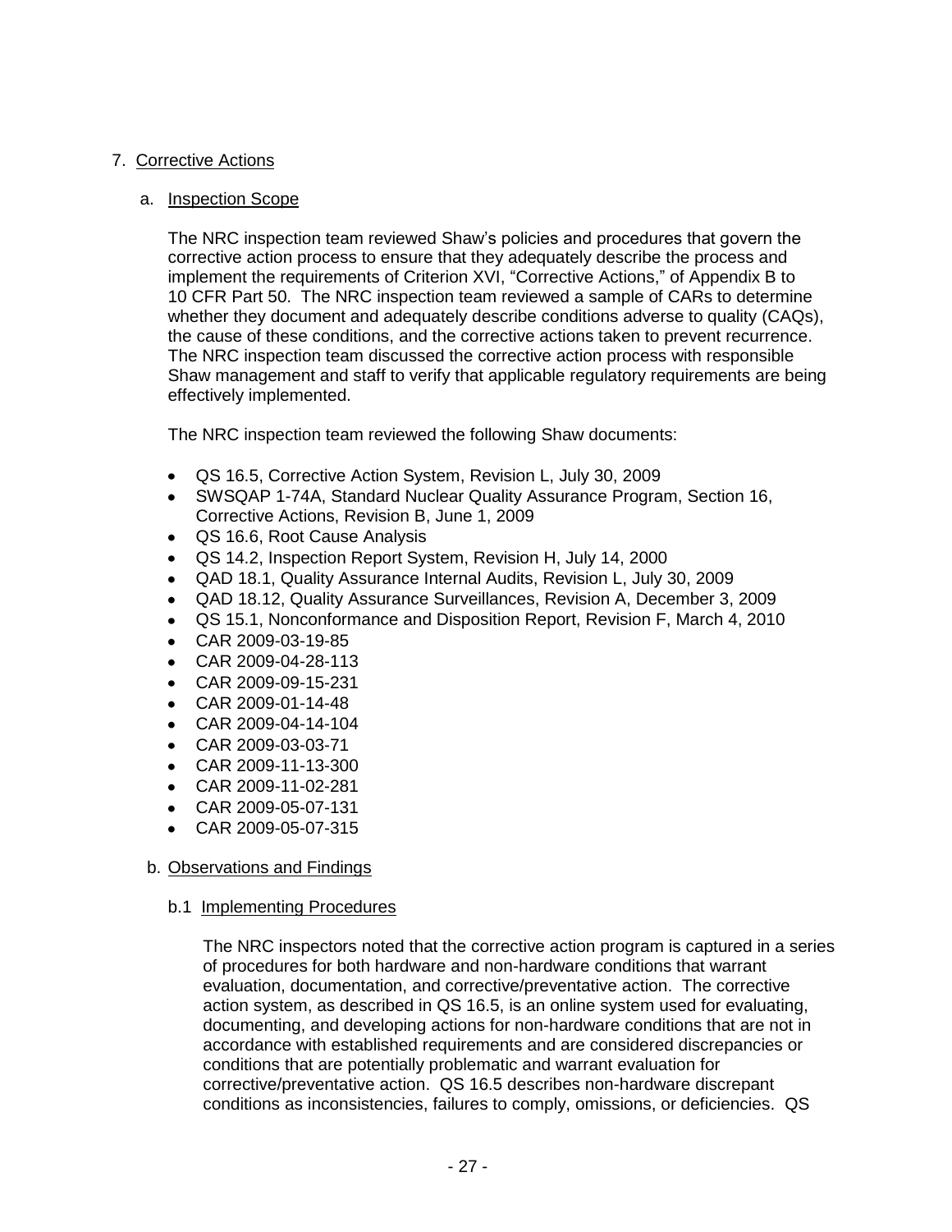7. Corrective Actions

a. Inspection Scope

The NRC inspection team reviewed Shaw's policies and procedures that govern the corrective action process to ensure that they adequately describe the process and implement the requirements of Criterion XVI, "Corrective Actions," of Appendix B to 10 CFR Part 50. The NRC inspection team reviewed a sample of CARs to determine whether they document and adequately describe conditions adverse to quality (CAQs), the cause of these conditions, and the corrective actions taken to prevent recurrence. The NRC inspection team discussed the corrective action process with responsible Shaw management and staff to verify that applicable regulatory requirements are being effectively implemented.

The NRC inspection team reviewed the following Shaw documents:

- QS 16.5, Corrective Action System, Revision L, July 30, 2009
- SWSQAP 1-74A, Standard Nuclear Quality Assurance Program, Section 16, Corrective Actions, Revision B, June 1, 2009
- QS 16.6, Root Cause Analysis
- QS 14.2, Inspection Report System, Revision H, July 14, 2000
- QAD 18.1, Quality Assurance Internal Audits, Revision L, July 30, 2009
- QAD 18.12, Quality Assurance Surveillances, Revision A, December 3, 2009
- QS 15.1, Nonconformance and Disposition Report, Revision F, March 4, 2010
- CAR 2009-03-19-85
- CAR 2009-04-28-113
- CAR 2009-09-15-231
- CAR 2009-01-14-48
- CAR 2009-04-14-104
- CAR 2009-03-03-71
- CAR 2009-11-13-300
- CAR 2009-11-02-281
- CAR 2009-05-07-131
- CAR 2009-05-07-315

b. Observations and Findings

b.1 Implementing Procedures

The NRC inspectors noted that the corrective action program is captured in a series of procedures for both hardware and non-hardware conditions that warrant evaluation, documentation, and corrective/preventative action. The corrective action system, as described in QS 16.5, is an online system used for evaluating, documenting, and developing actions for non-hardware conditions that are not in accordance with established requirements and are considered discrepancies or conditions that are potentially problematic and warrant evaluation for corrective/preventative action. QS 16.5 describes non-hardware discrepant conditions as inconsistencies, failures to comply, omissions, or deficiencies. QS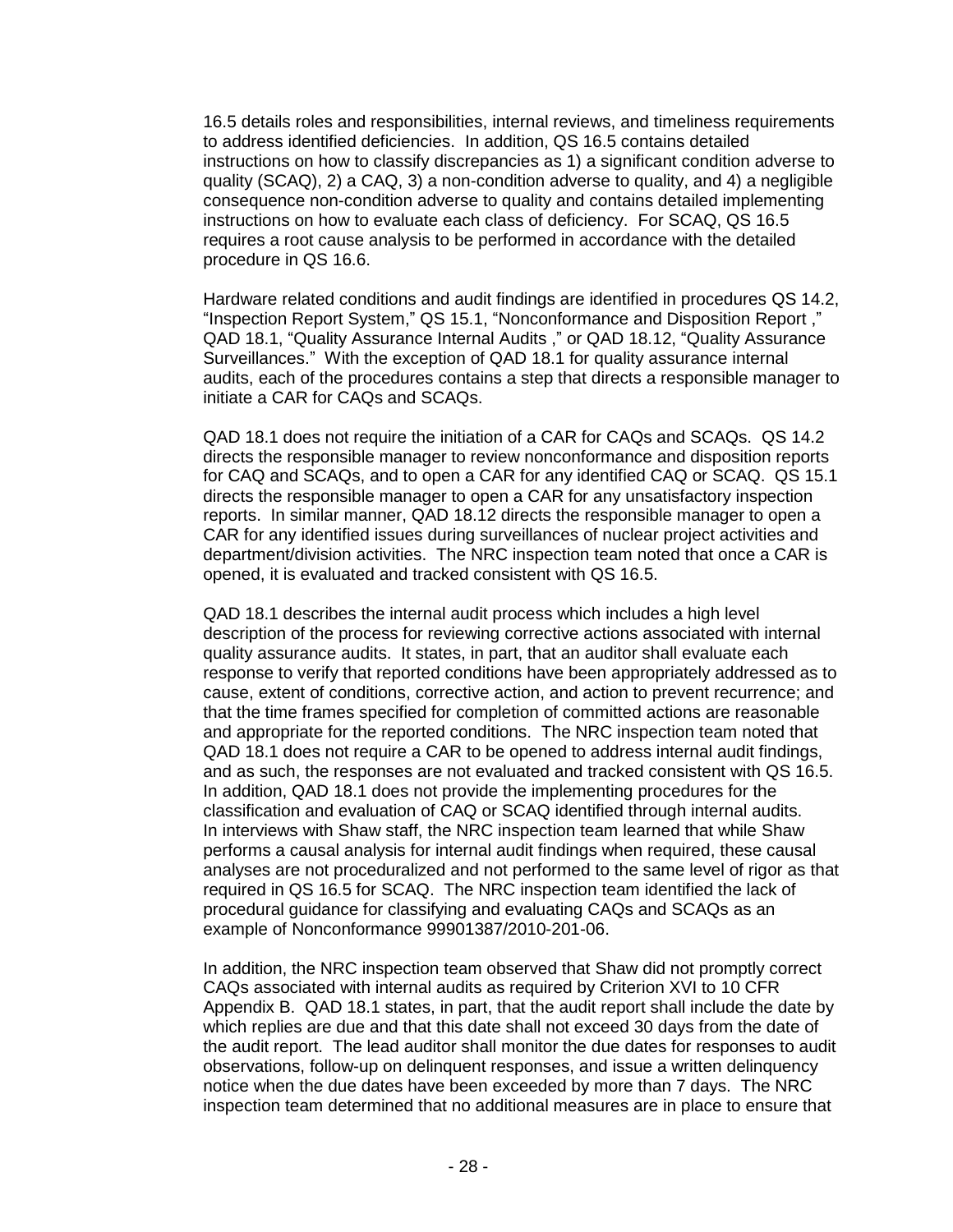16.5 details roles and responsibilities, internal reviews, and timeliness requirements to address identified deficiencies. In addition, QS 16.5 contains detailed instructions on how to classify discrepancies as 1) a significant condition adverse to quality (SCAQ), 2) a CAQ, 3) a non-condition adverse to quality, and 4) a negligible consequence non-condition adverse to quality and contains detailed implementing instructions on how to evaluate each class of deficiency. For SCAQ, QS 16.5 requires a root cause analysis to be performed in accordance with the detailed procedure in QS 16.6.

Hardware related conditions and audit findings are identified in procedures QS 14.2, "Inspection Report System," QS 15.1, "Nonconformance and Disposition Report ," QAD 18.1, "Quality Assurance Internal Audits ," or QAD 18.12, "Quality Assurance Surveillances." With the exception of QAD 18.1 for quality assurance internal audits, each of the procedures contains a step that directs a responsible manager to initiate a CAR for CAQs and SCAQs.

QAD 18.1 does not require the initiation of a CAR for CAQs and SCAQs. QS 14.2 directs the responsible manager to review nonconformance and disposition reports for CAQ and SCAQs, and to open a CAR for any identified CAQ or SCAQ. QS 15.1 directs the responsible manager to open a CAR for any unsatisfactory inspection reports. In similar manner, QAD 18.12 directs the responsible manager to open a CAR for any identified issues during surveillances of nuclear project activities and department/division activities. The NRC inspection team noted that once a CAR is opened, it is evaluated and tracked consistent with QS 16.5.

QAD 18.1 describes the internal audit process which includes a high level description of the process for reviewing corrective actions associated with internal quality assurance audits. It states, in part, that an auditor shall evaluate each response to verify that reported conditions have been appropriately addressed as to cause, extent of conditions, corrective action, and action to prevent recurrence; and that the time frames specified for completion of committed actions are reasonable and appropriate for the reported conditions. The NRC inspection team noted that QAD 18.1 does not require a CAR to be opened to address internal audit findings, and as such, the responses are not evaluated and tracked consistent with QS 16.5. In addition, QAD 18.1 does not provide the implementing procedures for the classification and evaluation of CAQ or SCAQ identified through internal audits. In interviews with Shaw staff, the NRC inspection team learned that while Shaw performs a causal analysis for internal audit findings when required, these causal analyses are not proceduralized and not performed to the same level of rigor as that required in QS 16.5 for SCAQ. The NRC inspection team identified the lack of procedural guidance for classifying and evaluating CAQs and SCAQs as an example of Nonconformance 99901387/2010-201-06.

In addition, the NRC inspection team observed that Shaw did not promptly correct CAQs associated with internal audits as required by Criterion XVI to 10 CFR Appendix B. QAD 18.1 states, in part, that the audit report shall include the date by which replies are due and that this date shall not exceed 30 days from the date of the audit report. The lead auditor shall monitor the due dates for responses to audit observations, follow-up on delinquent responses, and issue a written delinquency notice when the due dates have been exceeded by more than 7 days. The NRC inspection team determined that no additional measures are in place to ensure that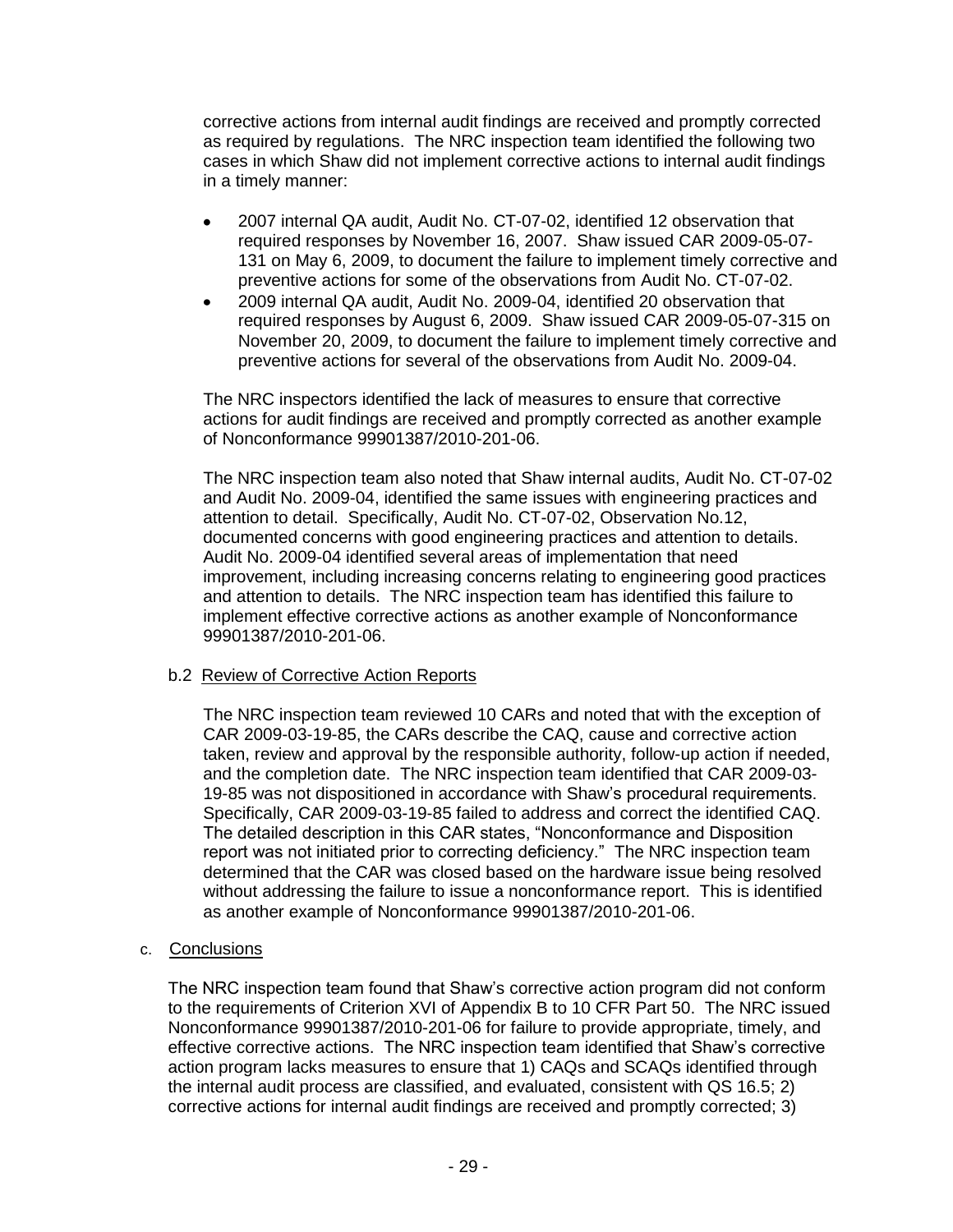corrective actions from internal audit findings are received and promptly corrected as required by regulations. The NRC inspection team identified the following two cases in which Shaw did not implement corrective actions to internal audit findings in a timely manner:

- 2007 internal QA audit, Audit No. CT-07-02, identified 12 observation that required responses by November 16, 2007. Shaw issued CAR 2009-05-07-131 on May 6, 2009, to document the failure to implement timely corrective and preventive actions for some of the observations from Audit No. CT-07-02.
- 2009 internal QA audit, Audit No. 2009-04, identified 20 observation that required responses by August 6, 2009. Shaw issued CAR 2009-05-07-315 on November 20, 2009, to document the failure to implement timely corrective and preventive actions for several of the observations from Audit No. 2009-04.

The NRC inspectors identified the lack of measures to ensure that corrective actions for audit findings are received and promptly corrected as another example of Nonconformance 99901387/2010-201-06.

The NRC inspection team also noted that Shaw internal audits, Audit No. CT-07-02 and Audit No. 2009-04, identified the same issues with engineering practices and attention to detail. Specifically, Audit No. CT-07-02, Observation No.12, documented concerns with good engineering practices and attention to details. Audit No. 2009-04 identified several areas of implementation that need improvement, including increasing concerns relating to engineering good practices and attention to details. The NRC inspection team has identified this failure to implement effective corrective actions as another example of Nonconformance 99901387/2010-201-06.

b.2 Review of Corrective Action Reports

The NRC inspection team reviewed 10 CARs and noted that with the exception of CAR 2009-03-19-85, the CARs describe the CAQ, cause and corrective action taken, review and approval by the responsible authority, follow-up action if needed, and the completion date. The NRC inspection team identified that CAR 2009-03-19-85 was not dispositioned in accordance with Shaw's procedural requirements. Specifically, CAR 2009-03-19-85 failed to address and correct the identified CAQ. The detailed description in this CAR states, "Nonconformance and Disposition report was not initiated prior to correcting deficiency." The NRC inspection team determined that the CAR was closed based on the hardware issue being resolved without addressing the failure to issue a nonconformance report. This is identified as another example of Nonconformance 99901387/2010-201-06.

c. Conclusions

The NRC inspection team found that Shaw's corrective action program did not conform to the requirements of Criterion XVI of Appendix B to 10 CFR Part 50. The NRC issued Nonconformance 99901387/2010-201-06 for failure to provide appropriate, timely, and effective corrective actions. The NRC inspection team identified that Shaw's corrective action program lacks measures to ensure that 1) CAQs and SCAQs identified through the internal audit process are classified, and evaluated, consistent with QS 16.5; 2) corrective actions for internal audit findings are received and promptly corrected; 3)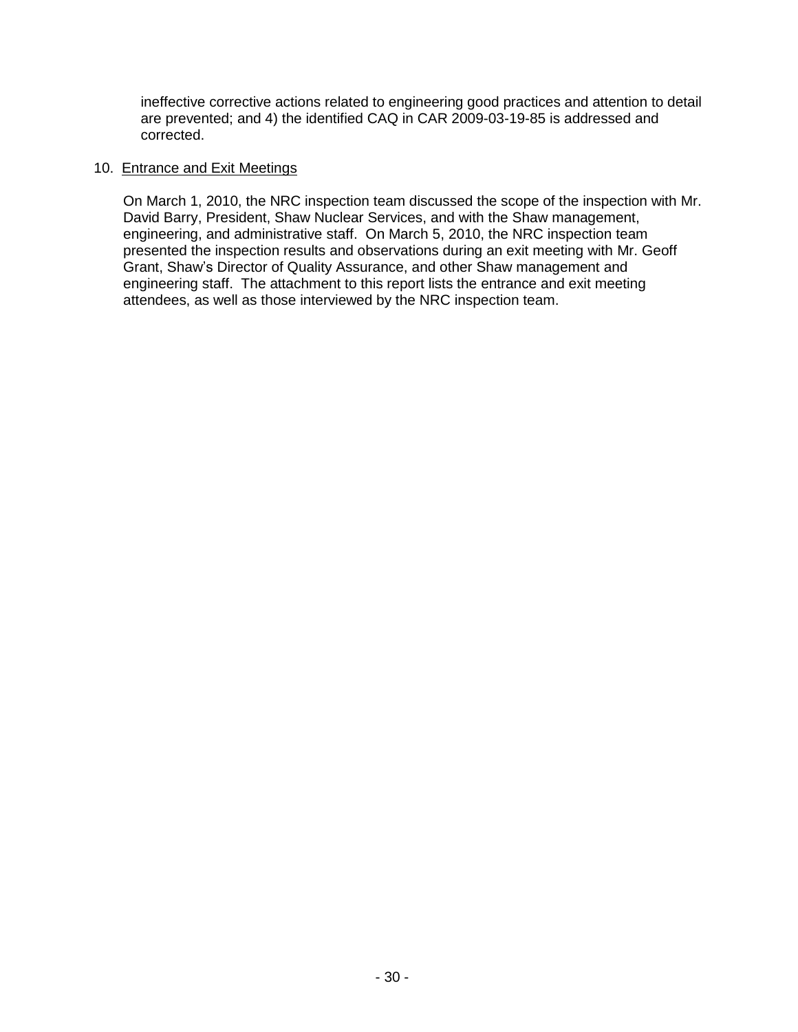ineffective corrective actions related to engineering good practices and attention to detail are prevented; and 4) the identified CAQ in CAR 2009-03-19-85 is addressed and corrected.

10. Entrance and Exit Meetings

On March 1, 2010, the NRC inspection team discussed the scope of the inspection with Mr. David Barry, President, Shaw Nuclear Services, and with the Shaw management, engineering, and administrative staff. On March 5, 2010, the NRC inspection team presented the inspection results and observations during an exit meeting with Mr. Geoff Grant, Shaw's Director of Quality Assurance, and other Shaw management and engineering staff. The attachment to this report lists the entrance and exit meeting attendees, as well as those interviewed by the NRC inspection team.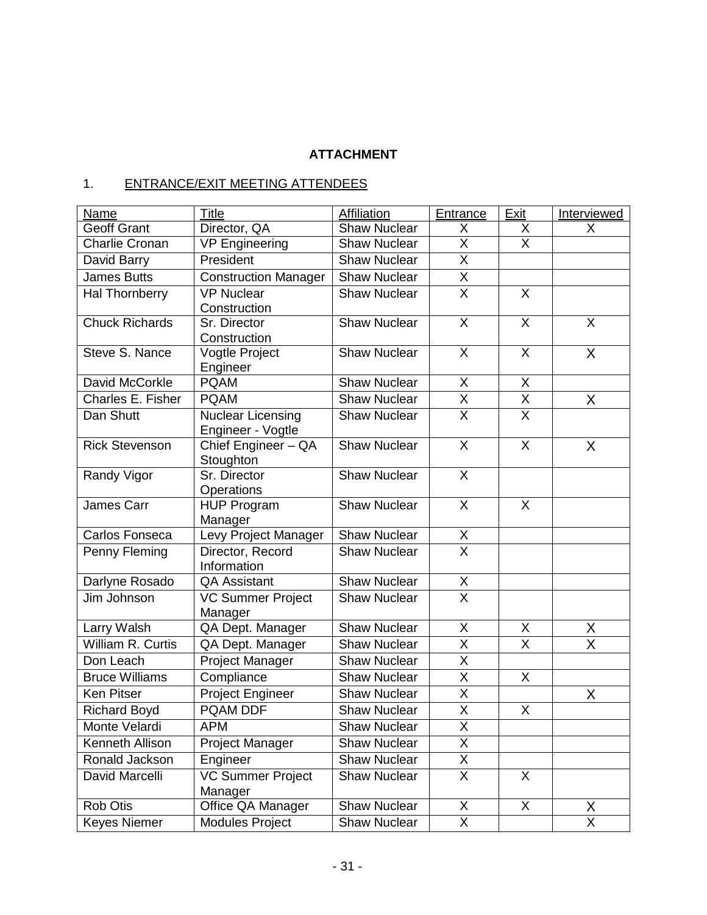**ATTACHMENT**

1. ENTRANCE/EXIT MEETING ATTENDEES

| Name | Title | Affiliation | Entrance | Exit | Interviewed |
|---|---|---|---|---|---|
| Geoff Grant | Director, QA | Shaw Nuclear | X | X | X |
| Charlie Cronan | VP Engineering | Shaw Nuclear | X | X | |
| David Barry | President | Shaw Nuclear | X | | |
| James Butts | Construction Manager | Shaw Nuclear | X | | |
| Hal Thornberry | VP Nuclear Construction | Shaw Nuclear | X | X | |
| Chuck Richards | Sr. Director Construction | Shaw Nuclear | X | X | X |
| Steve S. Nance | Vogtle Project Engineer | Shaw Nuclear | X | X | X |
| David McCorkle | PQAM | Shaw Nuclear | X | X | |
| Charles E. Fisher | PQAM | Shaw Nuclear | X | X | X |
| Dan Shutt | Nuclear Licensing Engineer - Vogtle | Shaw Nuclear | X | X | |
| Rick Stevenson | Chief Engineer – QA Stoughton | Shaw Nuclear | X | X | X |
| Randy Vigor | Sr. Director Operations | Shaw Nuclear | X | | |
| James Carr | HUP Program Manager | Shaw Nuclear | X | X | |
| Carlos Fonseca | Levy Project Manager | Shaw Nuclear | X | | |
| Penny Fleming | Director, Record Information | Shaw Nuclear | X | | |
| Darlyne Rosado | QA Assistant | Shaw Nuclear | X | | |
| Jim Johnson | VC Summer Project Manager | Shaw Nuclear | X | | |
| Larry Walsh | QA Dept. Manager | Shaw Nuclear | X | X | X |
| William R. Curtis | QA Dept. Manager | Shaw Nuclear | X | X | X |
| Don Leach | Project Manager | Shaw Nuclear | X | | |
| Bruce Williams | Compliance | Shaw Nuclear | X | X | |
| Ken Pitser | Project Engineer | Shaw Nuclear | X | | X |
| Richard Boyd | PQAM DDF | Shaw Nuclear | X | X | |
| Monte Velardi | APM | Shaw Nuclear | X | | |
| Kenneth Allison | Project Manager | Shaw Nuclear | X | | |
| Ronald Jackson | Engineer | Shaw Nuclear | X | | |
| David Marcelli | VC Summer Project Manager | Shaw Nuclear | X | X | |
| Rob Otis | Office QA Manager | Shaw Nuclear | X | X | X |
| Keyes Niemer | Modules Project | Shaw Nuclear | X | | X |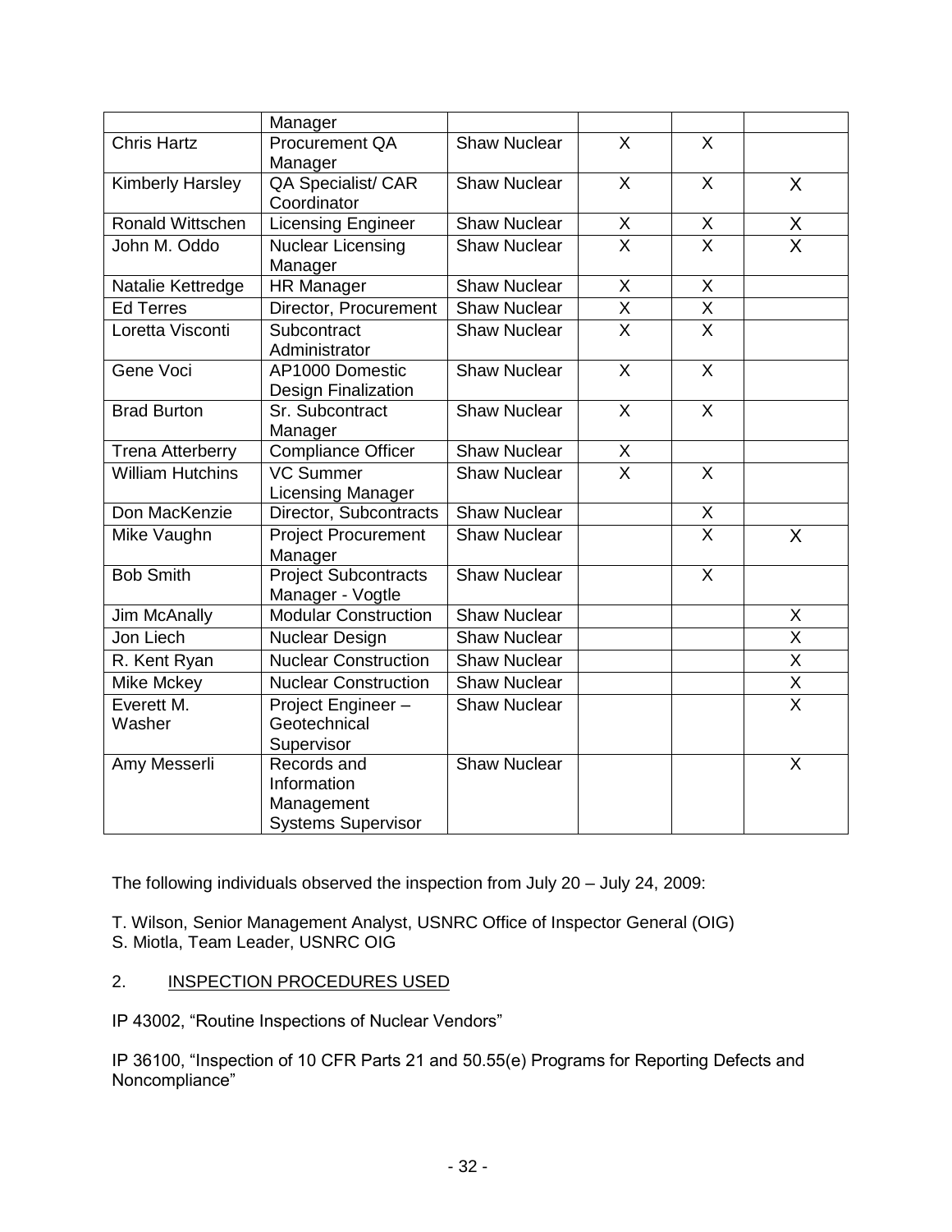| | | | | | |
|---|---|---|---|---|---|
| | Manager | | | | |
| Chris Hartz | Procurement QA Manager | Shaw Nuclear | X | X | |
| Kimberly Harsley | QA Specialist/ CAR Coordinator | Shaw Nuclear | X | X | X |
| Ronald Wittschen | Licensing Engineer | Shaw Nuclear | X | X | X |
| John M. Oddo | Nuclear Licensing Manager | Shaw Nuclear | X | X | X |
| Natalie Kettredge | HR Manager | Shaw Nuclear | X | X | |
| Ed Terres | Director, Procurement | Shaw Nuclear | X | X | |
| Loretta Visconti | Subcontract Administrator | Shaw Nuclear | X | X | |
| Gene Voci | AP1000 Domestic Design Finalization | Shaw Nuclear | X | X | |
| Brad Burton | Sr. Subcontract Manager | Shaw Nuclear | X | X | |
| Trena Atterberry | Compliance Officer | Shaw Nuclear | X | | |
| William Hutchins | VC Summer Licensing Manager | Shaw Nuclear | X | X | |
| Don MacKenzie | Director, Subcontracts | Shaw Nuclear | | X | |
| Mike Vaughn | Project Procurement Manager | Shaw Nuclear | | X | X |
| Bob Smith | Project Subcontracts Manager - Vogtle | Shaw Nuclear | | X | |
| Jim McAnally | Modular Construction | Shaw Nuclear | | | X |
| Jon Liech | Nuclear Design | Shaw Nuclear | | | X |
| R. Kent Ryan | Nuclear Construction | Shaw Nuclear | | | X |
| Mike Mckey | Nuclear Construction | Shaw Nuclear | | | X |
| Everett M. Washer | Project Engineer – Geotechnical Supervisor | Shaw Nuclear | | | X |
| Amy Messerli | Records and Information Management Systems Supervisor | Shaw Nuclear | | | X |

The following individuals observed the inspection from July 20 – July 24, 2009:

T. Wilson, Senior Management Analyst, USNRC Office of Inspector General (OIG)
S. Miotla, Team Leader, USNRC OIG

2. INSPECTION PROCEDURES USED

IP 43002, "Routine Inspections of Nuclear Vendors"

IP 36100, "Inspection of 10 CFR Parts 21 and 50.55(e) Programs for Reporting Defects and Noncompliance"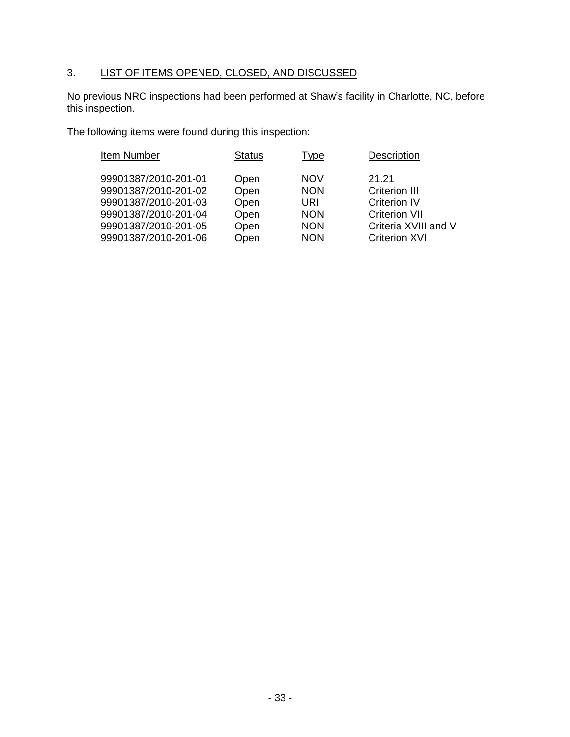## 3. LIST OF ITEMS OPENED, CLOSED, AND DISCUSSED

No previous NRC inspections had been performed at Shaw's facility in Charlotte, NC, before this inspection.

The following items were found during this inspection:

| Item Number | Status | Type | Description |
|---|---|---|---|
| 99901387/2010-201-01 | Open | NOV | 21.21 |
| 99901387/2010-201-02 | Open | NON | Criterion III |
| 99901387/2010-201-03 | Open | URI | Criterion IV |
| 99901387/2010-201-04 | Open | NON | Criterion VII |
| 99901387/2010-201-05 | Open | NON | Criteria XVIII and V |
| 99901387/2010-201-06 | Open | NON | Criterion XVI |